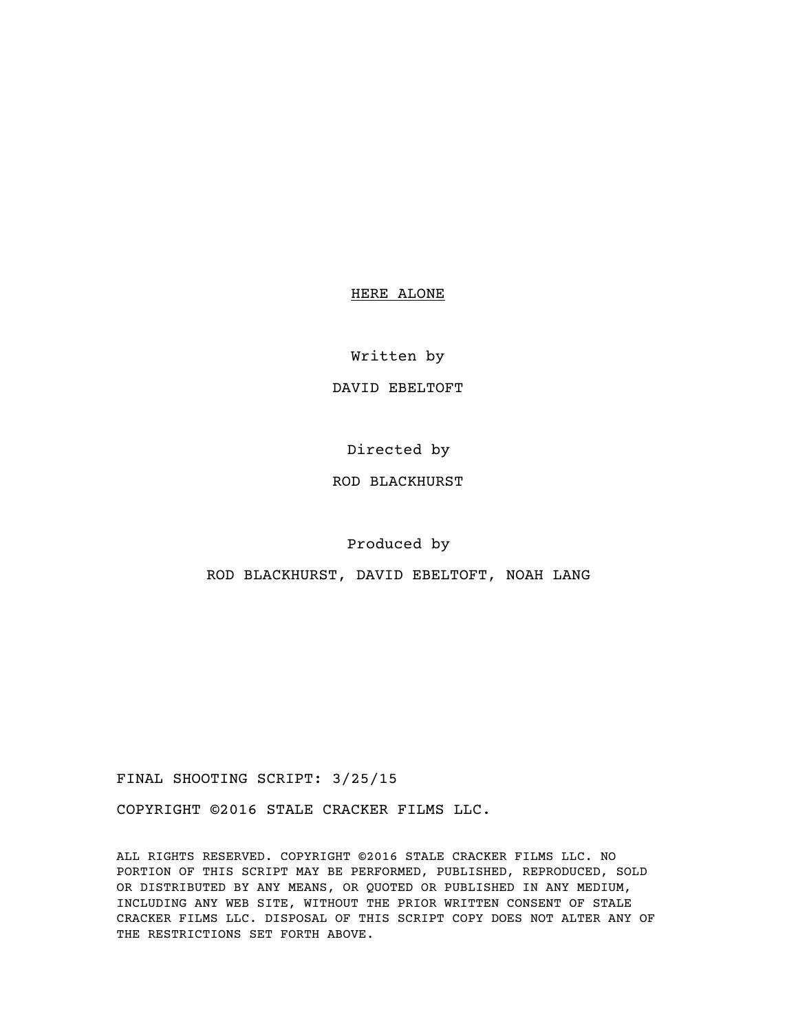# HERE ALONE

Written by

DAVID EBELTOFT

Directed by

ROD BLACKHURST

Produced by

ROD BLACKHURST, DAVID EBELTOFT, NOAH LANG

FINAL SHOOTING SCRIPT: 3/25/15

COPYRIGHT ©2016 STALE CRACKER FILMS LLC.

ALL RIGHTS RESERVED. COPYRIGHT ©2016 STALE CRACKER FILMS LLC. NO PORTION OF THIS SCRIPT MAY BE PERFORMED, PUBLISHED, REPRODUCED, SOLD OR DISTRIBUTED BY ANY MEANS, OR QUOTED OR PUBLISHED IN ANY MEDIUM, INCLUDING ANY WEB SITE, WITHOUT THE PRIOR WRITTEN CONSENT OF STALE CRACKER FILMS LLC. DISPOSAL OF THIS SCRIPT COPY DOES NOT ALTER ANY OF THE RESTRICTIONS SET FORTH ABOVE.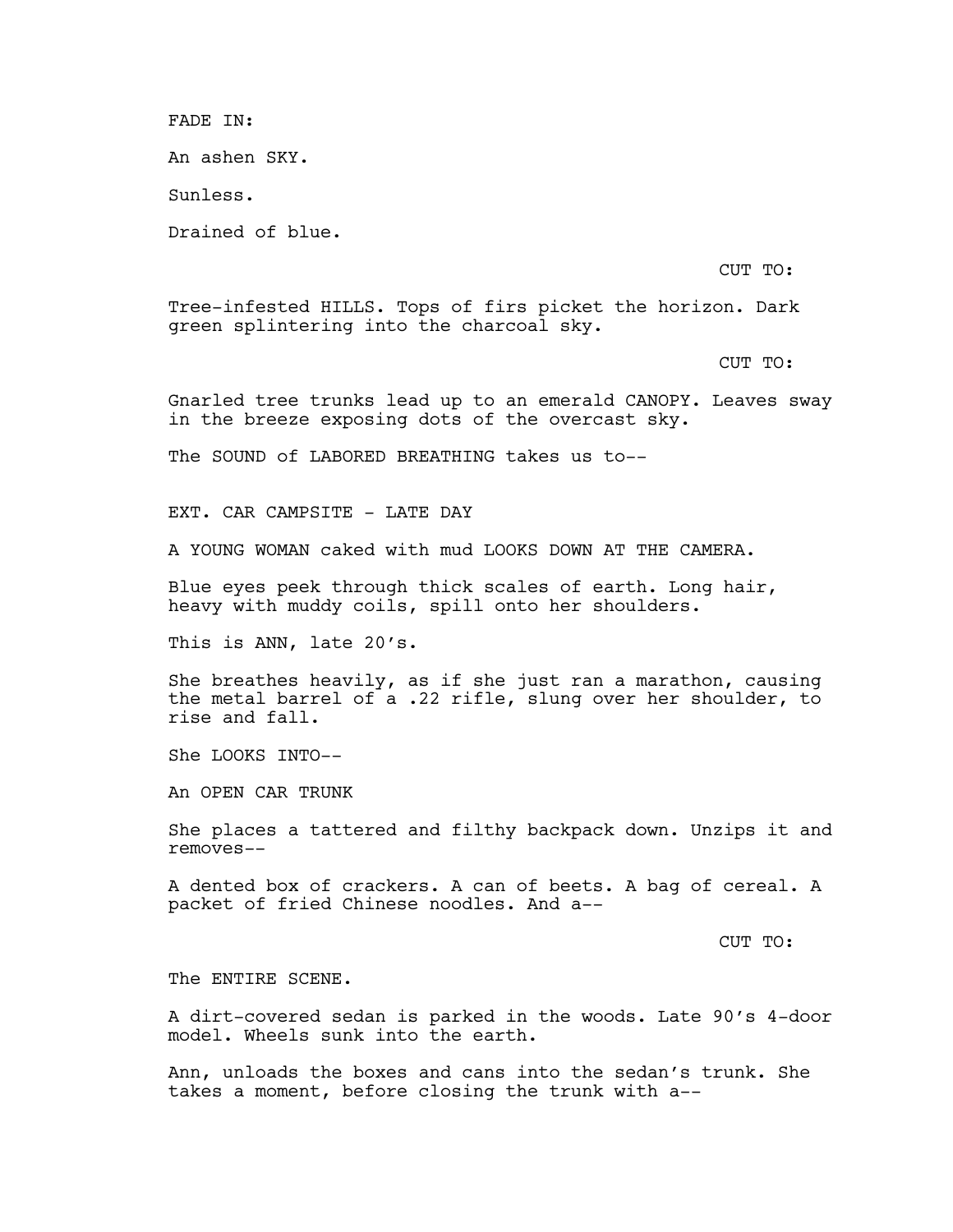FADE IN:

An ashen SKY.

Sunless.

Drained of blue.

CUT TO:

Tree-infested HILLS. Tops of firs picket the horizon. Dark green splintering into the charcoal sky.

CUT TO:

Gnarled tree trunks lead up to an emerald CANOPY. Leaves sway in the breeze exposing dots of the overcast sky.

The SOUND of LABORED BREATHING takes us to--

EXT. CAR CAMPSITE - LATE DAY

A YOUNG WOMAN caked with mud LOOKS DOWN AT THE CAMERA.

Blue eyes peek through thick scales of earth. Long hair, heavy with muddy coils, spill onto her shoulders.

This is ANN, late 20's.

She breathes heavily, as if she just ran a marathon, causing the metal barrel of a .22 rifle, slung over her shoulder, to rise and fall.

She LOOKS INTO--

An OPEN CAR TRUNK

She places a tattered and filthy backpack down. Unzips it and removes--

A dented box of crackers. A can of beets. A bag of cereal. A packet of fried Chinese noodles. And a--

CUT TO:

The ENTIRE SCENE.

A dirt-covered sedan is parked in the woods. Late 90's 4-door model. Wheels sunk into the earth.

Ann, unloads the boxes and cans into the sedan's trunk. She takes a moment, before closing the trunk with a--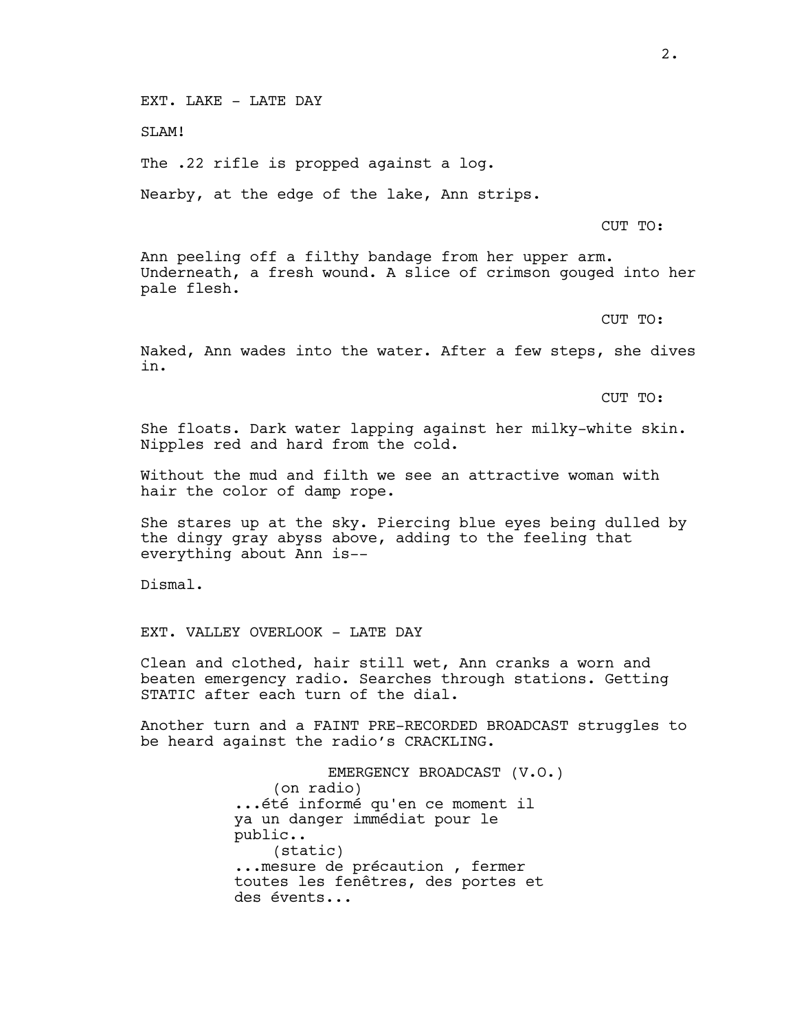EXT. LAKE - LATE DAY

SLAM!

The .22 rifle is propped against a log.

Nearby, at the edge of the lake, Ann strips.

CUT TO:

Ann peeling off a filthy bandage from her upper arm. Underneath, a fresh wound. A slice of crimson gouged into her pale flesh.

CUT TO:

Naked, Ann wades into the water. After a few steps, she dives in.

CUT TO:

She floats. Dark water lapping against her milky-white skin. Nipples red and hard from the cold.

Without the mud and filth we see an attractive woman with hair the color of damp rope.

She stares up at the sky. Piercing blue eyes being dulled by the dingy gray abyss above, adding to the feeling that everything about Ann is--

Dismal.

EXT. VALLEY OVERLOOK - LATE DAY

Clean and clothed, hair still wet, Ann cranks a worn and beaten emergency radio. Searches through stations. Getting STATIC after each turn of the dial.

Another turn and a FAINT PRE-RECORDED BROADCAST struggles to be heard against the radio's CRACKLING.

EMERGENCY BROADCAST (V.O.)
(on radio)
...été informé qu'en ce moment il ya un danger immédiat pour le public..
(static)
...mesure de précaution , fermer toutes les fenêtres, des portes et des évents...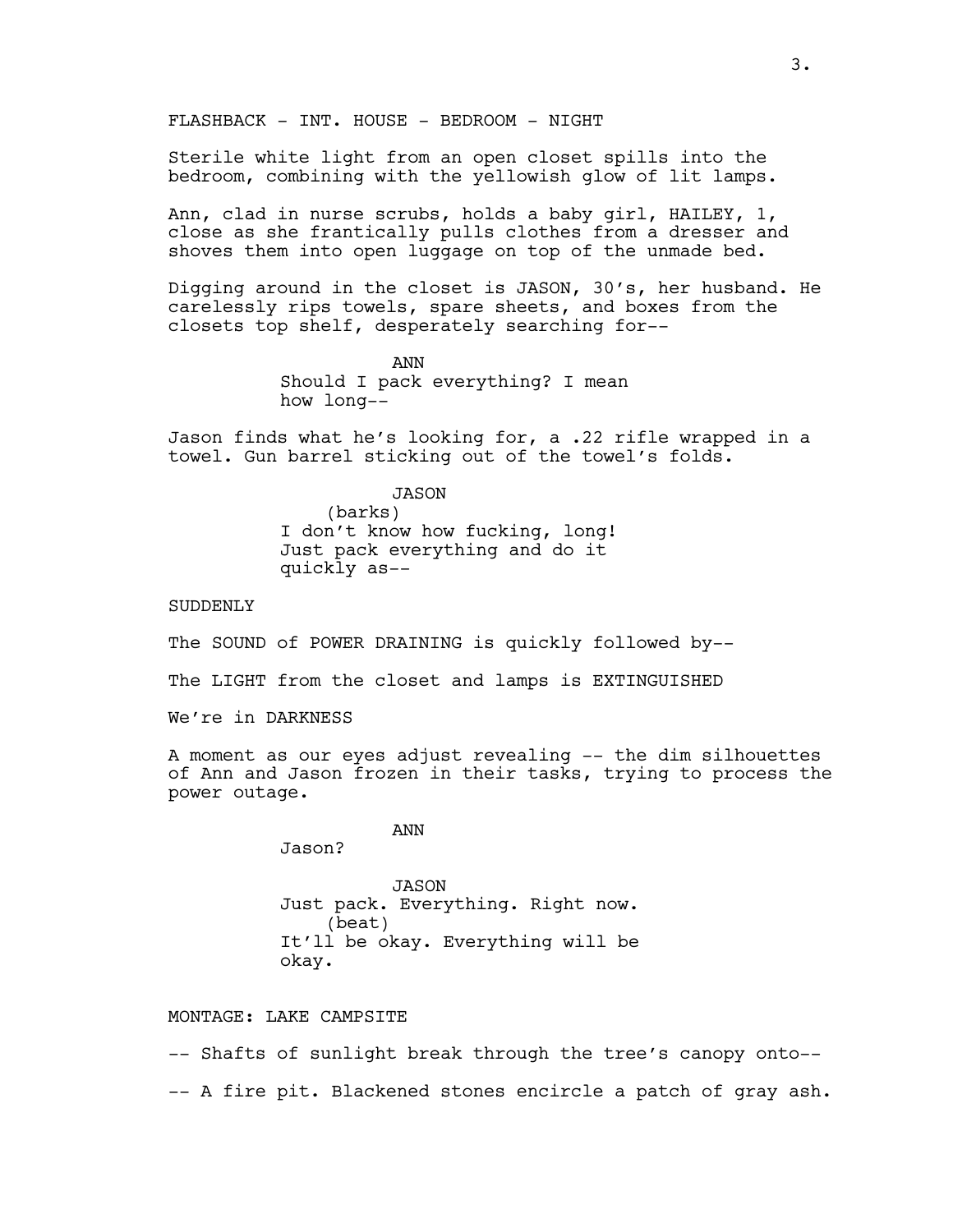FLASHBACK - INT. HOUSE - BEDROOM - NIGHT

Sterile white light from an open closet spills into the bedroom, combining with the yellowish glow of lit lamps.

Ann, clad in nurse scrubs, holds a baby girl, HAILEY, 1, close as she frantically pulls clothes from a dresser and shoves them into open luggage on top of the unmade bed.

Digging around in the closet is JASON, 30's, her husband. He carelessly rips towels, spare sheets, and boxes from the closets top shelf, desperately searching for--

ANN

Should I pack everything? I mean how long--

Jason finds what he's looking for, a .22 rifle wrapped in a towel. Gun barrel sticking out of the towel's folds.

JASON

(barks)

I don't know how fucking, long! Just pack everything and do it quickly as--

SUDDENLY

The SOUND of POWER DRAINING is quickly followed by--

The LIGHT from the closet and lamps is EXTINGUISHED

We're in DARKNESS

A moment as our eyes adjust revealing -- the dim silhouettes of Ann and Jason frozen in their tasks, trying to process the power outage.

ANN

Jason?

JASON

Just pack. Everything. Right now.

(beat)

It'll be okay. Everything will be okay.

MONTAGE: LAKE CAMPSITE

-- Shafts of sunlight break through the tree's canopy onto--

-- A fire pit. Blackened stones encircle a patch of gray ash.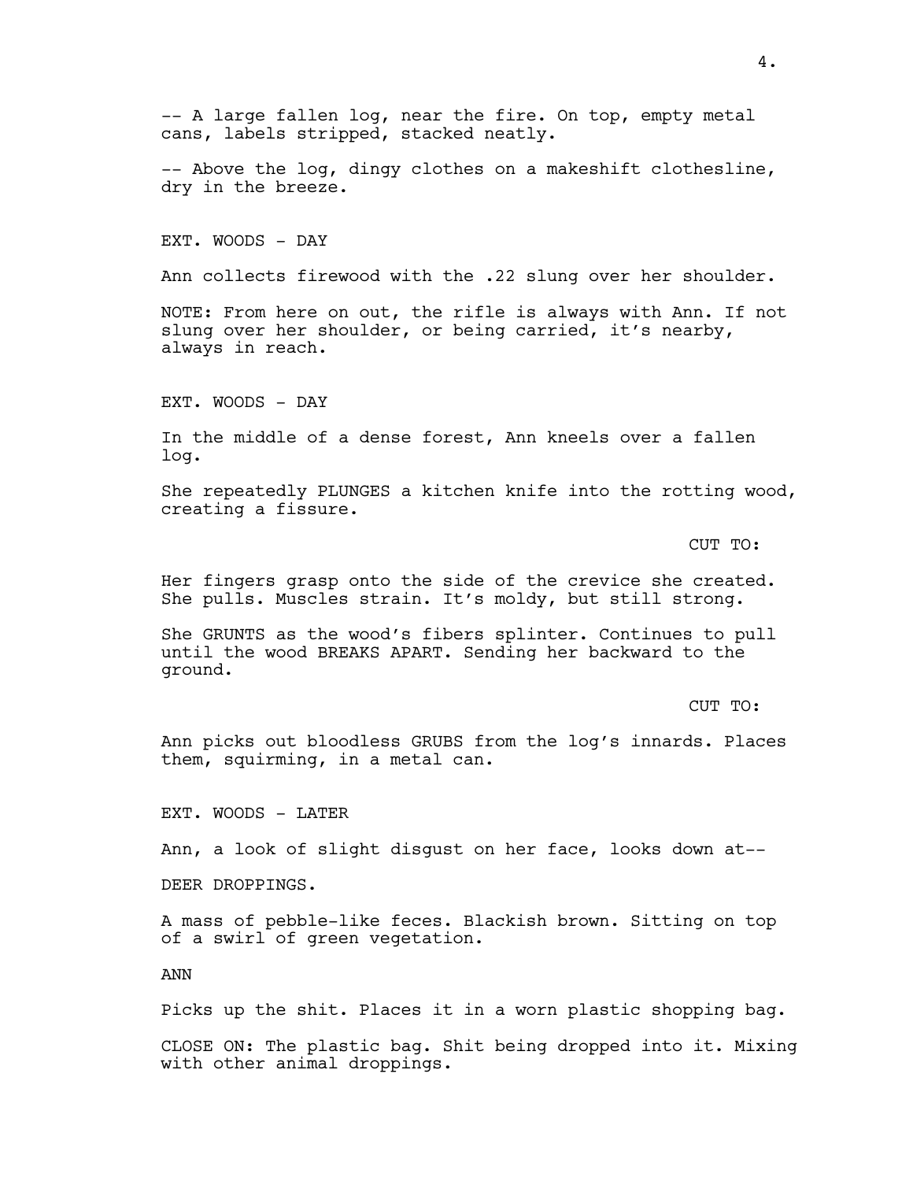-- A large fallen log, near the fire. On top, empty metal cans, labels stripped, stacked neatly.

-- Above the log, dingy clothes on a makeshift clothesline, dry in the breeze.

EXT. WOODS - DAY

Ann collects firewood with the .22 slung over her shoulder.

NOTE: From here on out, the rifle is always with Ann. If not slung over her shoulder, or being carried, it's nearby, always in reach.

EXT. WOODS - DAY

In the middle of a dense forest, Ann kneels over a fallen log.

She repeatedly PLUNGES a kitchen knife into the rotting wood, creating a fissure.

CUT TO:

Her fingers grasp onto the side of the crevice she created. She pulls. Muscles strain. It's moldy, but still strong.

She GRUNTS as the wood's fibers splinter. Continues to pull until the wood BREAKS APART. Sending her backward to the ground.

CUT TO:

Ann picks out bloodless GRUBS from the log's innards. Places them, squirming, in a metal can.

EXT. WOODS - LATER

Ann, a look of slight disgust on her face, looks down at--

DEER DROPPINGS.

A mass of pebble-like feces. Blackish brown. Sitting on top of a swirl of green vegetation.

ANN

Picks up the shit. Places it in a worn plastic shopping bag.

CLOSE ON: The plastic bag. Shit being dropped into it. Mixing with other animal droppings.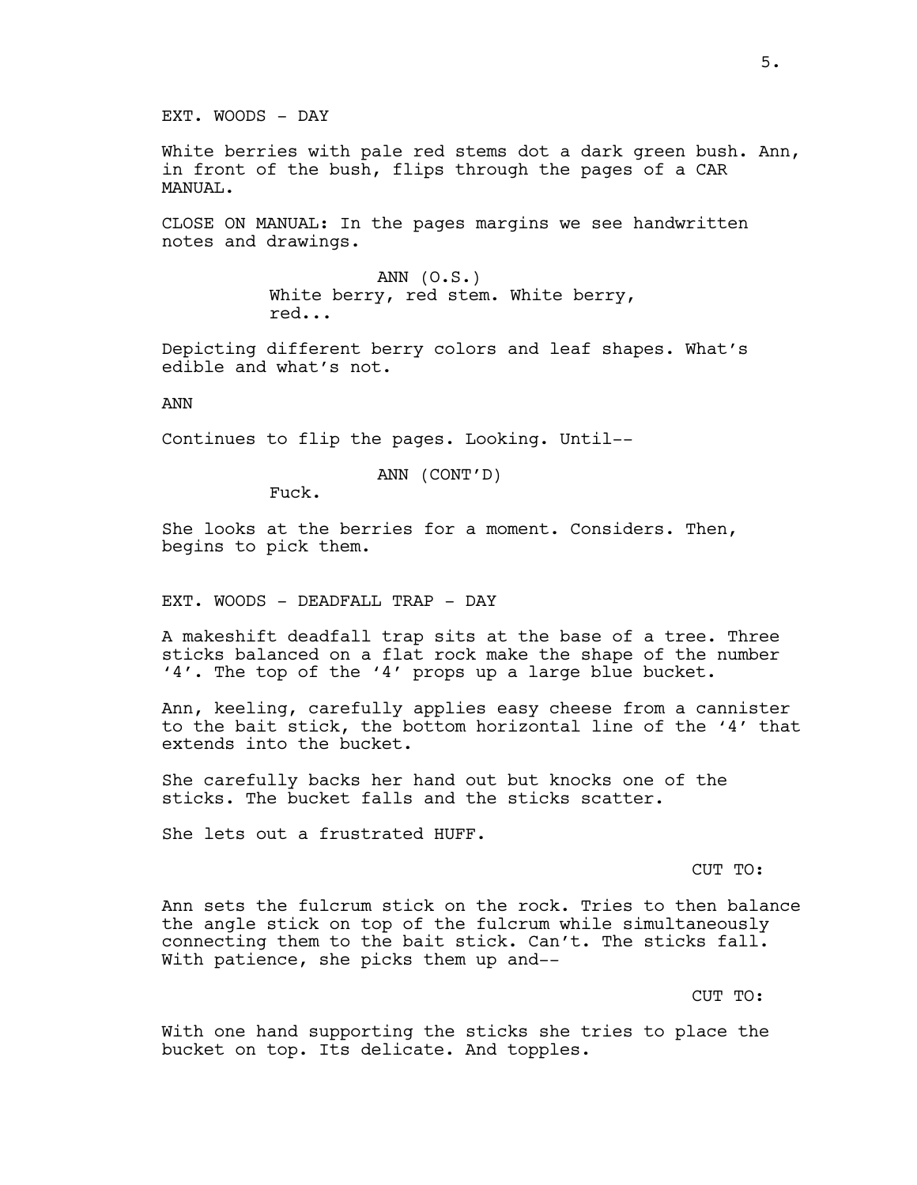EXT. WOODS - DAY

White berries with pale red stems dot a dark green bush. Ann, in front of the bush, flips through the pages of a CAR MANUAL.

CLOSE ON MANUAL: In the pages margins we see handwritten notes and drawings.

ANN (O.S.)
White berry, red stem. White berry, red...

Depicting different berry colors and leaf shapes. What's edible and what's not.

ANN

Continues to flip the pages. Looking. Until--

ANN (CONT'D)
Fuck.

She looks at the berries for a moment. Considers. Then, begins to pick them.

EXT. WOODS - DEADFALL TRAP - DAY

A makeshift deadfall trap sits at the base of a tree. Three sticks balanced on a flat rock make the shape of the number '4'. The top of the '4' props up a large blue bucket.

Ann, keeling, carefully applies easy cheese from a cannister to the bait stick, the bottom horizontal line of the '4' that extends into the bucket.

She carefully backs her hand out but knocks one of the sticks. The bucket falls and the sticks scatter.

She lets out a frustrated HUFF.

CUT TO:

Ann sets the fulcrum stick on the rock. Tries to then balance the angle stick on top of the fulcrum while simultaneously connecting them to the bait stick. Can't. The sticks fall. With patience, she picks them up and--

CUT TO:

With one hand supporting the sticks she tries to place the bucket on top. Its delicate. And topples.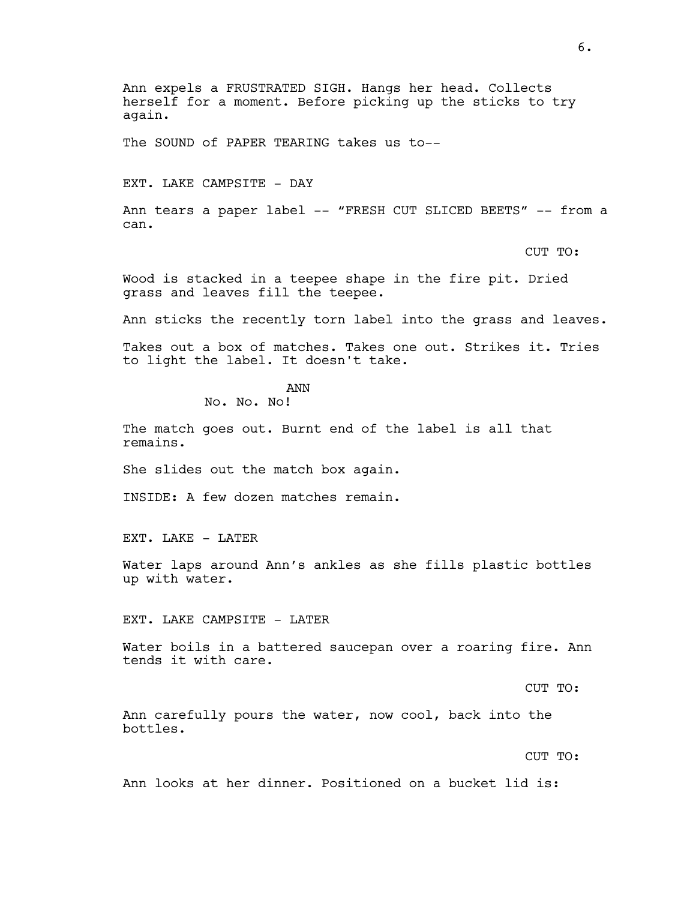Ann expels a FRUSTRATED SIGH. Hangs her head. Collects herself for a moment. Before picking up the sticks to try again.

The SOUND of PAPER TEARING takes us to--

EXT. LAKE CAMPSITE - DAY

Ann tears a paper label -- "FRESH CUT SLICED BEETS" -- from a can.

CUT TO:

Wood is stacked in a teepee shape in the fire pit. Dried grass and leaves fill the teepee.

Ann sticks the recently torn label into the grass and leaves.

Takes out a box of matches. Takes one out. Strikes it. Tries to light the label. It doesn't take.

ANN
No. No. No!

The match goes out. Burnt end of the label is all that remains.

She slides out the match box again.

INSIDE: A few dozen matches remain.

EXT. LAKE - LATER

Water laps around Ann's ankles as she fills plastic bottles up with water.

EXT. LAKE CAMPSITE - LATER

Water boils in a battered saucepan over a roaring fire. Ann tends it with care.

CUT TO:

Ann carefully pours the water, now cool, back into the bottles.

CUT TO:

Ann looks at her dinner. Positioned on a bucket lid is: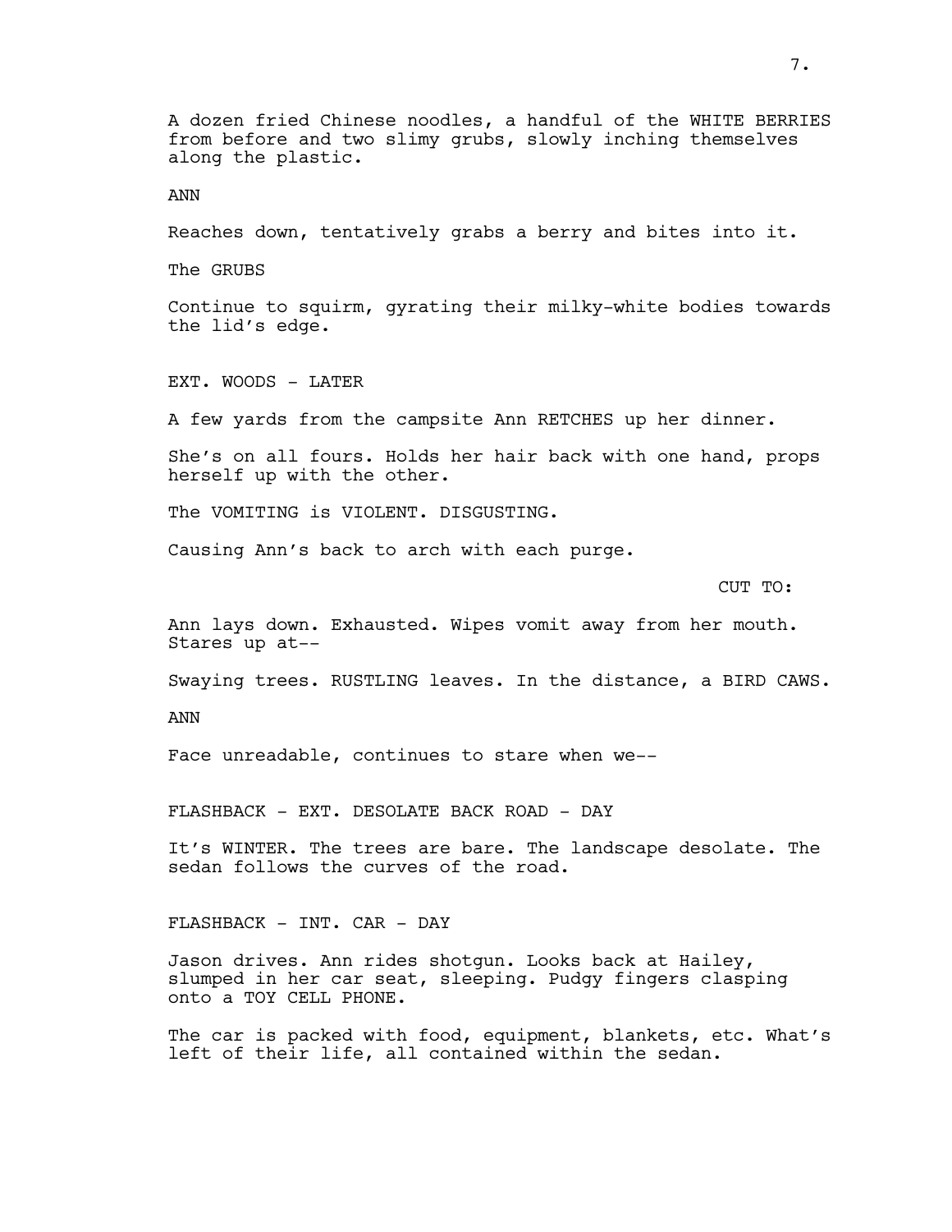A dozen fried Chinese noodles, a handful of the WHITE BERRIES from before and two slimy grubs, slowly inching themselves along the plastic.

ANN

Reaches down, tentatively grabs a berry and bites into it.

The GRUBS

Continue to squirm, gyrating their milky-white bodies towards the lid's edge.

EXT. WOODS - LATER

A few yards from the campsite Ann RETCHES up her dinner.

She's on all fours. Holds her hair back with one hand, props herself up with the other.

The VOMITING is VIOLENT. DISGUSTING.

Causing Ann's back to arch with each purge.

CUT TO:

Ann lays down. Exhausted. Wipes vomit away from her mouth. Stares up at--

Swaying trees. RUSTLING leaves. In the distance, a BIRD CAWS.

ANN

Face unreadable, continues to stare when we--

FLASHBACK - EXT. DESOLATE BACK ROAD - DAY

It's WINTER. The trees are bare. The landscape desolate. The sedan follows the curves of the road.

FLASHBACK - INT. CAR - DAY

Jason drives. Ann rides shotgun. Looks back at Hailey, slumped in her car seat, sleeping. Pudgy fingers clasping onto a TOY CELL PHONE.

The car is packed with food, equipment, blankets, etc. What's left of their life, all contained within the sedan.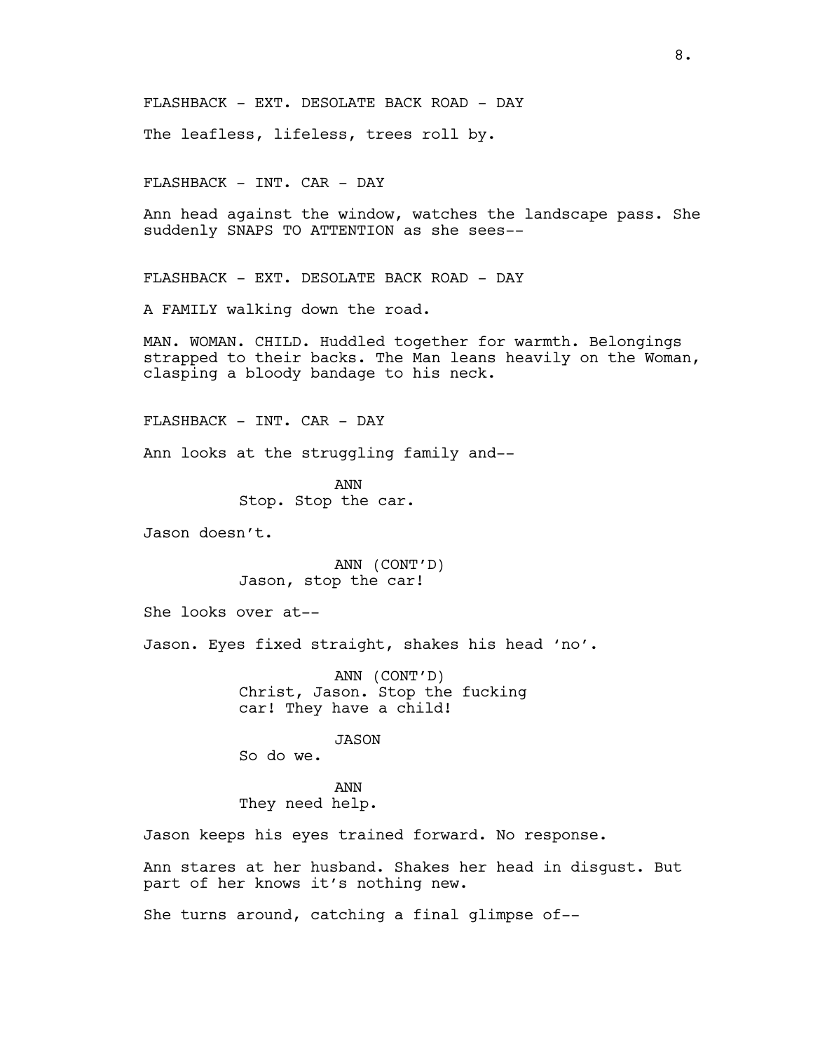FLASHBACK - EXT. DESOLATE BACK ROAD - DAY

The leafless, lifeless, trees roll by.

FLASHBACK - INT. CAR - DAY

Ann head against the window, watches the landscape pass. She suddenly SNAPS TO ATTENTION as she sees--

FLASHBACK - EXT. DESOLATE BACK ROAD - DAY

A FAMILY walking down the road.

MAN. WOMAN. CHILD. Huddled together for warmth. Belongings strapped to their backs. The Man leans heavily on the Woman, clasping a bloody bandage to his neck.

FLASHBACK - INT. CAR - DAY

Ann looks at the struggling family and--

ANN
Stop. Stop the car.

Jason doesn't.

ANN (CONT'D)
Jason, stop the car!

She looks over at--

Jason. Eyes fixed straight, shakes his head 'no'.

ANN (CONT'D)
Christ, Jason. Stop the fucking car! They have a child!

JASON
So do we.

ANN
They need help.

Jason keeps his eyes trained forward. No response.

Ann stares at her husband. Shakes her head in disgust. But part of her knows it's nothing new.

She turns around, catching a final glimpse of--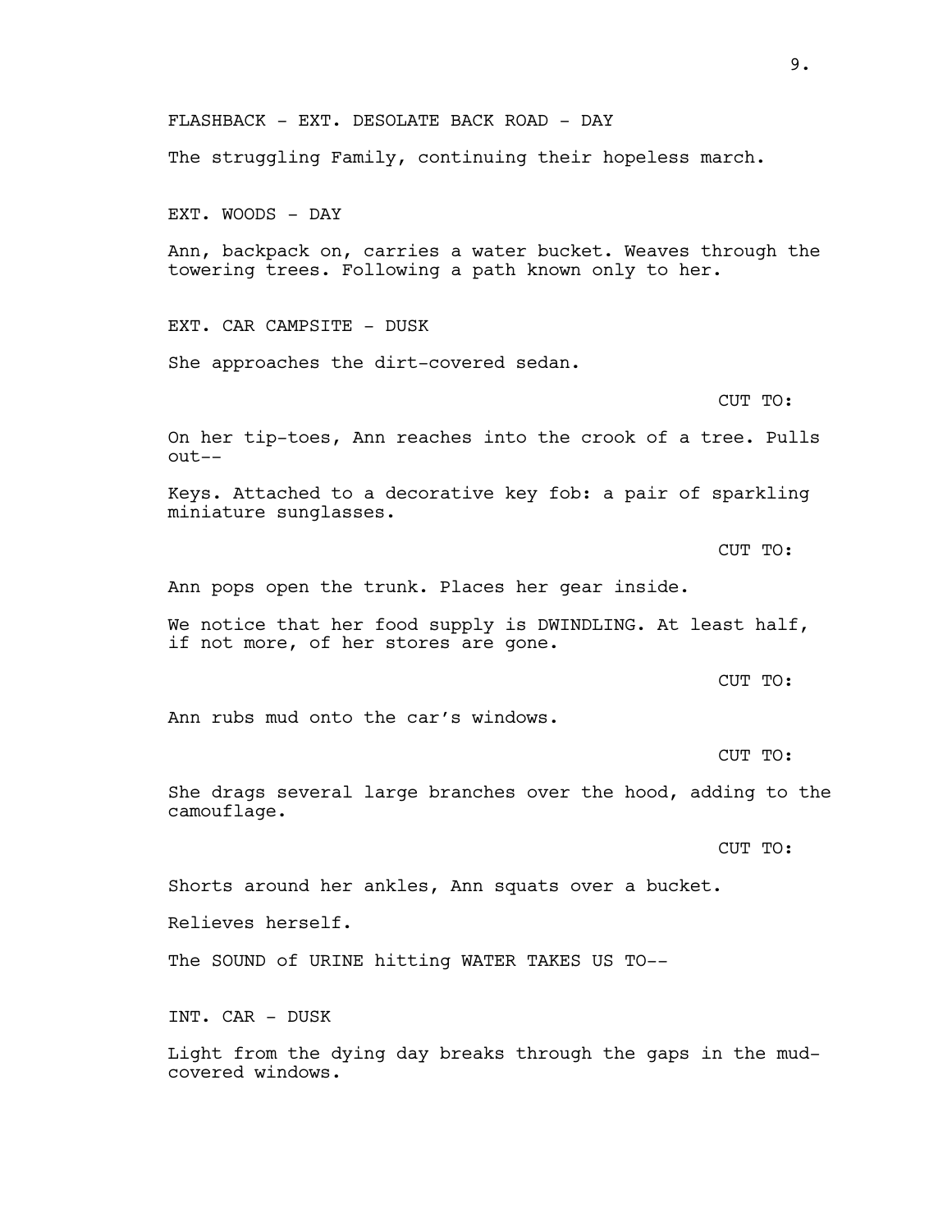FLASHBACK - EXT. DESOLATE BACK ROAD - DAY

The struggling Family, continuing their hopeless march.

EXT. WOODS - DAY

Ann, backpack on, carries a water bucket. Weaves through the towering trees. Following a path known only to her.

EXT. CAR CAMPSITE - DUSK

She approaches the dirt-covered sedan.

CUT TO:

On her tip-toes, Ann reaches into the crook of a tree. Pulls out--

Keys. Attached to a decorative key fob: a pair of sparkling miniature sunglasses.

CUT TO:

Ann pops open the trunk. Places her gear inside.

We notice that her food supply is DWINDLING. At least half, if not more, of her stores are gone.

CUT TO:

Ann rubs mud onto the car's windows.

CUT TO:

She drags several large branches over the hood, adding to the camouflage.

CUT TO:

Shorts around her ankles, Ann squats over a bucket.

Relieves herself.

The SOUND of URINE hitting WATER TAKES US TO--

INT. CAR - DUSK

Light from the dying day breaks through the gaps in the mud-covered windows.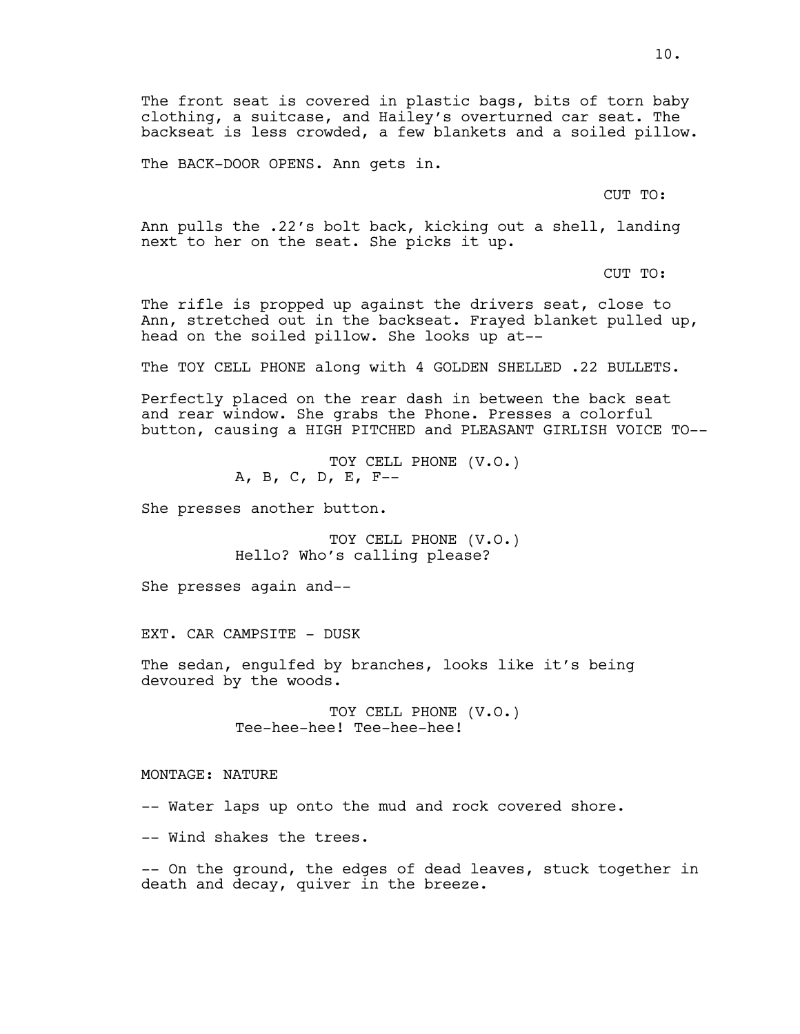The front seat is covered in plastic bags, bits of torn baby clothing, a suitcase, and Hailey's overturned car seat. The backseat is less crowded, a few blankets and a soiled pillow.

The BACK-DOOR OPENS. Ann gets in.

CUT TO:

Ann pulls the .22's bolt back, kicking out a shell, landing next to her on the seat. She picks it up.

CUT TO:

The rifle is propped up against the drivers seat, close to Ann, stretched out in the backseat. Frayed blanket pulled up, head on the soiled pillow. She looks up at--

The TOY CELL PHONE along with 4 GOLDEN SHELLED .22 BULLETS.

Perfectly placed on the rear dash in between the back seat and rear window. She grabs the Phone. Presses a colorful button, causing a HIGH PITCHED and PLEASANT GIRLISH VOICE TO--

TOY CELL PHONE (V.O.)
A, B, C, D, E, F--

She presses another button.

TOY CELL PHONE (V.O.)
Hello? Who's calling please?

She presses again and--

EXT. CAR CAMPSITE - DUSK

The sedan, engulfed by branches, looks like it's being devoured by the woods.

TOY CELL PHONE (V.O.)
Tee-hee-hee! Tee-hee-hee!

MONTAGE: NATURE

-- Water laps up onto the mud and rock covered shore.

-- Wind shakes the trees.

-- On the ground, the edges of dead leaves, stuck together in death and decay, quiver in the breeze.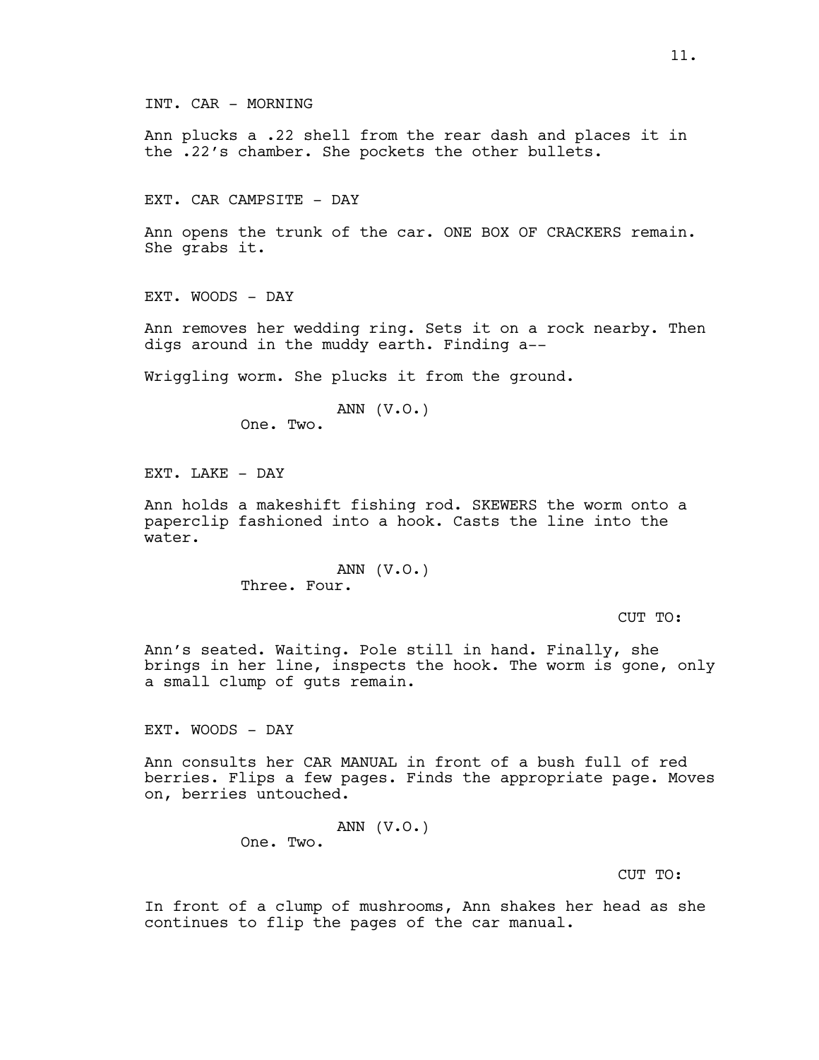INT. CAR - MORNING

Ann plucks a .22 shell from the rear dash and places it in the .22's chamber. She pockets the other bullets.

EXT. CAR CAMPSITE - DAY

Ann opens the trunk of the car. ONE BOX OF CRACKERS remain. She grabs it.

EXT. WOODS - DAY

Ann removes her wedding ring. Sets it on a rock nearby. Then digs around in the muddy earth. Finding a--

Wriggling worm. She plucks it from the ground.

ANN (V.O.)
One. Two.

EXT. LAKE - DAY

Ann holds a makeshift fishing rod. SKEWERS the worm onto a paperclip fashioned into a hook. Casts the line into the water.

ANN (V.O.)
Three. Four.

CUT TO:

Ann's seated. Waiting. Pole still in hand. Finally, she brings in her line, inspects the hook. The worm is gone, only a small clump of guts remain.

EXT. WOODS - DAY

Ann consults her CAR MANUAL in front of a bush full of red berries. Flips a few pages. Finds the appropriate page. Moves on, berries untouched.

ANN (V.O.)
One. Two.

CUT TO:

In front of a clump of mushrooms, Ann shakes her head as she continues to flip the pages of the car manual.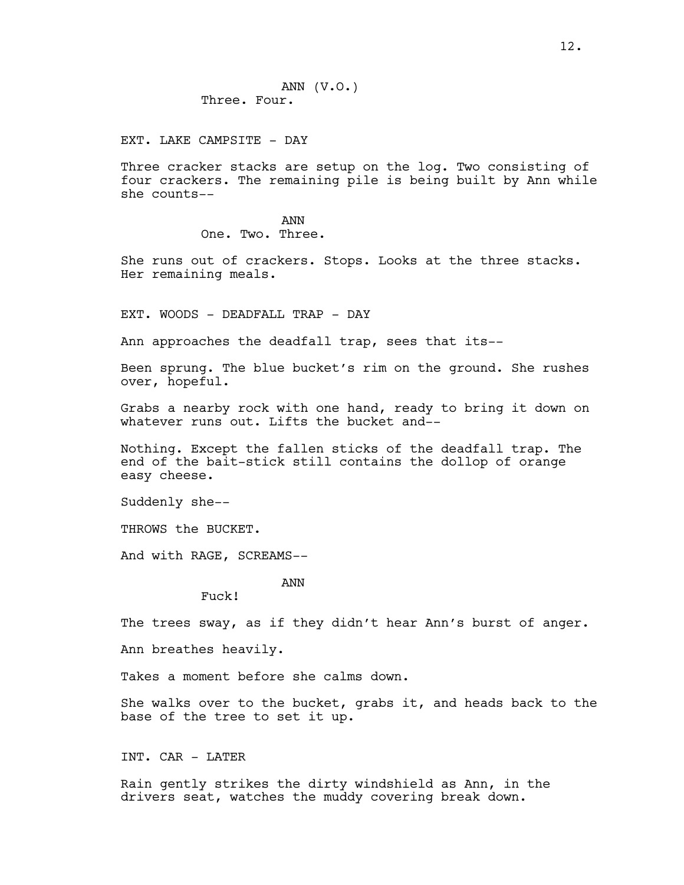ANN (V.O.)
Three. Four.

EXT. LAKE CAMPSITE - DAY

Three cracker stacks are setup on the log. Two consisting of four crackers. The remaining pile is being built by Ann while she counts--

ANN
One. Two. Three.

She runs out of crackers. Stops. Looks at the three stacks. Her remaining meals.

EXT. WOODS - DEADFALL TRAP - DAY

Ann approaches the deadfall trap, sees that its--

Been sprung. The blue bucket's rim on the ground. She rushes over, hopeful.

Grabs a nearby rock with one hand, ready to bring it down on whatever runs out. Lifts the bucket and--

Nothing. Except the fallen sticks of the deadfall trap. The end of the bait-stick still contains the dollop of orange easy cheese.

Suddenly she--

THROWS the BUCKET.

And with RAGE, SCREAMS--

ANN
Fuck!

The trees sway, as if they didn't hear Ann's burst of anger.

Ann breathes heavily.

Takes a moment before she calms down.

She walks over to the bucket, grabs it, and heads back to the base of the tree to set it up.

INT. CAR - LATER

Rain gently strikes the dirty windshield as Ann, in the drivers seat, watches the muddy covering break down.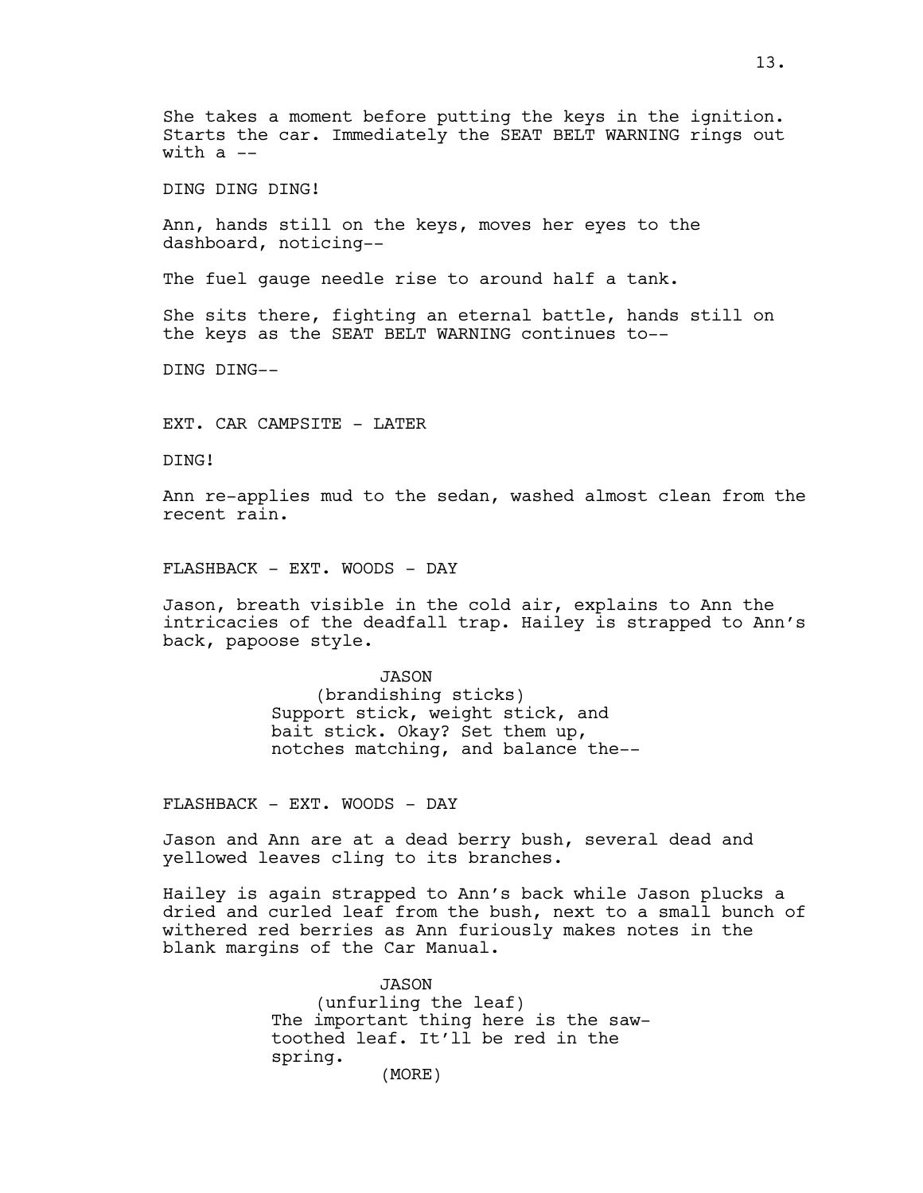She takes a moment before putting the keys in the ignition. Starts the car. Immediately the SEAT BELT WARNING rings out with a --

DING DING DING!

Ann, hands still on the keys, moves her eyes to the dashboard, noticing--

The fuel gauge needle rise to around half a tank.

She sits there, fighting an eternal battle, hands still on the keys as the SEAT BELT WARNING continues to--

DING DING--

EXT. CAR CAMPSITE - LATER

DING!

Ann re-applies mud to the sedan, washed almost clean from the recent rain.

FLASHBACK - EXT. WOODS - DAY

Jason, breath visible in the cold air, explains to Ann the intricacies of the deadfall trap. Hailey is strapped to Ann's back, papoose style.

JASON
(brandishing sticks)
Support stick, weight stick, and bait stick. Okay? Set them up, notches matching, and balance the--

FLASHBACK - EXT. WOODS - DAY

Jason and Ann are at a dead berry bush, several dead and yellowed leaves cling to its branches.

Hailey is again strapped to Ann's back while Jason plucks a dried and curled leaf from the bush, next to a small bunch of withered red berries as Ann furiously makes notes in the blank margins of the Car Manual.

JASON
(unfurling the leaf)
The important thing here is the saw-toothed leaf. It'll be red in the spring.
(MORE)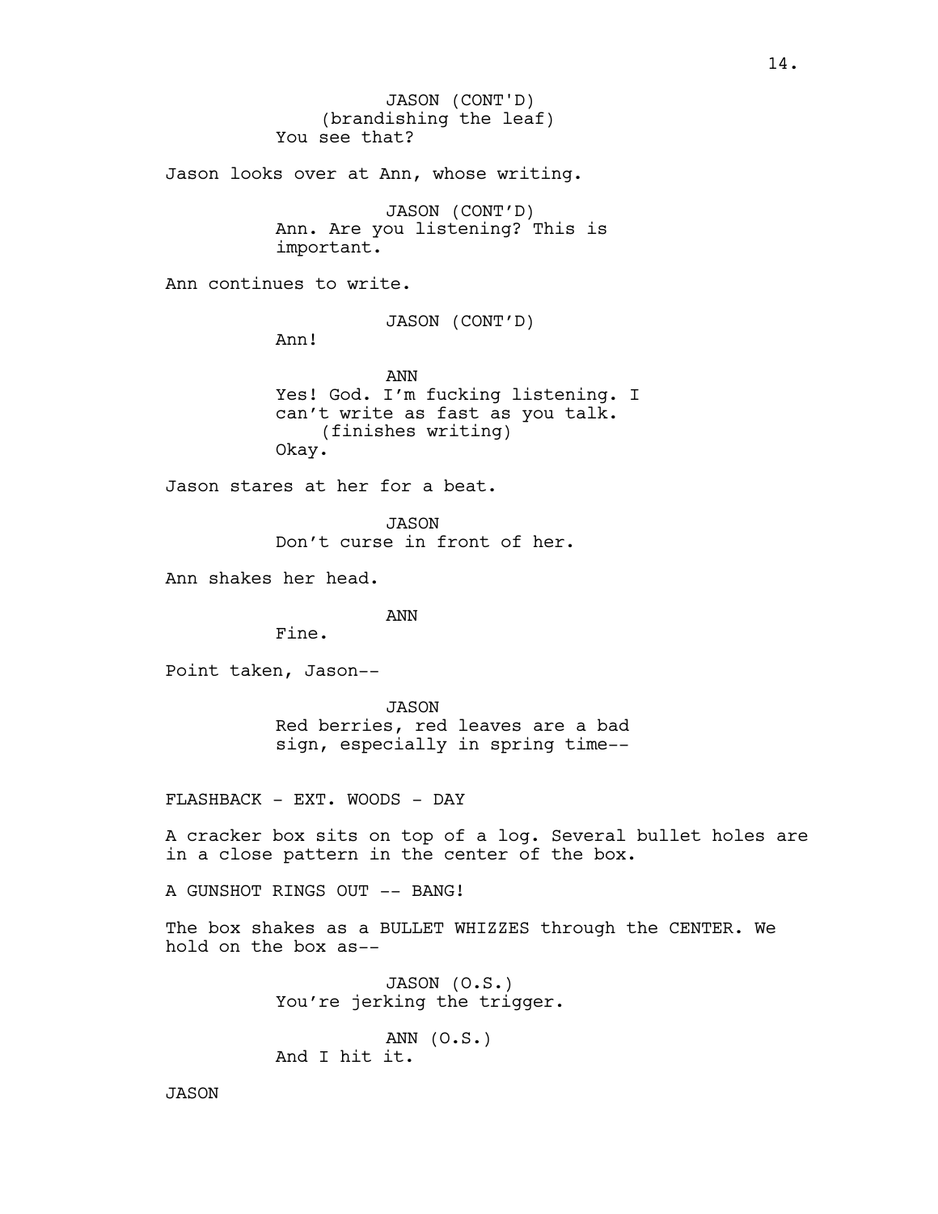JASON (CONT'D)
(brandishing the leaf)
You see that?

Jason looks over at Ann, whose writing.

JASON (CONT'D)
Ann. Are you listening? This is important.

Ann continues to write.

JASON (CONT'D)
Ann!

ANN
Yes! God. I'm fucking listening. I can't write as fast as you talk.
(finishes writing)
Okay.

Jason stares at her for a beat.

JASON
Don't curse in front of her.

Ann shakes her head.

ANN
Fine.

Point taken, Jason--

JASON
Red berries, red leaves are a bad sign, especially in spring time--

FLASHBACK - EXT. WOODS - DAY

A cracker box sits on top of a log. Several bullet holes are in a close pattern in the center of the box.

A GUNSHOT RINGS OUT -- BANG!

The box shakes as a BULLET WHIZZES through the CENTER. We hold on the box as--

JASON (O.S.)
You're jerking the trigger.

ANN (O.S.)
And I hit it.

JASON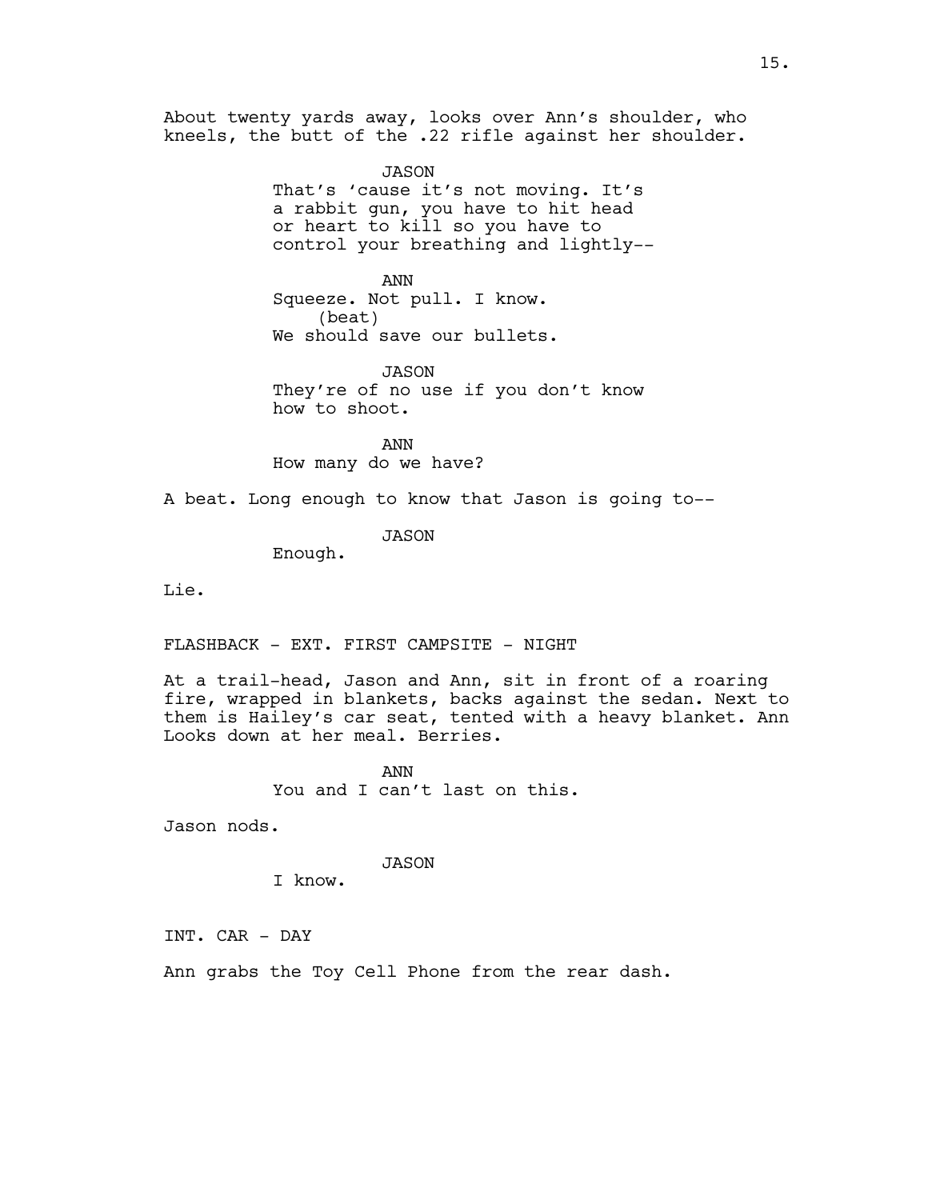About twenty yards away, looks over Ann's shoulder, who kneels, the butt of the .22 rifle against her shoulder.

JASON
That's 'cause it's not moving. It's a rabbit gun, you have to hit head or heart to kill so you have to control your breathing and lightly--

ANN
Squeeze. Not pull. I know.
(beat)
We should save our bullets.

JASON
They're of no use if you don't know how to shoot.

ANN
How many do we have?

A beat. Long enough to know that Jason is going to--

JASON
Enough.

Lie.

FLASHBACK - EXT. FIRST CAMPSITE - NIGHT

At a trail-head, Jason and Ann, sit in front of a roaring fire, wrapped in blankets, backs against the sedan. Next to them is Hailey's car seat, tented with a heavy blanket. Ann Looks down at her meal. Berries.

ANN
You and I can't last on this.

Jason nods.

JASON
I know.

INT. CAR - DAY

Ann grabs the Toy Cell Phone from the rear dash.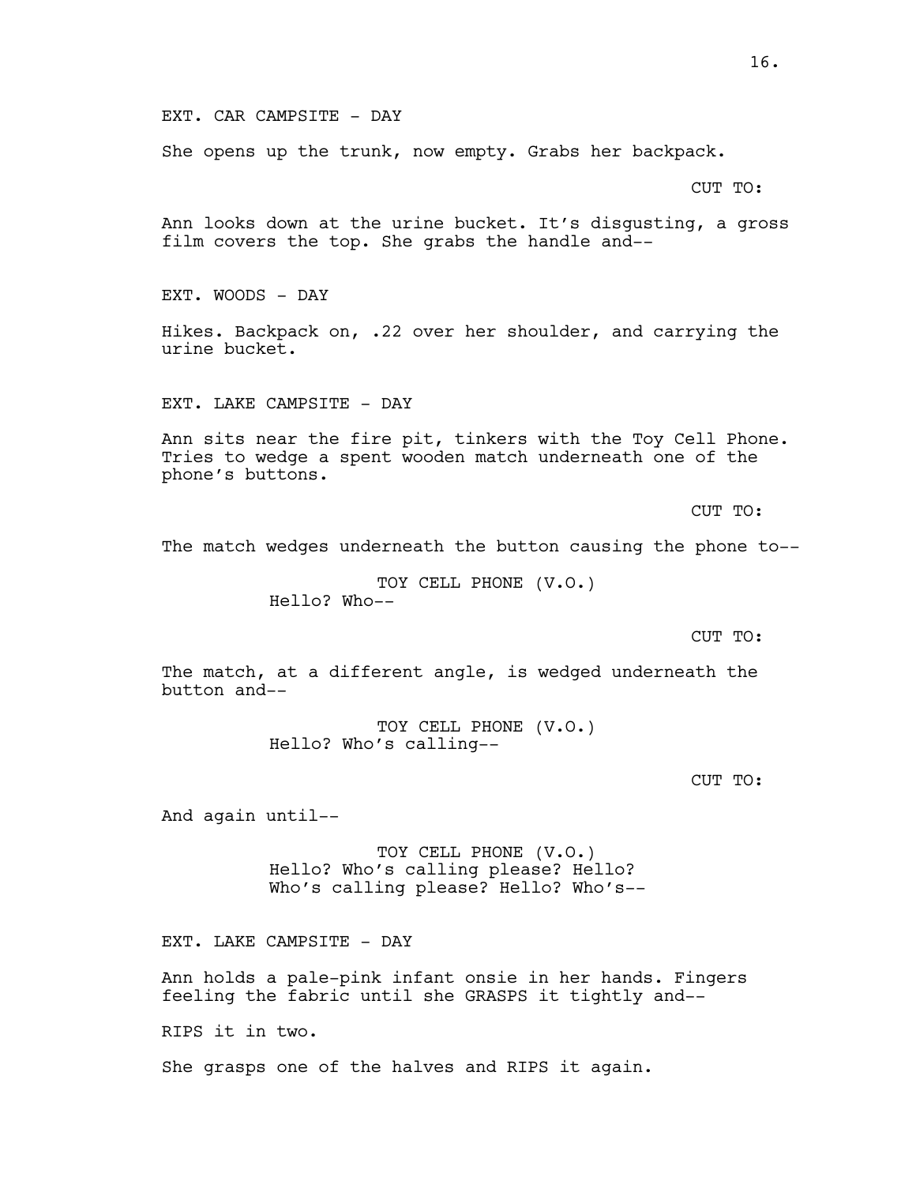EXT. CAR CAMPSITE - DAY

She opens up the trunk, now empty. Grabs her backpack.

CUT TO:

Ann looks down at the urine bucket. It's disgusting, a gross film covers the top. She grabs the handle and--

EXT. WOODS - DAY

Hikes. Backpack on, .22 over her shoulder, and carrying the urine bucket.

EXT. LAKE CAMPSITE - DAY

Ann sits near the fire pit, tinkers with the Toy Cell Phone. Tries to wedge a spent wooden match underneath one of the phone's buttons.

CUT TO:

The match wedges underneath the button causing the phone to--

TOY CELL PHONE (V.O.)
Hello? Who--

CUT TO:

The match, at a different angle, is wedged underneath the button and--

TOY CELL PHONE (V.O.)
Hello? Who's calling--

CUT TO:

And again until--

TOY CELL PHONE (V.O.)
Hello? Who's calling please? Hello? Who's calling please? Hello? Who's--

EXT. LAKE CAMPSITE - DAY

Ann holds a pale-pink infant onsie in her hands. Fingers feeling the fabric until she GRASPS it tightly and--

RIPS it in two.

She grasps one of the halves and RIPS it again.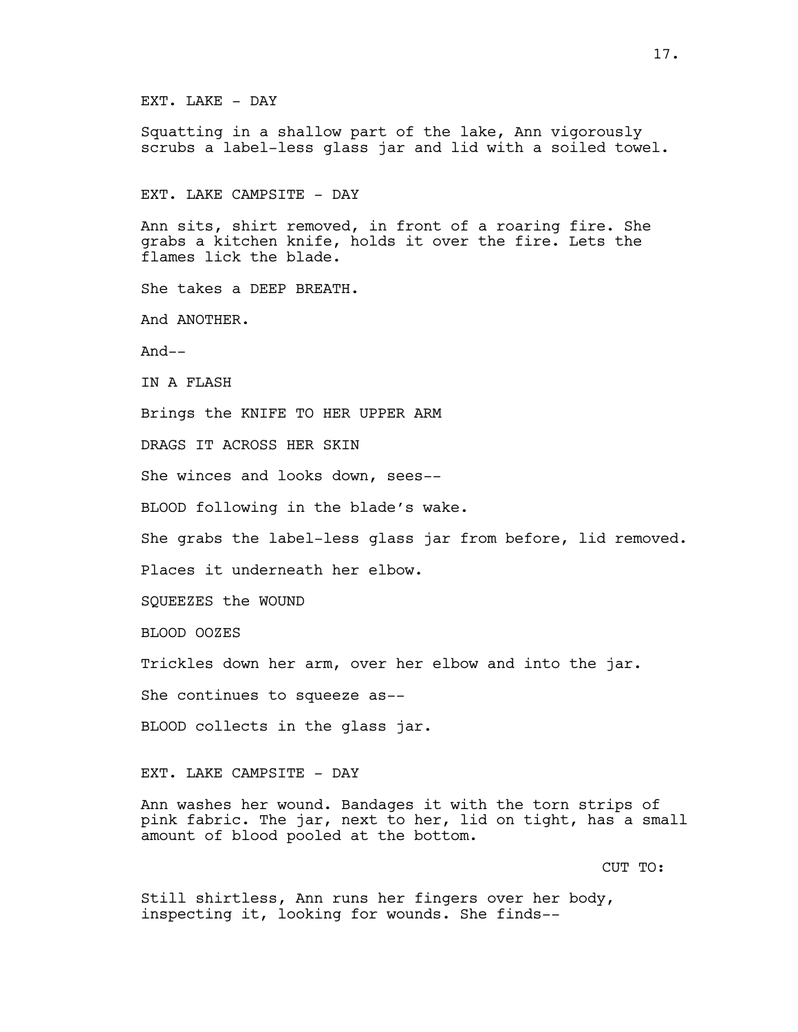EXT. LAKE - DAY

Squatting in a shallow part of the lake, Ann vigorously scrubs a label-less glass jar and lid with a soiled towel.

EXT. LAKE CAMPSITE - DAY

Ann sits, shirt removed, in front of a roaring fire. She grabs a kitchen knife, holds it over the fire. Lets the flames lick the blade.

She takes a DEEP BREATH.

And ANOTHER.

And--

IN A FLASH

Brings the KNIFE TO HER UPPER ARM

DRAGS IT ACROSS HER SKIN

She winces and looks down, sees--

BLOOD following in the blade's wake.

She grabs the label-less glass jar from before, lid removed.

Places it underneath her elbow.

SQUEEZES the WOUND

BLOOD OOZES

Trickles down her arm, over her elbow and into the jar.

She continues to squeeze as--

BLOOD collects in the glass jar.

EXT. LAKE CAMPSITE - DAY

Ann washes her wound. Bandages it with the torn strips of pink fabric. The jar, next to her, lid on tight, has a small amount of blood pooled at the bottom.

CUT TO:

Still shirtless, Ann runs her fingers over her body, inspecting it, looking for wounds. She finds--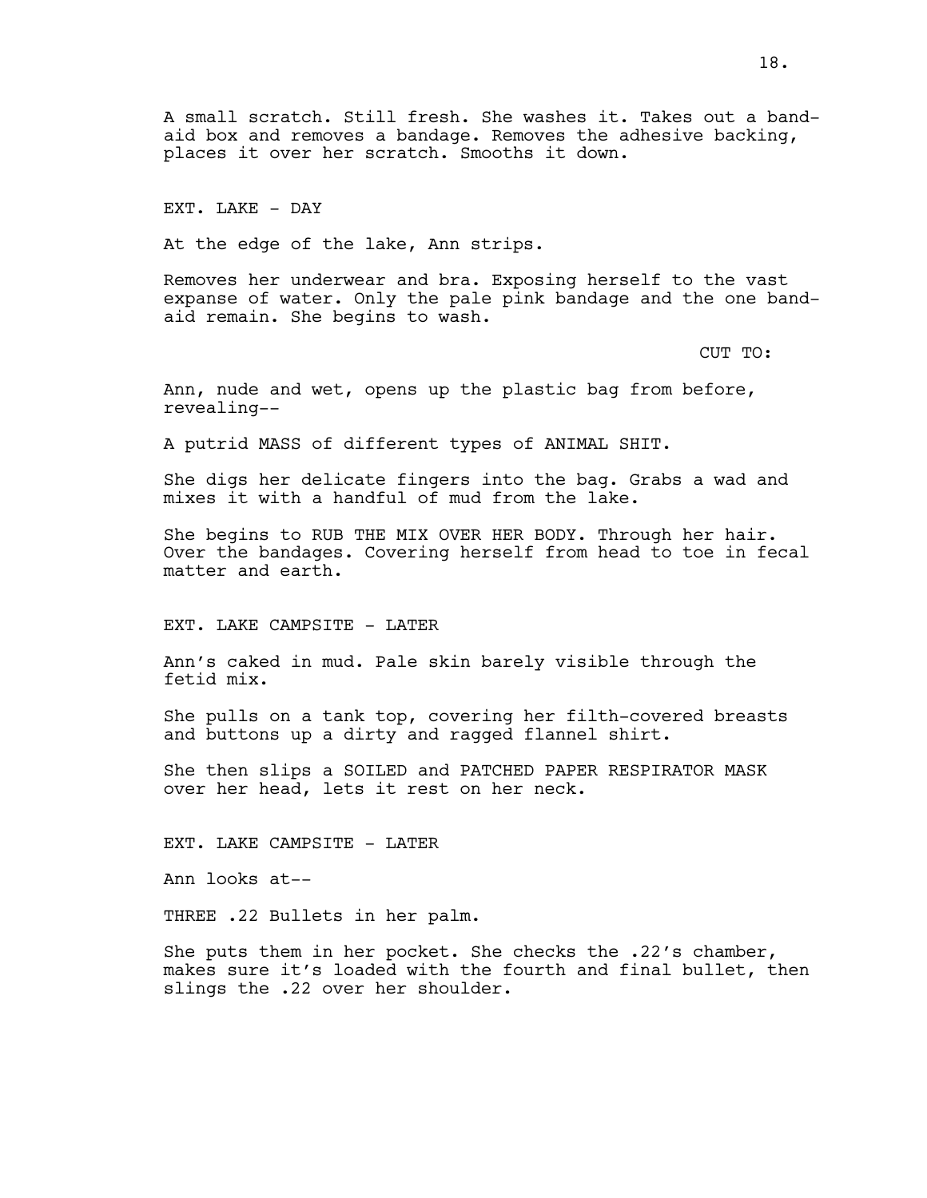A small scratch. Still fresh. She washes it. Takes out a band-aid box and removes a bandage. Removes the adhesive backing, places it over her scratch. Smooths it down.

EXT. LAKE - DAY

At the edge of the lake, Ann strips.

Removes her underwear and bra. Exposing herself to the vast expanse of water. Only the pale pink bandage and the one band-aid remain. She begins to wash.

CUT TO:

Ann, nude and wet, opens up the plastic bag from before, revealing--

A putrid MASS of different types of ANIMAL SHIT.

She digs her delicate fingers into the bag. Grabs a wad and mixes it with a handful of mud from the lake.

She begins to RUB THE MIX OVER HER BODY. Through her hair. Over the bandages. Covering herself from head to toe in fecal matter and earth.

EXT. LAKE CAMPSITE - LATER

Ann's caked in mud. Pale skin barely visible through the fetid mix.

She pulls on a tank top, covering her filth-covered breasts and buttons up a dirty and ragged flannel shirt.

She then slips a SOILED and PATCHED PAPER RESPIRATOR MASK over her head, lets it rest on her neck.

EXT. LAKE CAMPSITE - LATER

Ann looks at--

THREE .22 Bullets in her palm.

She puts them in her pocket. She checks the .22's chamber, makes sure it's loaded with the fourth and final bullet, then slings the .22 over her shoulder.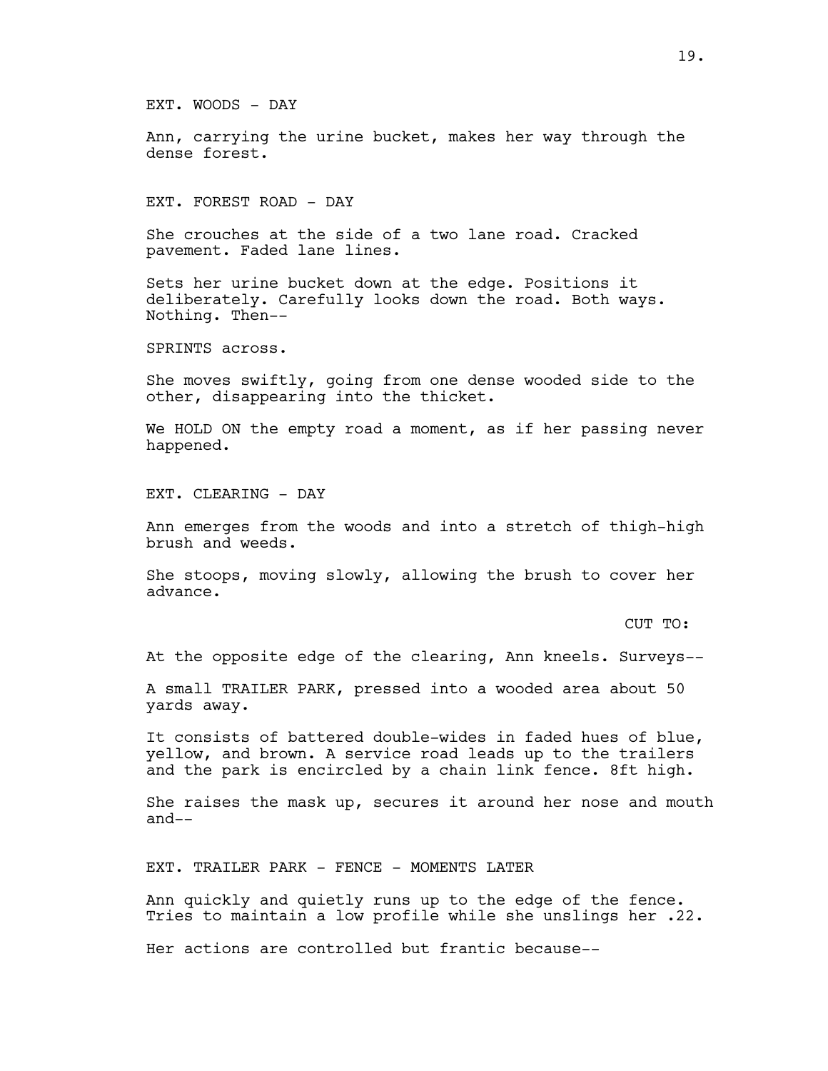EXT. WOODS - DAY

Ann, carrying the urine bucket, makes her way through the dense forest.

EXT. FOREST ROAD - DAY

She crouches at the side of a two lane road. Cracked pavement. Faded lane lines.

Sets her urine bucket down at the edge. Positions it deliberately. Carefully looks down the road. Both ways. Nothing. Then--

SPRINTS across.

She moves swiftly, going from one dense wooded side to the other, disappearing into the thicket.

We HOLD ON the empty road a moment, as if her passing never happened.

EXT. CLEARING - DAY

Ann emerges from the woods and into a stretch of thigh-high brush and weeds.

She stoops, moving slowly, allowing the brush to cover her advance.

CUT TO:

At the opposite edge of the clearing, Ann kneels. Surveys--

A small TRAILER PARK, pressed into a wooded area about 50 yards away.

It consists of battered double-wides in faded hues of blue, yellow, and brown. A service road leads up to the trailers and the park is encircled by a chain link fence. 8ft high.

She raises the mask up, secures it around her nose and mouth and--

EXT. TRAILER PARK - FENCE - MOMENTS LATER

Ann quickly and quietly runs up to the edge of the fence. Tries to maintain a low profile while she unslings her .22.

Her actions are controlled but frantic because--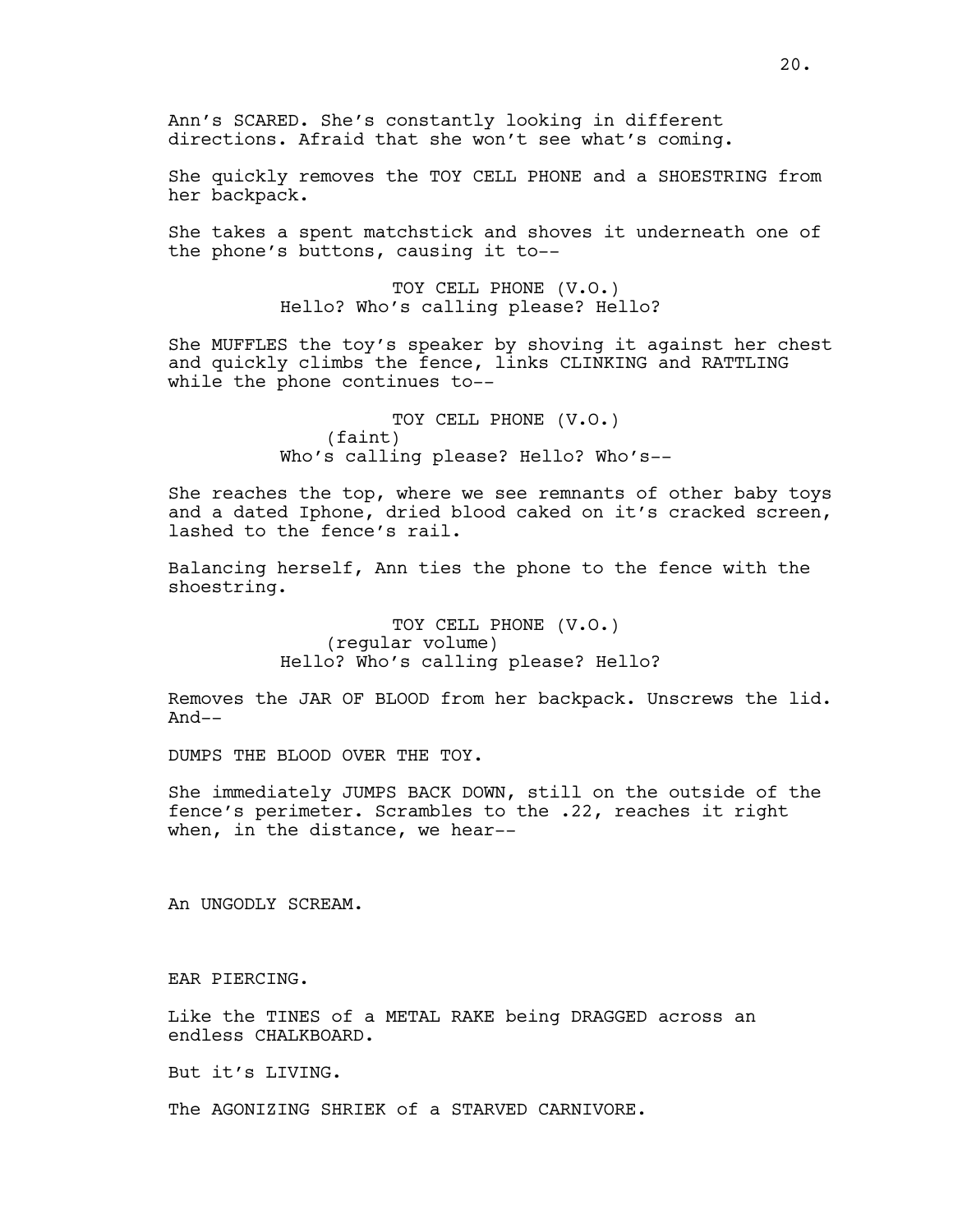Ann's SCARED. She's constantly looking in different directions. Afraid that she won't see what's coming.

She quickly removes the TOY CELL PHONE and a SHOESTRING from her backpack.

She takes a spent matchstick and shoves it underneath one of the phone's buttons, causing it to--

TOY CELL PHONE (V.O.)
Hello? Who's calling please? Hello?

She MUFFLES the toy's speaker by shoving it against her chest and quickly climbs the fence, links CLINKING and RATTLING while the phone continues to--

TOY CELL PHONE (V.O.)
(faint)
Who's calling please? Hello? Who's--

She reaches the top, where we see remnants of other baby toys and a dated Iphone, dried blood caked on it's cracked screen, lashed to the fence's rail.

Balancing herself, Ann ties the phone to the fence with the shoestring.

TOY CELL PHONE (V.O.)
(regular volume)
Hello? Who's calling please? Hello?

Removes the JAR OF BLOOD from her backpack. Unscrews the lid. And--

DUMPS THE BLOOD OVER THE TOY.

She immediately JUMPS BACK DOWN, still on the outside of the fence's perimeter. Scrambles to the .22, reaches it right when, in the distance, we hear--

An UNGODLY SCREAM.

EAR PIERCING.

Like the TINES of a METAL RAKE being DRAGGED across an endless CHALKBOARD.

But it's LIVING.

The AGONIZING SHRIEK of a STARVED CARNIVORE.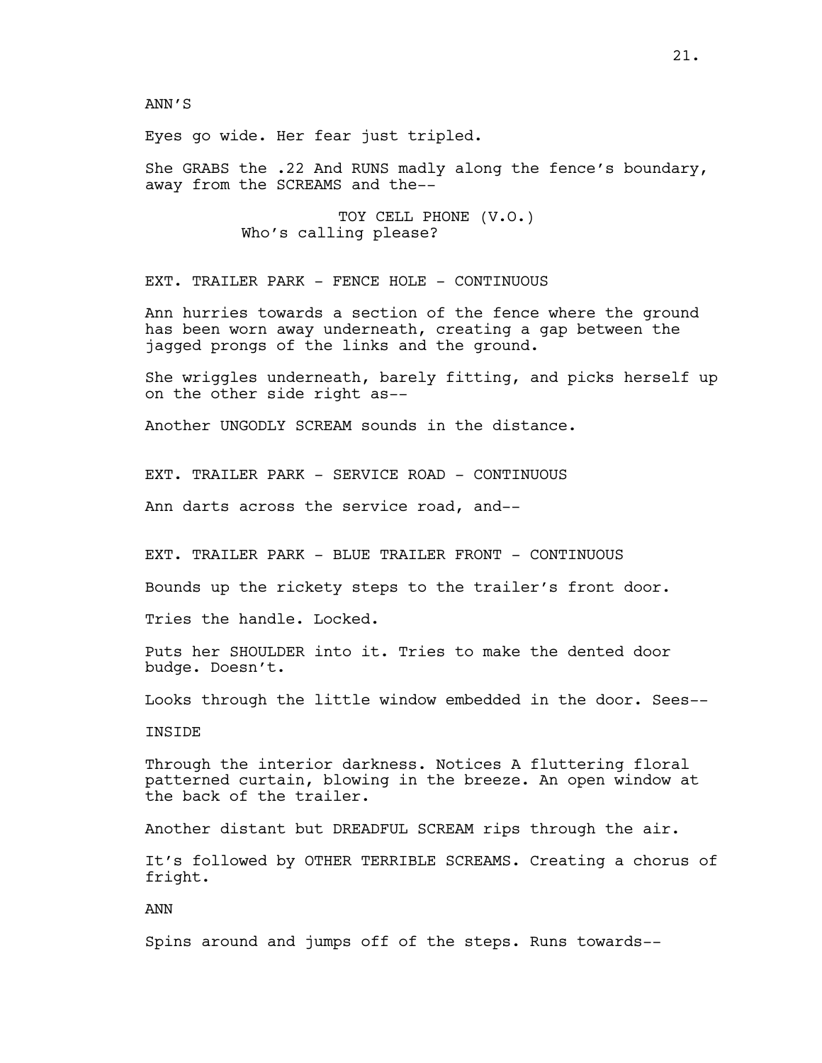ANN'S

Eyes go wide. Her fear just tripled.

She GRABS the .22 And RUNS madly along the fence's boundary, away from the SCREAMS and the--

TOY CELL PHONE (V.O.)
Who's calling please?

EXT. TRAILER PARK - FENCE HOLE - CONTINUOUS

Ann hurries towards a section of the fence where the ground has been worn away underneath, creating a gap between the jagged prongs of the links and the ground.

She wriggles underneath, barely fitting, and picks herself up on the other side right as--

Another UNGODLY SCREAM sounds in the distance.

EXT. TRAILER PARK - SERVICE ROAD - CONTINUOUS

Ann darts across the service road, and--

EXT. TRAILER PARK - BLUE TRAILER FRONT - CONTINUOUS

Bounds up the rickety steps to the trailer's front door.

Tries the handle. Locked.

Puts her SHOULDER into it. Tries to make the dented door budge. Doesn't.

Looks through the little window embedded in the door. Sees--

INSIDE

Through the interior darkness. Notices A fluttering floral patterned curtain, blowing in the breeze. An open window at the back of the trailer.

Another distant but DREADFUL SCREAM rips through the air.

It's followed by OTHER TERRIBLE SCREAMS. Creating a chorus of fright.

ANN

Spins around and jumps off of the steps. Runs towards--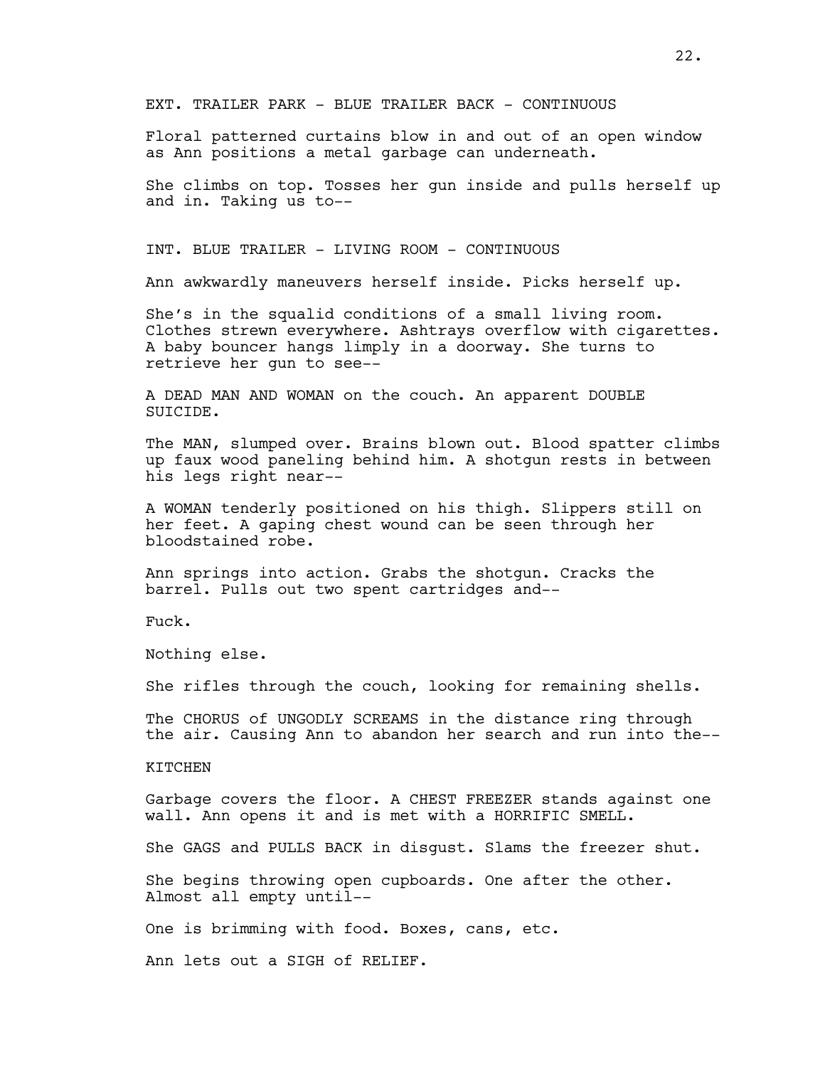EXT. TRAILER PARK - BLUE TRAILER BACK - CONTINUOUS

Floral patterned curtains blow in and out of an open window as Ann positions a metal garbage can underneath.

She climbs on top. Tosses her gun inside and pulls herself up and in. Taking us to--

INT. BLUE TRAILER - LIVING ROOM - CONTINUOUS

Ann awkwardly maneuvers herself inside. Picks herself up.

She's in the squalid conditions of a small living room. Clothes strewn everywhere. Ashtrays overflow with cigarettes. A baby bouncer hangs limply in a doorway. She turns to retrieve her gun to see--

A DEAD MAN AND WOMAN on the couch. An apparent DOUBLE SUICIDE.

The MAN, slumped over. Brains blown out. Blood spatter climbs up faux wood paneling behind him. A shotgun rests in between his legs right near--

A WOMAN tenderly positioned on his thigh. Slippers still on her feet. A gaping chest wound can be seen through her bloodstained robe.

Ann springs into action. Grabs the shotgun. Cracks the barrel. Pulls out two spent cartridges and--

Fuck.

Nothing else.

She rifles through the couch, looking for remaining shells.

The CHORUS of UNGODLY SCREAMS in the distance ring through the air. Causing Ann to abandon her search and run into the--

KITCHEN

Garbage covers the floor. A CHEST FREEZER stands against one wall. Ann opens it and is met with a HORRIFIC SMELL.

She GAGS and PULLS BACK in disgust. Slams the freezer shut.

She begins throwing open cupboards. One after the other. Almost all empty until--

One is brimming with food. Boxes, cans, etc.

Ann lets out a SIGH of RELIEF.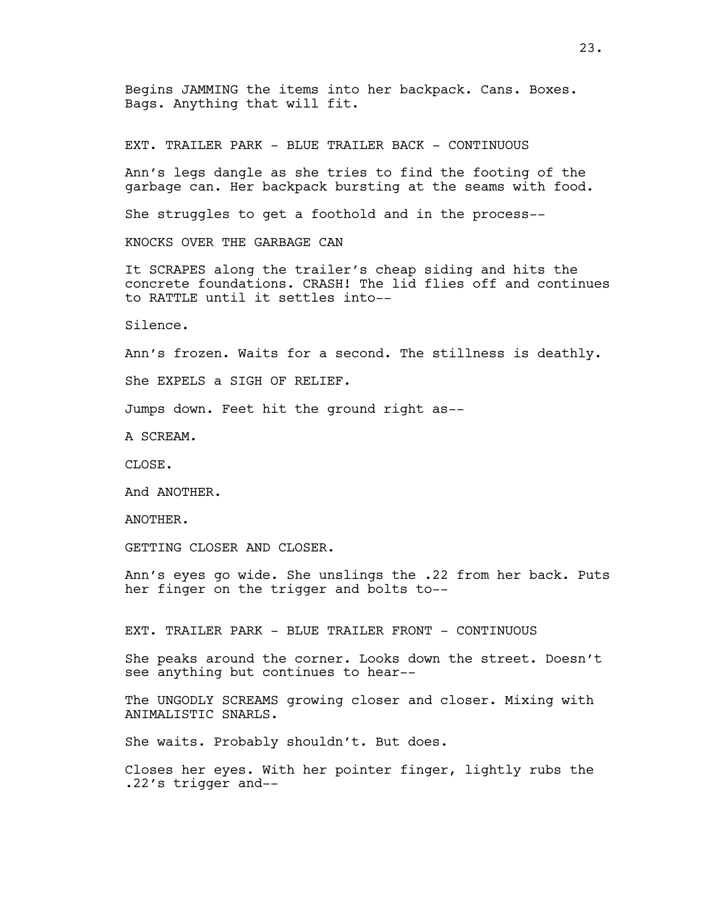Begins JAMMING the items into her backpack. Cans. Boxes. Bags. Anything that will fit.

EXT. TRAILER PARK - BLUE TRAILER BACK - CONTINUOUS

Ann's legs dangle as she tries to find the footing of the garbage can. Her backpack bursting at the seams with food.

She struggles to get a foothold and in the process--

KNOCKS OVER THE GARBAGE CAN

It SCRAPES along the trailer's cheap siding and hits the concrete foundations. CRASH! The lid flies off and continues to RATTLE until it settles into--

Silence.

Ann's frozen. Waits for a second. The stillness is deathly.

She EXPELS a SIGH OF RELIEF.

Jumps down. Feet hit the ground right as--

A SCREAM.

CLOSE.

And ANOTHER.

ANOTHER.

GETTING CLOSER AND CLOSER.

Ann's eyes go wide. She unslings the .22 from her back. Puts her finger on the trigger and bolts to--

EXT. TRAILER PARK - BLUE TRAILER FRONT - CONTINUOUS

She peaks around the corner. Looks down the street. Doesn't see anything but continues to hear--

The UNGODLY SCREAMS growing closer and closer. Mixing with ANIMALISTIC SNARLS.

She waits. Probably shouldn't. But does.

Closes her eyes. With her pointer finger, lightly rubs the .22's trigger and--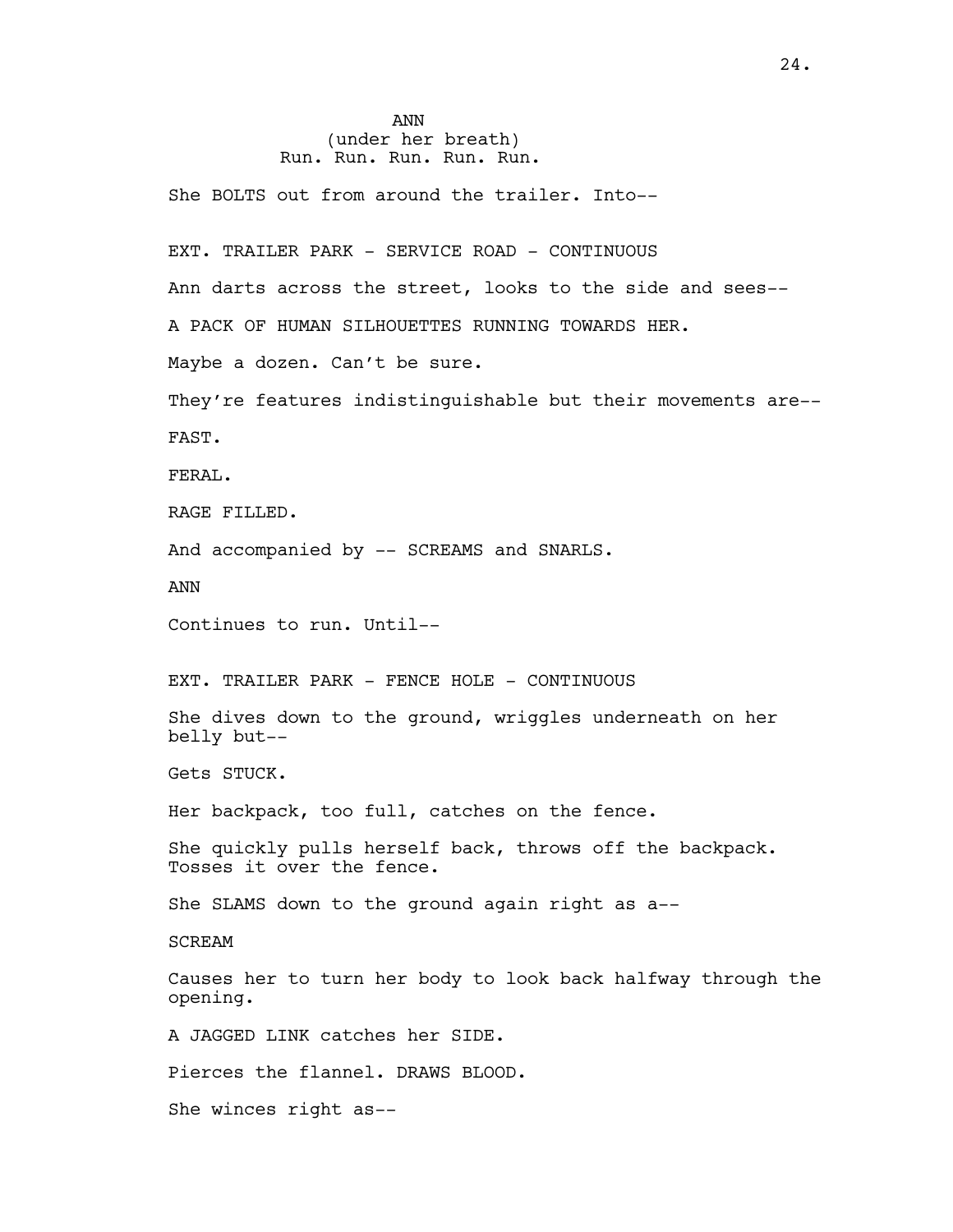ANN
(under her breath)
Run. Run. Run. Run. Run.

She BOLTS out from around the trailer. Into--

EXT. TRAILER PARK - SERVICE ROAD - CONTINUOUS

Ann darts across the street, looks to the side and sees--

A PACK OF HUMAN SILHOUETTES RUNNING TOWARDS HER.

Maybe a dozen. Can't be sure.

They're features indistinguishable but their movements are--

FAST.

FERAL.

RAGE FILLED.

And accompanied by -- SCREAMS and SNARLS.

ANN

Continues to run. Until--

EXT. TRAILER PARK - FENCE HOLE - CONTINUOUS

She dives down to the ground, wriggles underneath on her belly but--

Gets STUCK.

Her backpack, too full, catches on the fence.

She quickly pulls herself back, throws off the backpack. Tosses it over the fence.

She SLAMS down to the ground again right as a--

SCREAM

Causes her to turn her body to look back halfway through the opening.

A JAGGED LINK catches her SIDE.

Pierces the flannel. DRAWS BLOOD.

She winces right as--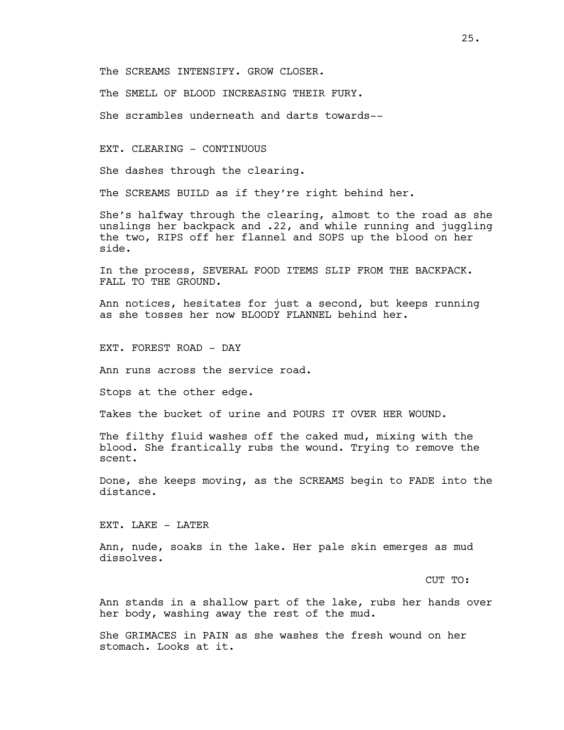The SCREAMS INTENSIFY. GROW CLOSER.

The SMELL OF BLOOD INCREASING THEIR FURY.

She scrambles underneath and darts towards--

EXT. CLEARING - CONTINUOUS

She dashes through the clearing.

The SCREAMS BUILD as if they're right behind her.

She's halfway through the clearing, almost to the road as she unslings her backpack and .22, and while running and juggling the two, RIPS off her flannel and SOPS up the blood on her side.

In the process, SEVERAL FOOD ITEMS SLIP FROM THE BACKPACK. FALL TO THE GROUND.

Ann notices, hesitates for just a second, but keeps running as she tosses her now BLOODY FLANNEL behind her.

EXT. FOREST ROAD - DAY

Ann runs across the service road.

Stops at the other edge.

Takes the bucket of urine and POURS IT OVER HER WOUND.

The filthy fluid washes off the caked mud, mixing with the blood. She frantically rubs the wound. Trying to remove the scent.

Done, she keeps moving, as the SCREAMS begin to FADE into the distance.

EXT. LAKE - LATER

Ann, nude, soaks in the lake. Her pale skin emerges as mud dissolves.

CUT TO:

Ann stands in a shallow part of the lake, rubs her hands over her body, washing away the rest of the mud.

She GRIMACES in PAIN as she washes the fresh wound on her stomach. Looks at it.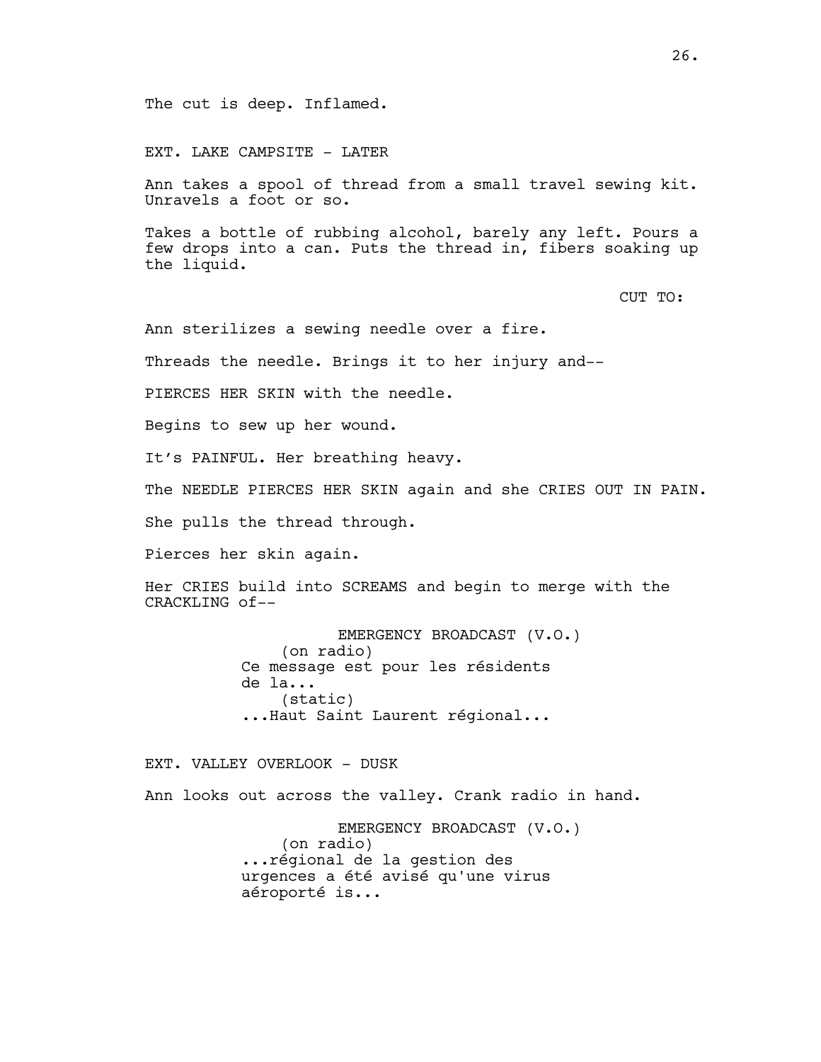The cut is deep. Inflamed.

EXT. LAKE CAMPSITE - LATER

Ann takes a spool of thread from a small travel sewing kit. Unravels a foot or so.

Takes a bottle of rubbing alcohol, barely any left. Pours a few drops into a can. Puts the thread in, fibers soaking up the liquid.

CUT TO:

Ann sterilizes a sewing needle over a fire.

Threads the needle. Brings it to her injury and--

PIERCES HER SKIN with the needle.

Begins to sew up her wound.

It’s PAINFUL. Her breathing heavy.

The NEEDLE PIERCES HER SKIN again and she CRIES OUT IN PAIN.

She pulls the thread through.

Pierces her skin again.

Her CRIES build into SCREAMS and begin to merge with the CRACKLING of--

EMERGENCY BROADCAST (V.O.)
(on radio)
Ce message est pour les résidents de la...
(static)
...Haut Saint Laurent régional...

EXT. VALLEY OVERLOOK - DUSK

Ann looks out across the valley. Crank radio in hand.

EMERGENCY BROADCAST (V.O.)
(on radio)
...régional de la gestion des urgences a été avisé qu'une virus aéroporté is...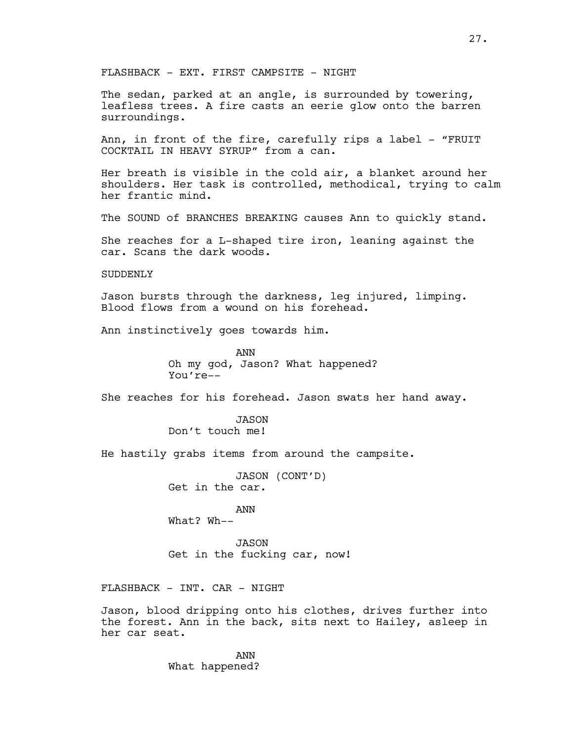FLASHBACK - EXT. FIRST CAMPSITE - NIGHT

The sedan, parked at an angle, is surrounded by towering, leafless trees. A fire casts an eerie glow onto the barren surroundings.

Ann, in front of the fire, carefully rips a label - "FRUIT COCKTAIL IN HEAVY SYRUP" from a can.

Her breath is visible in the cold air, a blanket around her shoulders. Her task is controlled, methodical, trying to calm her frantic mind.

The SOUND of BRANCHES BREAKING causes Ann to quickly stand.

She reaches for a L-shaped tire iron, leaning against the car. Scans the dark woods.

SUDDENLY

Jason bursts through the darkness, leg injured, limping. Blood flows from a wound on his forehead.

Ann instinctively goes towards him.

ANN
Oh my god, Jason? What happened? You're--

She reaches for his forehead. Jason swats her hand away.

JASON
Don't touch me!

He hastily grabs items from around the campsite.

JASON (CONT'D)
Get in the car.

ANN
What? Wh--

JASON
Get in the fucking car, now!

FLASHBACK - INT. CAR - NIGHT

Jason, blood dripping onto his clothes, drives further into the forest. Ann in the back, sits next to Hailey, asleep in her car seat.

ANN
What happened?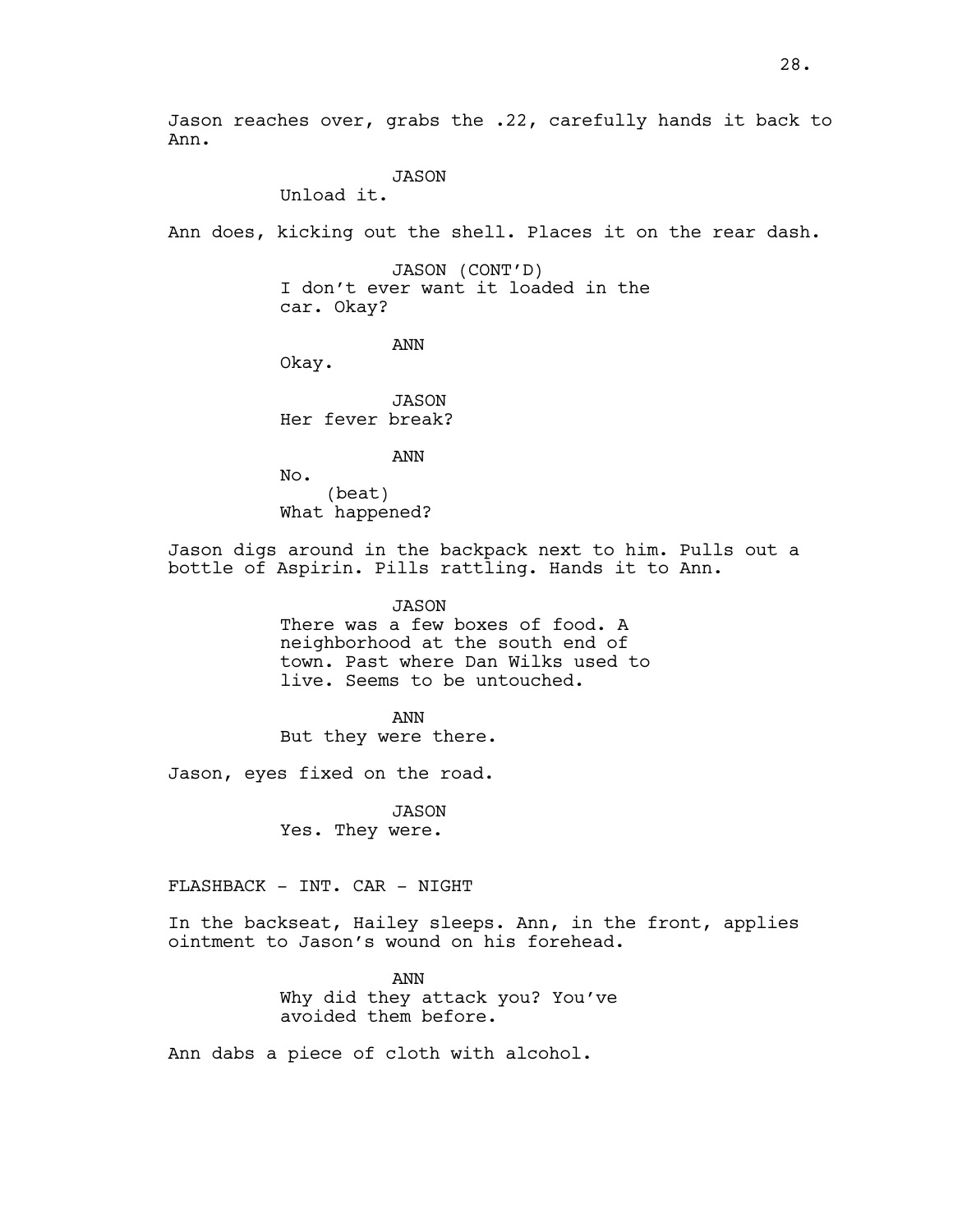Jason reaches over, grabs the .22, carefully hands it back to Ann.

JASON
Unload it.

Ann does, kicking out the shell. Places it on the rear dash.

JASON (CONT'D)
I don't ever want it loaded in the car. Okay?

ANN
Okay.

JASON
Her fever break?

ANN
No.
(beat)
What happened?

Jason digs around in the backpack next to him. Pulls out a bottle of Aspirin. Pills rattling. Hands it to Ann.

JASON
There was a few boxes of food. A neighborhood at the south end of town. Past where Dan Wilks used to live. Seems to be untouched.

ANN
But they were there.

Jason, eyes fixed on the road.

JASON
Yes. They were.

FLASHBACK - INT. CAR - NIGHT

In the backseat, Hailey sleeps. Ann, in the front, applies ointment to Jason's wound on his forehead.

ANN
Why did they attack you? You've avoided them before.

Ann dabs a piece of cloth with alcohol.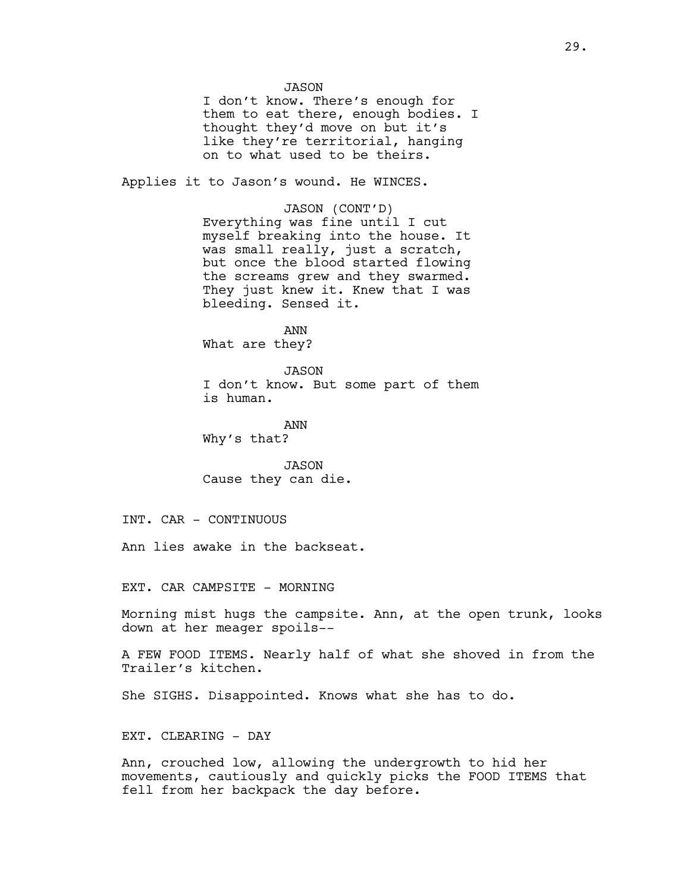JASON

I don't know. There's enough for them to eat there, enough bodies. I thought they'd move on but it's like they're territorial, hanging on to what used to be theirs.

Applies it to Jason's wound. He WINCES.

JASON (CONT'D)

Everything was fine until I cut myself breaking into the house. It was small really, just a scratch, but once the blood started flowing the screams grew and they swarmed. They just knew it. Knew that I was bleeding. Sensed it.

ANN

What are they?

JASON

I don't know. But some part of them is human.

ANN

Why's that?

JASON

Cause they can die.

INT. CAR - CONTINUOUS

Ann lies awake in the backseat.

EXT. CAR CAMPSITE - MORNING

Morning mist hugs the campsite. Ann, at the open trunk, looks down at her meager spoils--

A FEW FOOD ITEMS. Nearly half of what she shoved in from the Trailer's kitchen.

She SIGHS. Disappointed. Knows what she has to do.

EXT. CLEARING - DAY

Ann, crouched low, allowing the undergrowth to hid her movements, cautiously and quickly picks the FOOD ITEMS that fell from her backpack the day before.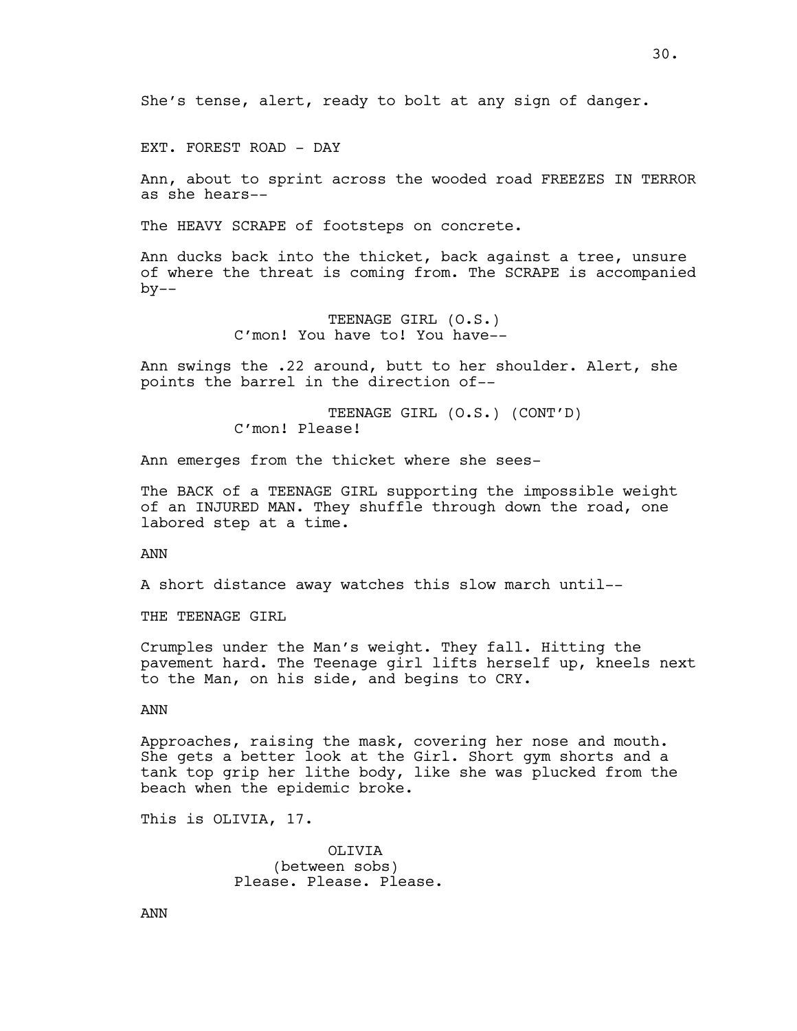She's tense, alert, ready to bolt at any sign of danger.

EXT. FOREST ROAD - DAY

Ann, about to sprint across the wooded road FREEZES IN TERROR as she hears--

The HEAVY SCRAPE of footsteps on concrete.

Ann ducks back into the thicket, back against a tree, unsure of where the threat is coming from. The SCRAPE is accompanied by--

TEENAGE GIRL (O.S.)
C'mon! You have to! You have--

Ann swings the .22 around, butt to her shoulder. Alert, she points the barrel in the direction of--

TEENAGE GIRL (O.S.) (CONT'D)
C'mon! Please!

Ann emerges from the thicket where she sees-

The BACK of a TEENAGE GIRL supporting the impossible weight of an INJURED MAN. They shuffle through down the road, one labored step at a time.

ANN

A short distance away watches this slow march until--

THE TEENAGE GIRL

Crumples under the Man's weight. They fall. Hitting the pavement hard. The Teenage girl lifts herself up, kneels next to the Man, on his side, and begins to CRY.

ANN

Approaches, raising the mask, covering her nose and mouth. She gets a better look at the Girl. Short gym shorts and a tank top grip her lithe body, like she was plucked from the beach when the epidemic broke.

This is OLIVIA, 17.

OLIVIA
(between sobs)
Please. Please. Please.

ANN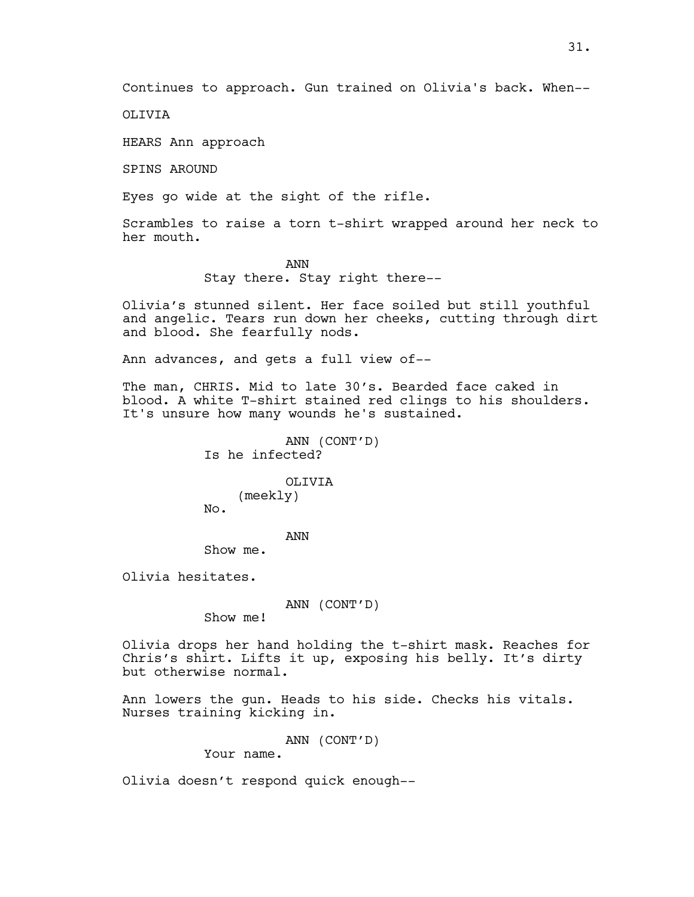Continues to approach. Gun trained on Olivia's back. When--

OLIVIA

HEARS Ann approach

SPINS AROUND

Eyes go wide at the sight of the rifle.

Scrambles to raise a torn t-shirt wrapped around her neck to her mouth.

ANN
Stay there. Stay right there--

Olivia’s stunned silent. Her face soiled but still youthful and angelic. Tears run down her cheeks, cutting through dirt and blood. She fearfully nods.

Ann advances, and gets a full view of--

The man, CHRIS. Mid to late 30’s. Bearded face caked in blood. A white T-shirt stained red clings to his shoulders. It's unsure how many wounds he's sustained.

ANN (CONT’D)
Is he infected?

OLIVIA
(meekly)
No.

ANN
Show me.

Olivia hesitates.

ANN (CONT’D)
Show me!

Olivia drops her hand holding the t-shirt mask. Reaches for Chris’s shirt. Lifts it up, exposing his belly. It’s dirty but otherwise normal.

Ann lowers the gun. Heads to his side. Checks his vitals. Nurses training kicking in.

ANN (CONT’D)
Your name.

Olivia doesn’t respond quick enough--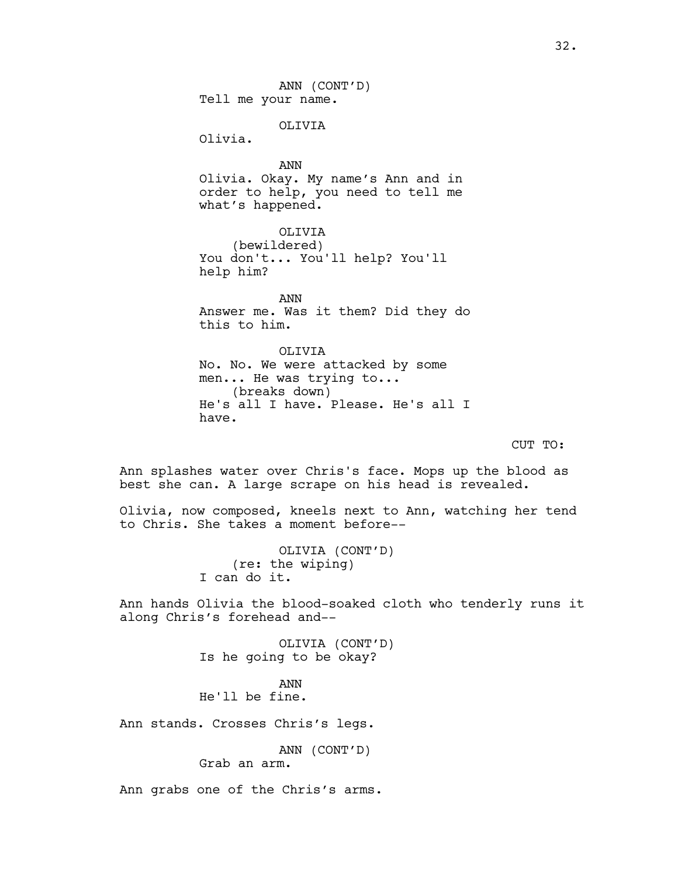ANN (CONT'D)
Tell me your name.

OLIVIA
Olivia.

ANN
Olivia. Okay. My name's Ann and in order to help, you need to tell me what's happened.

OLIVIA
(bewildered)
You don't... You'll help? You'll help him?

ANN
Answer me. Was it them? Did they do this to him.

OLIVIA
No. No. We were attacked by some men... He was trying to...
(breaks down)
He's all I have. Please. He's all I have.

CUT TO:

Ann splashes water over Chris's face. Mops up the blood as best she can. A large scrape on his head is revealed.

Olivia, now composed, kneels next to Ann, watching her tend to Chris. She takes a moment before--

OLIVIA (CONT'D)
(re: the wiping)
I can do it.

Ann hands Olivia the blood-soaked cloth who tenderly runs it along Chris's forehead and--

OLIVIA (CONT'D)
Is he going to be okay?

ANN
He'll be fine.

Ann stands. Crosses Chris's legs.

ANN (CONT'D)
Grab an arm.

Ann grabs one of the Chris's arms.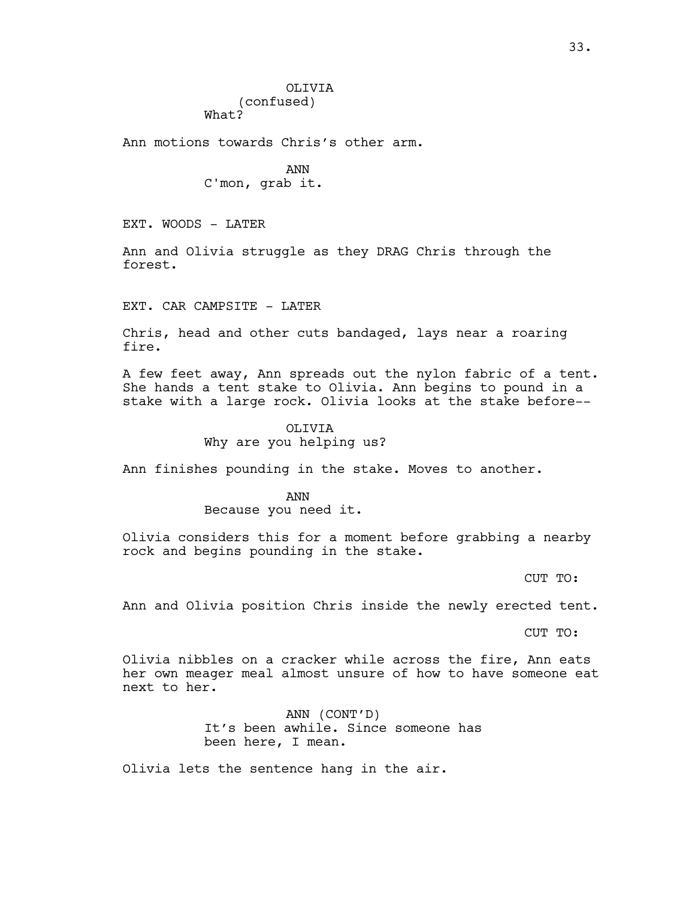OLIVIA
(confused)
What?

Ann motions towards Chris's other arm.

ANN
C'mon, grab it.

EXT. WOODS - LATER

Ann and Olivia struggle as they DRAG Chris through the forest.

EXT. CAR CAMPSITE - LATER

Chris, head and other cuts bandaged, lays near a roaring fire.

A few feet away, Ann spreads out the nylon fabric of a tent. She hands a tent stake to Olivia. Ann begins to pound in a stake with a large rock. Olivia looks at the stake before--

OLIVIA
Why are you helping us?

Ann finishes pounding in the stake. Moves to another.

ANN
Because you need it.

Olivia considers this for a moment before grabbing a nearby rock and begins pounding in the stake.

CUT TO:

Ann and Olivia position Chris inside the newly erected tent.

CUT TO:

Olivia nibbles on a cracker while across the fire, Ann eats her own meager meal almost unsure of how to have someone eat next to her.

ANN (CONT'D)
It's been awhile. Since someone has been here, I mean.

Olivia lets the sentence hang in the air.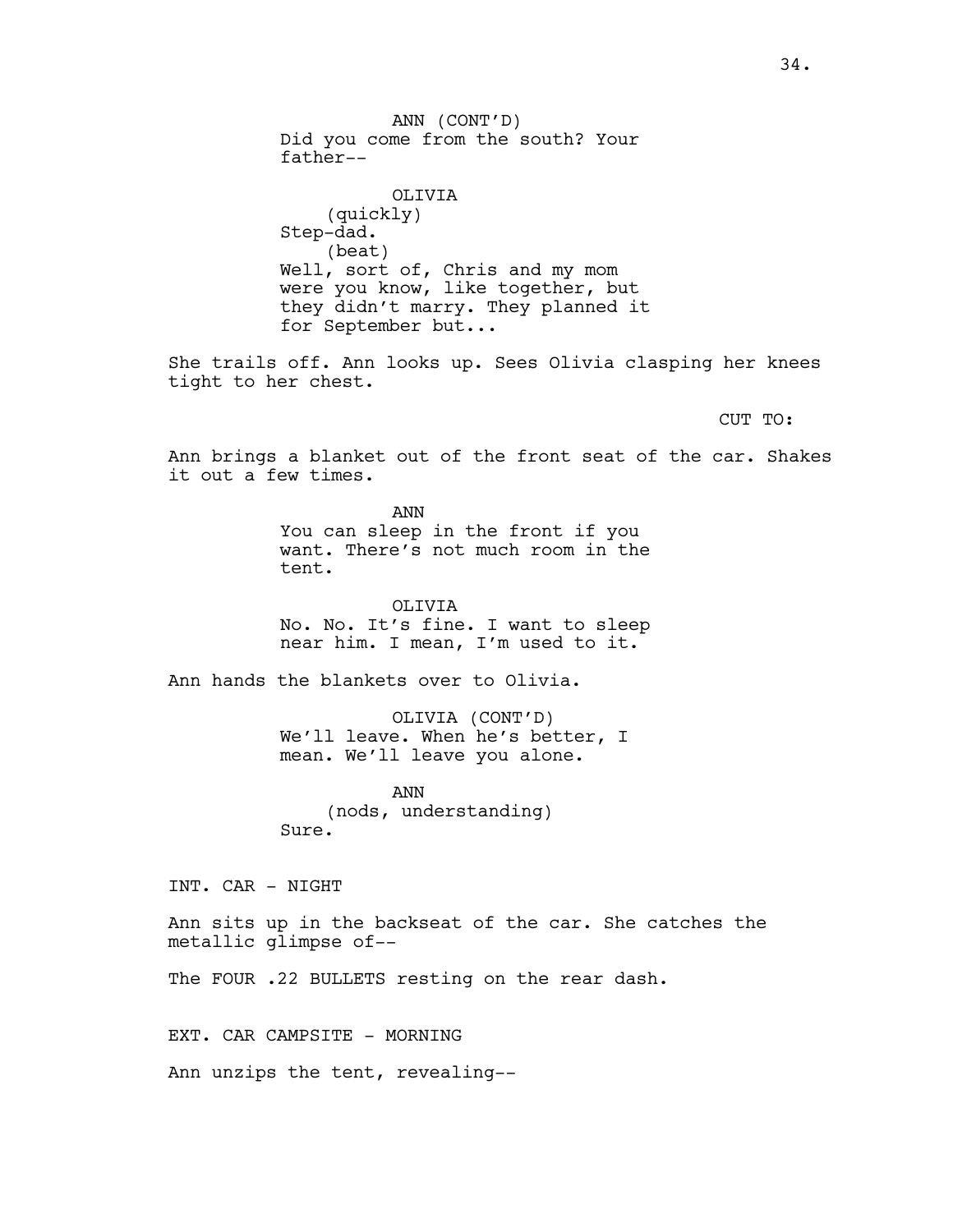ANN (CONT'D)
Did you come from the south? Your father--

OLIVIA
(quickly)
Step-dad.
(beat)
Well, sort of, Chris and my mom were you know, like together, but they didn't marry. They planned it for September but...

She trails off. Ann looks up. Sees Olivia clasping her knees tight to her chest.

CUT TO:

Ann brings a blanket out of the front seat of the car. Shakes it out a few times.

ANN
You can sleep in the front if you want. There's not much room in the tent.

OLIVIA
No. No. It's fine. I want to sleep near him. I mean, I'm used to it.

Ann hands the blankets over to Olivia.

OLIVIA (CONT'D)
We'll leave. When he's better, I mean. We'll leave you alone.

ANN
(nods, understanding)
Sure.

INT. CAR - NIGHT

Ann sits up in the backseat of the car. She catches the metallic glimpse of--

The FOUR .22 BULLETS resting on the rear dash.

EXT. CAR CAMPSITE - MORNING

Ann unzips the tent, revealing--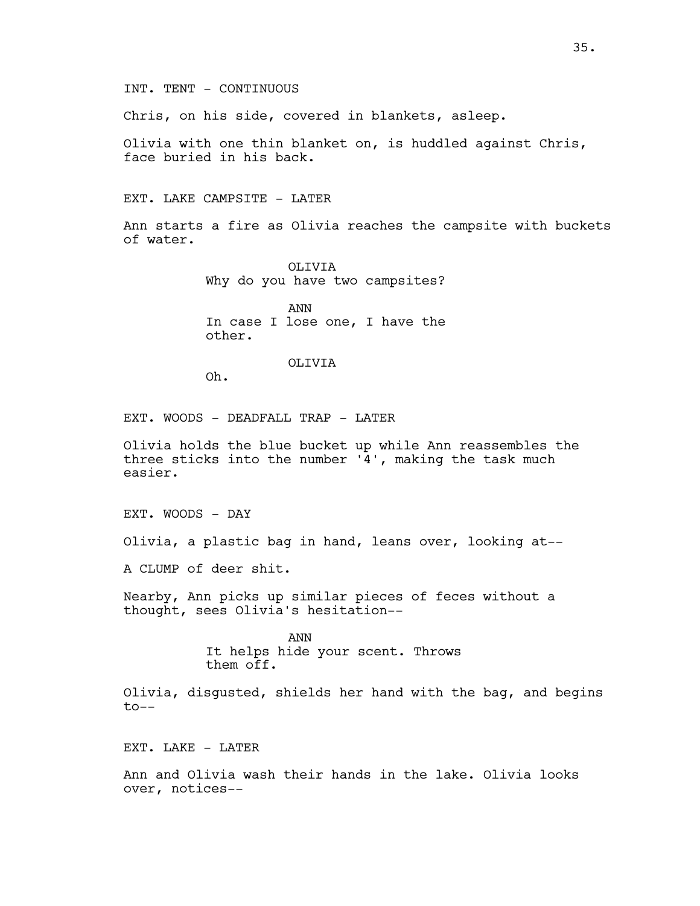INT. TENT - CONTINUOUS

Chris, on his side, covered in blankets, asleep.

Olivia with one thin blanket on, is huddled against Chris, face buried in his back.

EXT. LAKE CAMPSITE - LATER

Ann starts a fire as Olivia reaches the campsite with buckets of water.

OLIVIA
Why do you have two campsites?

ANN
In case I lose one, I have the other.

OLIVIA
Oh.

EXT. WOODS - DEADFALL TRAP - LATER

Olivia holds the blue bucket up while Ann reassembles the three sticks into the number '4', making the task much easier.

EXT. WOODS - DAY

Olivia, a plastic bag in hand, leans over, looking at--

A CLUMP of deer shit.

Nearby, Ann picks up similar pieces of feces without a thought, sees Olivia's hesitation--

ANN
It helps hide your scent. Throws them off.

Olivia, disgusted, shields her hand with the bag, and begins to--

EXT. LAKE - LATER

Ann and Olivia wash their hands in the lake. Olivia looks over, notices--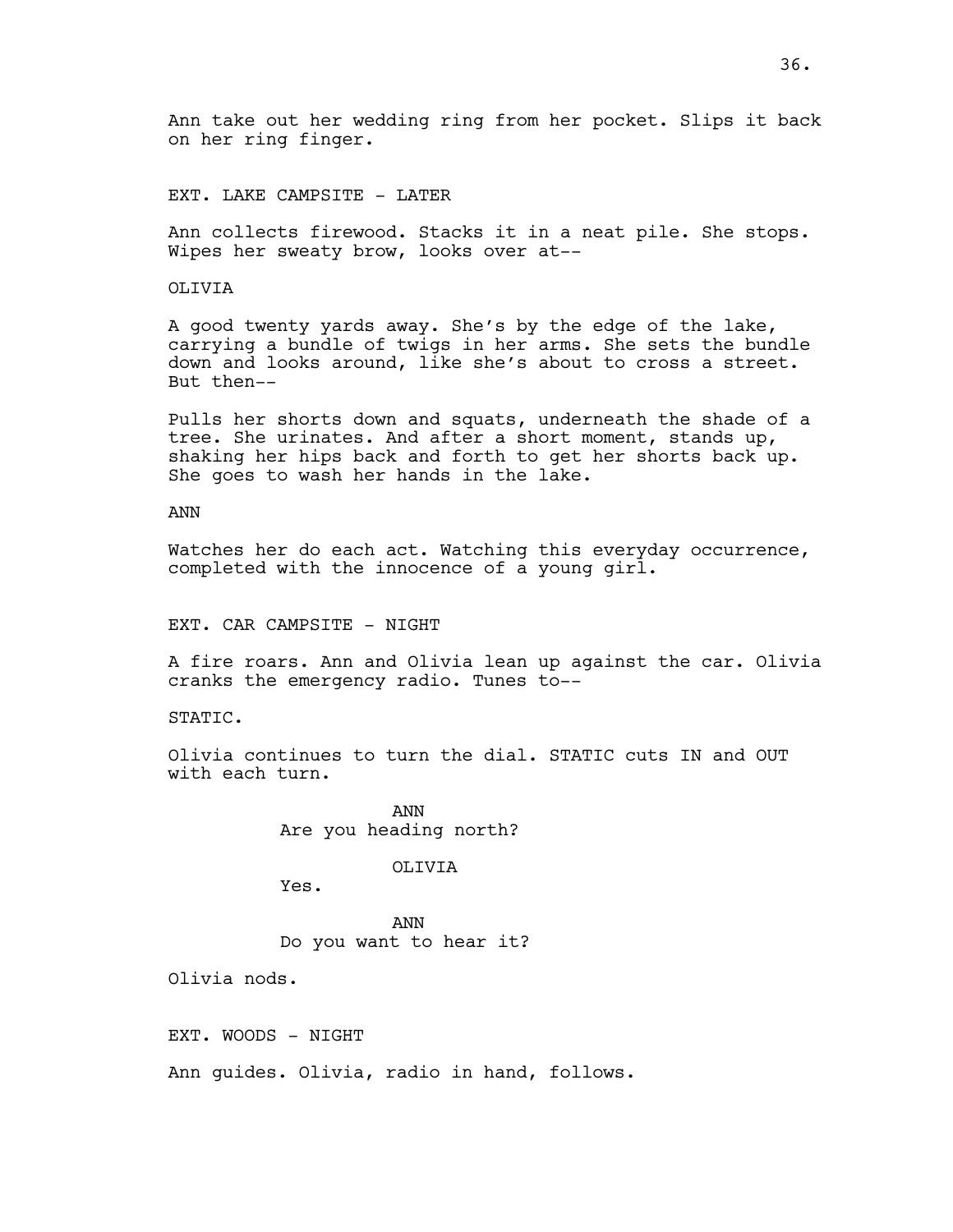Ann take out her wedding ring from her pocket. Slips it back on her ring finger.

EXT. LAKE CAMPSITE - LATER

Ann collects firewood. Stacks it in a neat pile. She stops. Wipes her sweaty brow, looks over at--

OLIVIA

A good twenty yards away. She's by the edge of the lake, carrying a bundle of twigs in her arms. She sets the bundle down and looks around, like she's about to cross a street. But then--

Pulls her shorts down and squats, underneath the shade of a tree. She urinates. And after a short moment, stands up, shaking her hips back and forth to get her shorts back up. She goes to wash her hands in the lake.

ANN

Watches her do each act. Watching this everyday occurrence, completed with the innocence of a young girl.

EXT. CAR CAMPSITE - NIGHT

A fire roars. Ann and Olivia lean up against the car. Olivia cranks the emergency radio. Tunes to--

STATIC.

Olivia continues to turn the dial. STATIC cuts IN and OUT with each turn.

ANN
Are you heading north?

OLIVIA
Yes.

ANN
Do you want to hear it?

Olivia nods.

EXT. WOODS - NIGHT

Ann guides. Olivia, radio in hand, follows.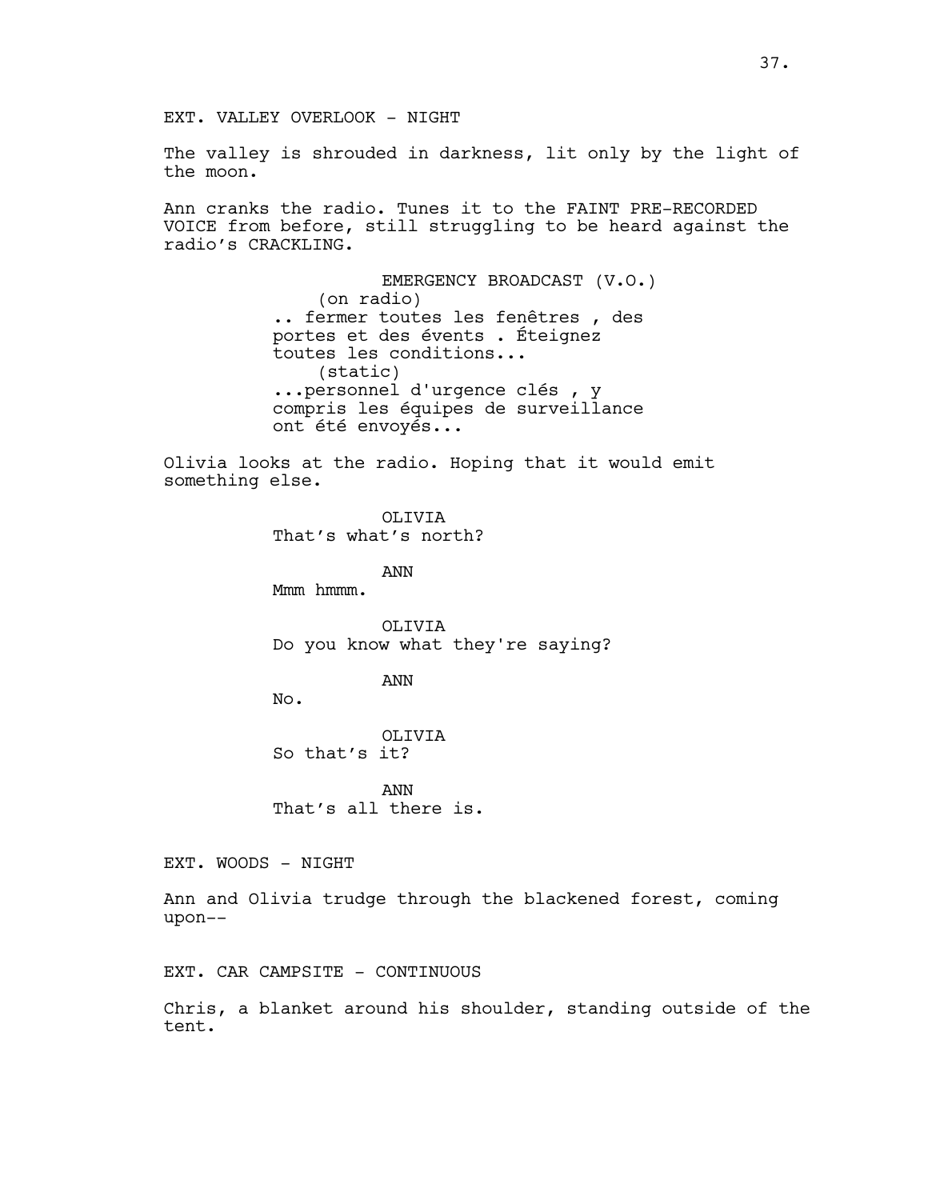EXT. VALLEY OVERLOOK - NIGHT

The valley is shrouded in darkness, lit only by the light of the moon.

Ann cranks the radio. Tunes it to the FAINT PRE-RECORDED VOICE from before, still struggling to be heard against the radio's CRACKLING.

EMERGENCY BROADCAST (V.O.)
(on radio)
.. fermer toutes les fenêtres , des portes et des évents . Éteignez toutes les conditions...
(static)
...personnel d'urgence clés , y compris les équipes de surveillance ont été envoyés...

Olivia looks at the radio. Hoping that it would emit something else.

OLIVIA
That's what's north?

ANN
Mmm hmmm.

OLIVIA
Do you know what they're saying?

ANN
No.

OLIVIA
So that's it?

ANN
That's all there is.

EXT. WOODS - NIGHT

Ann and Olivia trudge through the blackened forest, coming upon--

EXT. CAR CAMPSITE - CONTINUOUS

Chris, a blanket around his shoulder, standing outside of the tent.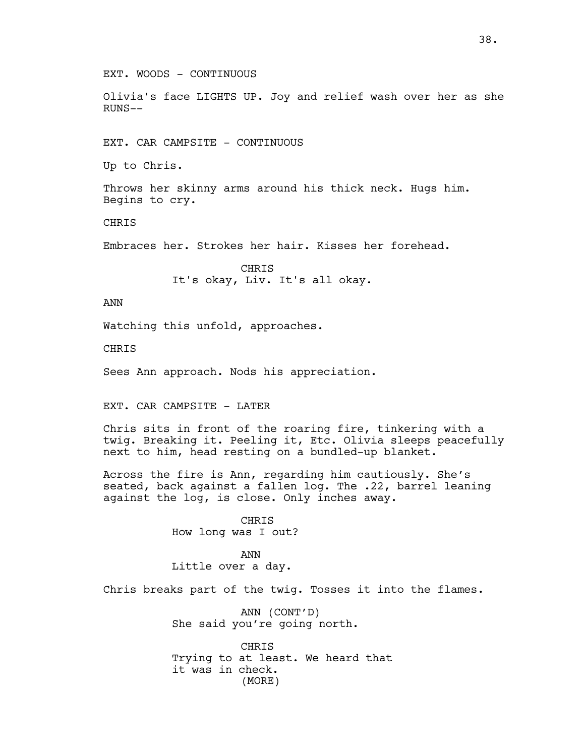EXT. WOODS - CONTINUOUS

Olivia's face LIGHTS UP. Joy and relief wash over her as she RUNS--

EXT. CAR CAMPSITE - CONTINUOUS

Up to Chris.

Throws her skinny arms around his thick neck. Hugs him. Begins to cry.

CHRIS

Embraces her. Strokes her hair. Kisses her forehead.

CHRIS
It's okay, Liv. It's all okay.

ANN

Watching this unfold, approaches.

CHRIS

Sees Ann approach. Nods his appreciation.

EXT. CAR CAMPSITE - LATER

Chris sits in front of the roaring fire, tinkering with a twig. Breaking it. Peeling it, Etc. Olivia sleeps peacefully next to him, head resting on a bundled-up blanket.

Across the fire is Ann, regarding him cautiously. She's seated, back against a fallen log. The .22, barrel leaning against the log, is close. Only inches away.

CHRIS
How long was I out?

ANN
Little over a day.

Chris breaks part of the twig. Tosses it into the flames.

ANN (CONT'D)
She said you're going north.

CHRIS
Trying to at least. We heard that it was in check.
(MORE)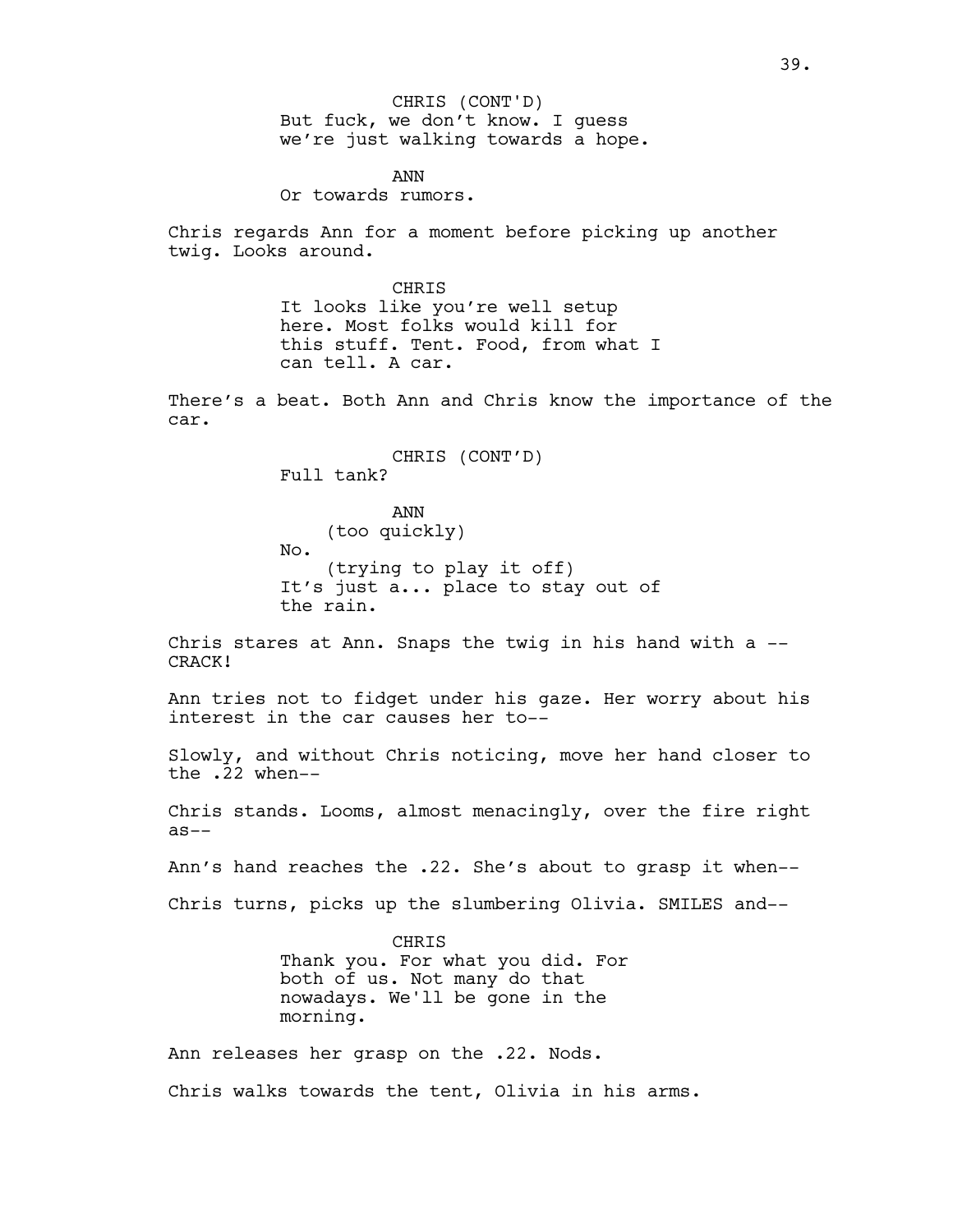CHRIS (CONT'D)
But fuck, we don't know. I guess we're just walking towards a hope.

ANN
Or towards rumors.

Chris regards Ann for a moment before picking up another twig. Looks around.

CHRIS
It looks like you're well setup here. Most folks would kill for this stuff. Tent. Food, from what I can tell. A car.

There's a beat. Both Ann and Chris know the importance of the car.

CHRIS (CONT'D)
Full tank?

ANN
(too quickly)
No.
(trying to play it off)
It's just a... place to stay out of the rain.

Chris stares at Ann. Snaps the twig in his hand with a -- CRACK!

Ann tries not to fidget under his gaze. Her worry about his interest in the car causes her to--

Slowly, and without Chris noticing, move her hand closer to the .22 when--

Chris stands. Looms, almost menacingly, over the fire right as--

Ann's hand reaches the .22. She's about to grasp it when--

Chris turns, picks up the slumbering Olivia. SMILES and--

CHRIS
Thank you. For what you did. For both of us. Not many do that nowadays. We'll be gone in the morning.

Ann releases her grasp on the .22. Nods.

Chris walks towards the tent, Olivia in his arms.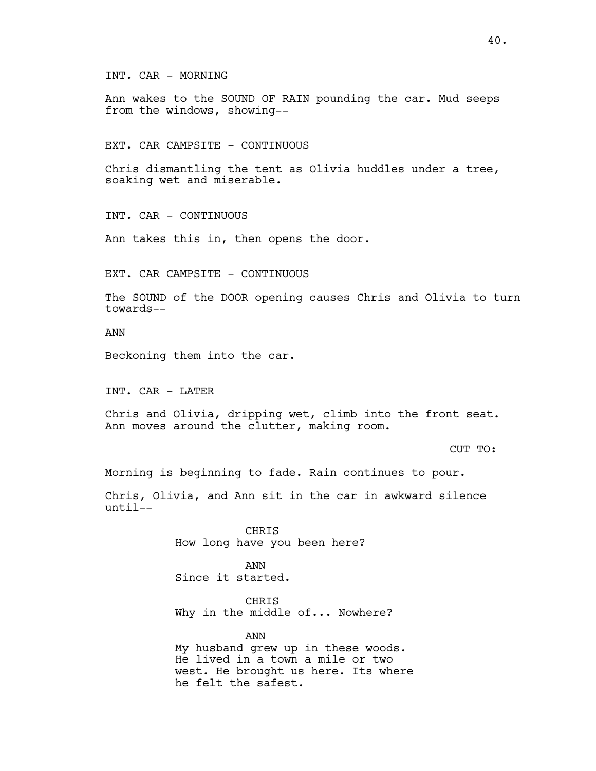INT. CAR - MORNING

Ann wakes to the SOUND OF RAIN pounding the car. Mud seeps from the windows, showing--

EXT. CAR CAMPSITE - CONTINUOUS

Chris dismantling the tent as Olivia huddles under a tree, soaking wet and miserable.

INT. CAR - CONTINUOUS

Ann takes this in, then opens the door.

EXT. CAR CAMPSITE - CONTINUOUS

The SOUND of the DOOR opening causes Chris and Olivia to turn towards--

ANN

Beckoning them into the car.

INT. CAR - LATER

Chris and Olivia, dripping wet, climb into the front seat. Ann moves around the clutter, making room.

CUT TO:

Morning is beginning to fade. Rain continues to pour.

Chris, Olivia, and Ann sit in the car in awkward silence until--

CHRIS
How long have you been here?

ANN
Since it started.

CHRIS
Why in the middle of... Nowhere?

ANN
My husband grew up in these woods. He lived in a town a mile or two west. He brought us here. Its where he felt the safest.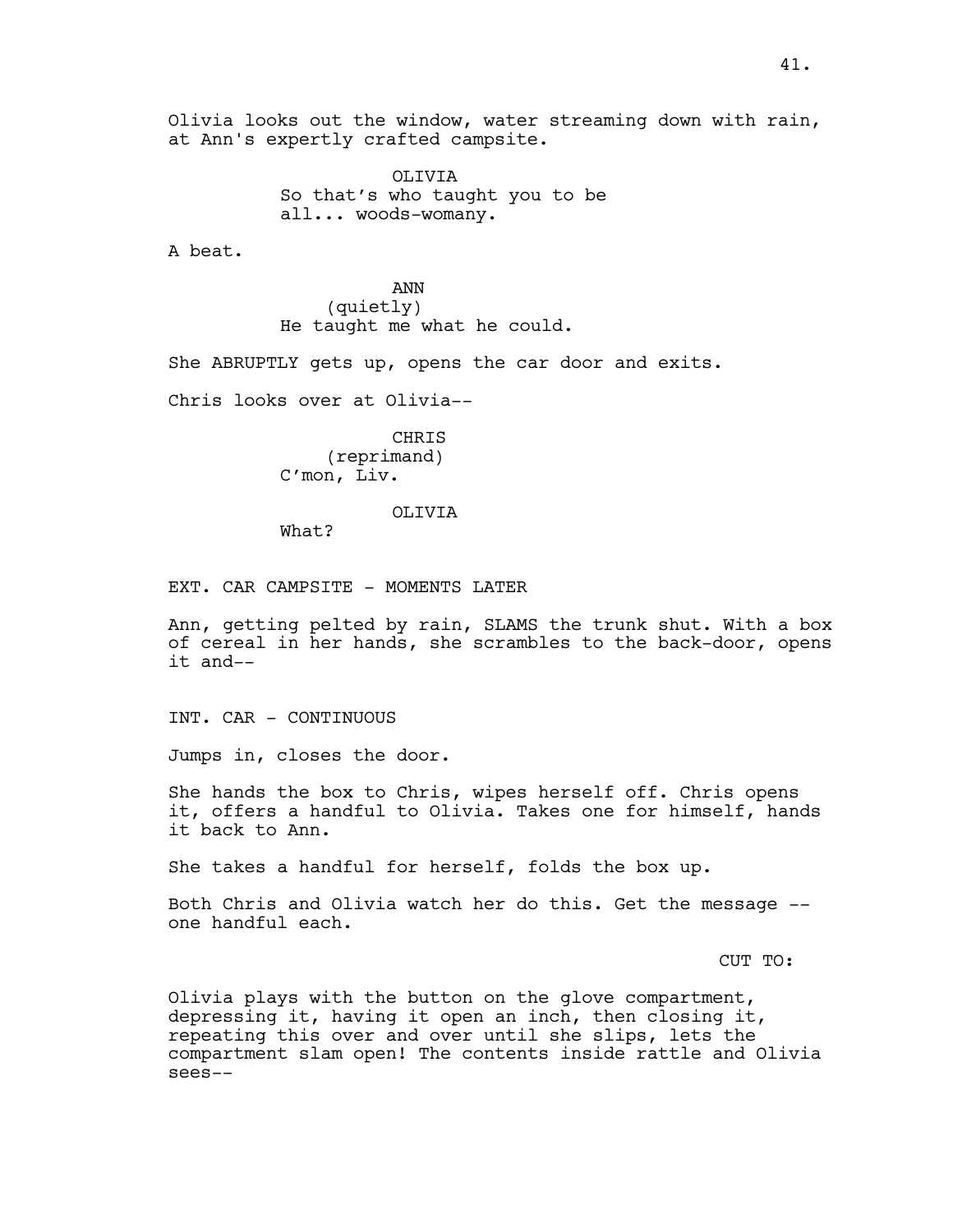Olivia looks out the window, water streaming down with rain, at Ann's expertly crafted campsite.

OLIVIA
So that's who taught you to be all... woods-womany.

A beat.

ANN
(quietly)
He taught me what he could.

She ABRUPTLY gets up, opens the car door and exits.

Chris looks over at Olivia--

CHRIS
(reprimand)
C'mon, Liv.

OLIVIA
What?

EXT. CAR CAMPSITE - MOMENTS LATER

Ann, getting pelted by rain, SLAMS the trunk shut. With a box of cereal in her hands, she scrambles to the back-door, opens it and--

INT. CAR - CONTINUOUS

Jumps in, closes the door.

She hands the box to Chris, wipes herself off. Chris opens it, offers a handful to Olivia. Takes one for himself, hands it back to Ann.

She takes a handful for herself, folds the box up.

Both Chris and Olivia watch her do this. Get the message -- one handful each.

CUT TO:

Olivia plays with the button on the glove compartment, depressing it, having it open an inch, then closing it, repeating this over and over until she slips, lets the compartment slam open! The contents inside rattle and Olivia sees--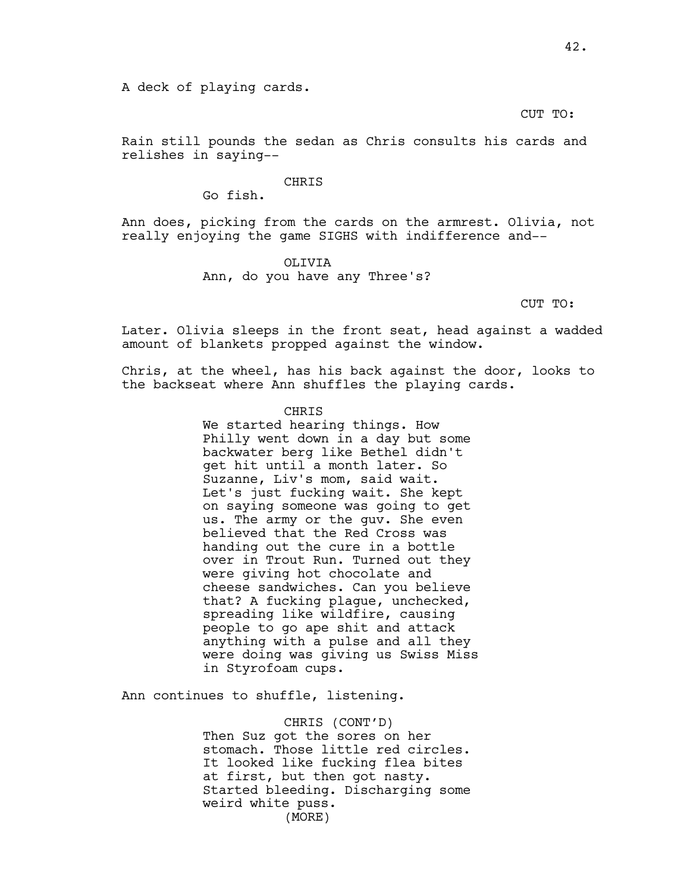A deck of playing cards.

CUT TO:

Rain still pounds the sedan as Chris consults his cards and relishes in saying--

CHRIS

Go fish.

Ann does, picking from the cards on the armrest. Olivia, not really enjoying the game SIGHS with indifference and--

OLIVIA

Ann, do you have any Three's?

CUT TO:

Later. Olivia sleeps in the front seat, head against a wadded amount of blankets propped against the window.

Chris, at the wheel, has his back against the door, looks to the backseat where Ann shuffles the playing cards.

CHRIS

We started hearing things. How Philly went down in a day but some backwater berg like Bethel didn't get hit until a month later. So Suzanne, Liv's mom, said wait. Let's just fucking wait. She kept on saying someone was going to get us. The army or the guv. She even believed that the Red Cross was handing out the cure in a bottle over in Trout Run. Turned out they were giving hot chocolate and cheese sandwiches. Can you believe that? A fucking plague, unchecked, spreading like wildfire, causing people to go ape shit and attack anything with a pulse and all they were doing was giving us Swiss Miss in Styrofoam cups.

Ann continues to shuffle, listening.

CHRIS (CONT'D)

Then Suz got the sores on her stomach. Those little red circles. It looked like fucking flea bites at first, but then got nasty. Started bleeding. Discharging some weird white puss.

(MORE)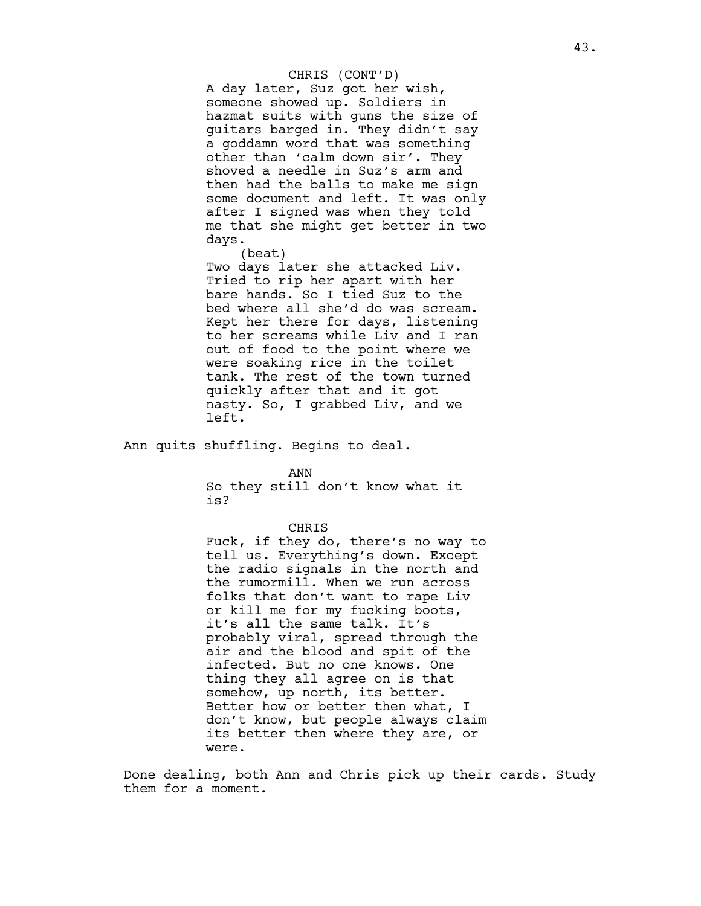CHRIS (CONT'D)
A day later, Suz got her wish, someone showed up. Soldiers in hazmat suits with guns the size of guitars barged in. They didn't say a goddamn word that was something other than 'calm down sir'. They shoved a needle in Suz's arm and then had the balls to make me sign some document and left. It was only after I signed was when they told me that she might get better in two days.
(beat)
Two days later she attacked Liv. Tried to rip her apart with her bare hands. So I tied Suz to the bed where all she'd do was scream. Kept her there for days, listening to her screams while Liv and I ran out of food to the point where we were soaking rice in the toilet tank. The rest of the town turned quickly after that and it got nasty. So, I grabbed Liv, and we left.

Ann quits shuffling. Begins to deal.

ANN
So they still don't know what it is?

CHRIS
Fuck, if they do, there's no way to tell us. Everything's down. Except the radio signals in the north and the rumormill. When we run across folks that don't want to rape Liv or kill me for my fucking boots, it's all the same talk. It's probably viral, spread through the air and the blood and spit of the infected. But no one knows. One thing they all agree on is that somehow, up north, its better. Better how or better then what, I don't know, but people always claim its better then where they are, or were.

Done dealing, both Ann and Chris pick up their cards. Study them for a moment.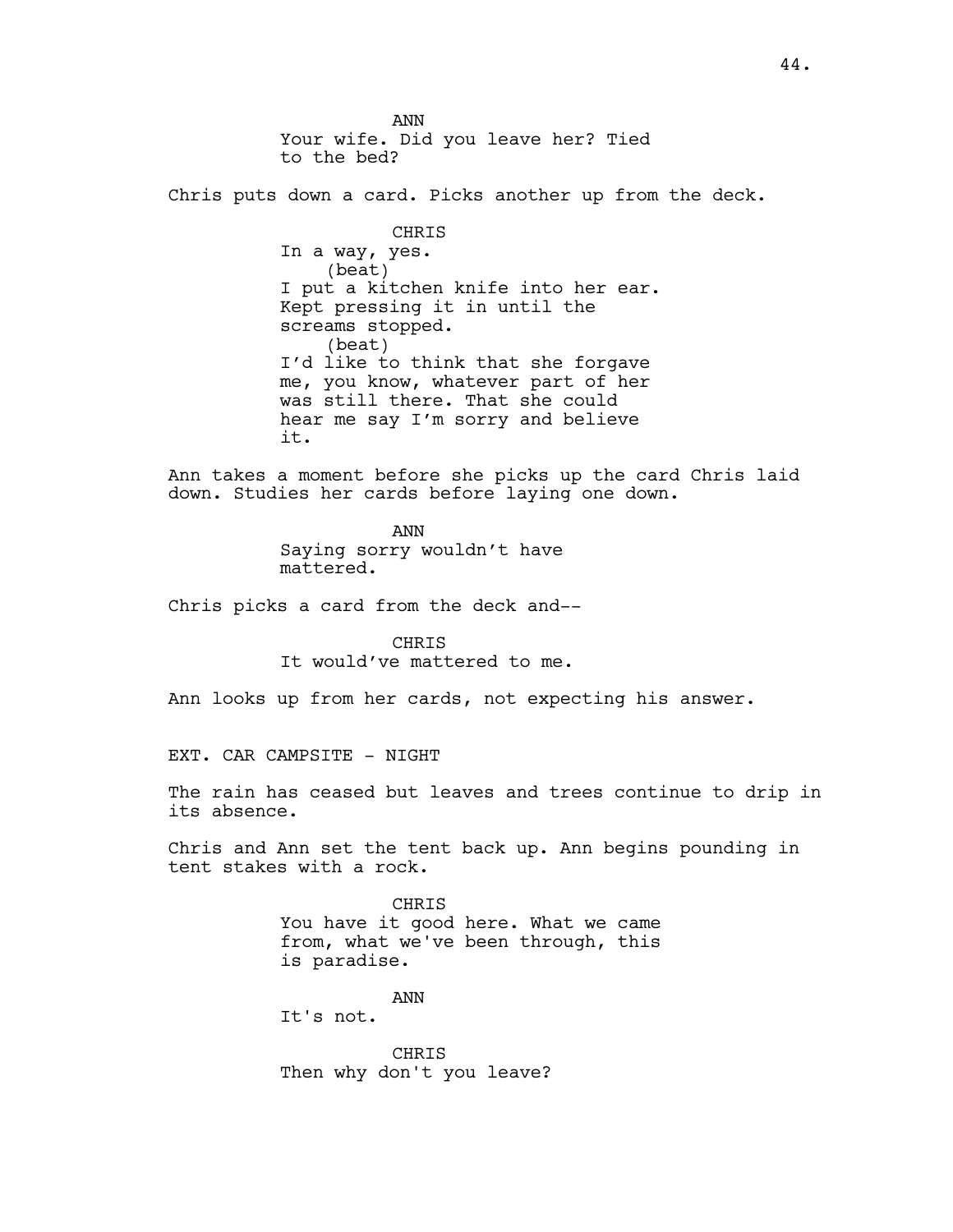ANN
Your wife. Did you leave her? Tied to the bed?

Chris puts down a card. Picks another up from the deck.

CHRIS
In a way, yes.
(beat)
I'd put a kitchen knife into her ear. Kept pressing it in until the screams stopped.
(beat)
I'd like to think that she forgave me, you know, whatever part of her was still there. That she could hear me say I'm sorry and believe it.

Ann takes a moment before she picks up the card Chris laid down. Studies her cards before laying one down.

ANN
Saying sorry wouldn't have mattered.

Chris picks a card from the deck and--

CHRIS
It would've mattered to me.

Ann looks up from her cards, not expecting his answer.

EXT. CAR CAMPSITE - NIGHT

The rain has ceased but leaves and trees continue to drip in its absence.

Chris and Ann set the tent back up. Ann begins pounding in tent stakes with a rock.

CHRIS
You have it good here. What we came from, what we've been through, this is paradise.

ANN
It's not.

CHRIS
Then why don't you leave?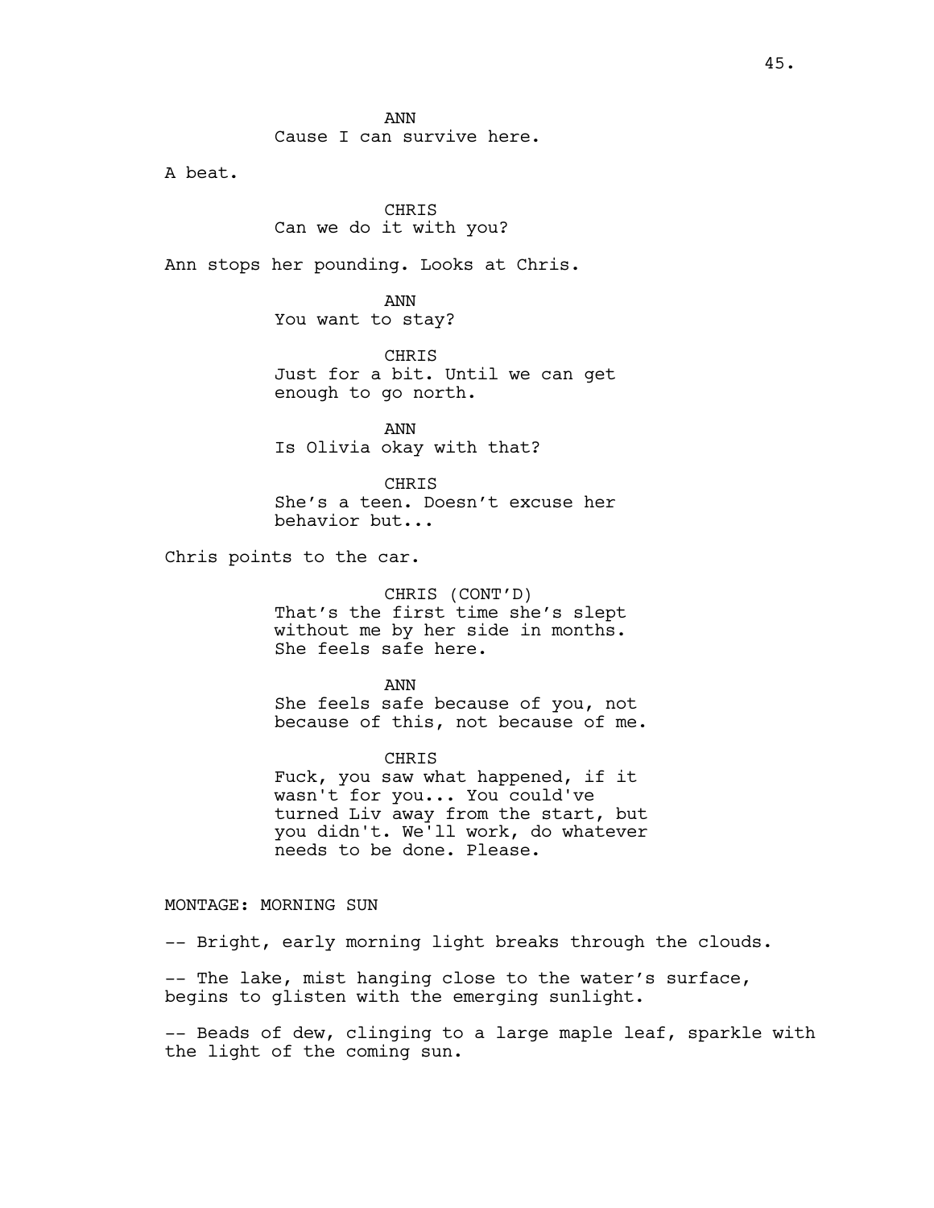ANN
Cause I can survive here.

A beat.

CHRIS
Can we do it with you?

Ann stops her pounding. Looks at Chris.

ANN
You want to stay?

CHRIS
Just for a bit. Until we can get enough to go north.

ANN
Is Olivia okay with that?

CHRIS
She's a teen. Doesn't excuse her behavior but...

Chris points to the car.

CHRIS (CONT'D)
That's the first time she's slept without me by her side in months. She feels safe here.

ANN
She feels safe because of you, not because of this, not because of me.

CHRIS
Fuck, you saw what happened, if it wasn't for you... You could've turned Liv away from the start, but you didn't. We'll work, do whatever needs to be done. Please.

MONTAGE: MORNING SUN

-- Bright, early morning light breaks through the clouds.

-- The lake, mist hanging close to the water's surface, begins to glisten with the emerging sunlight.

-- Beads of dew, clinging to a large maple leaf, sparkle with the light of the coming sun.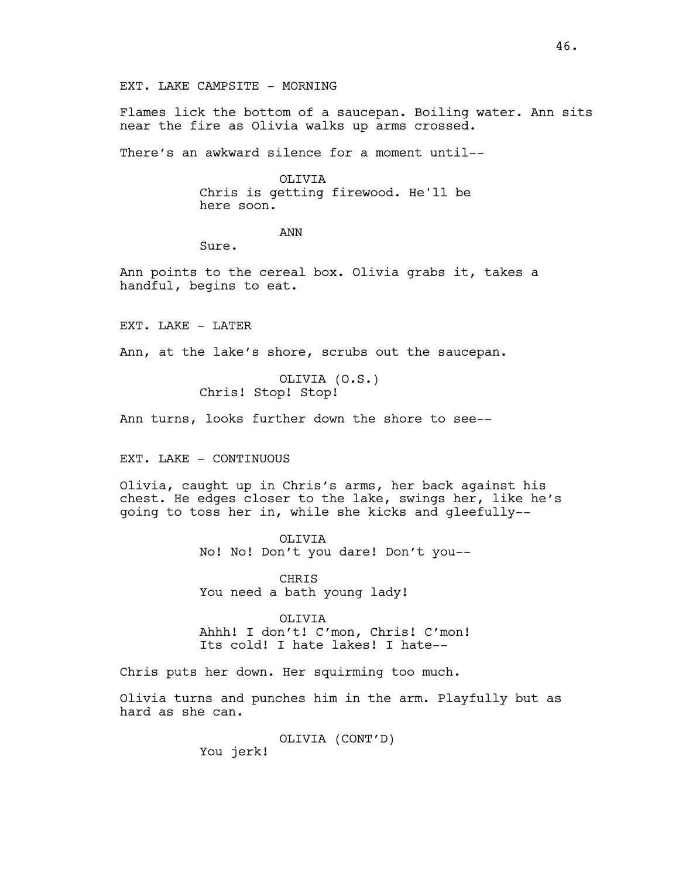EXT. LAKE CAMPSITE - MORNING

Flames lick the bottom of a saucepan. Boiling water. Ann sits near the fire as Olivia walks up arms crossed.

There's an awkward silence for a moment until--

OLIVIA
Chris is getting firewood. He'll be here soon.

ANN
Sure.

Ann points to the cereal box. Olivia grabs it, takes a handful, begins to eat.

EXT. LAKE - LATER

Ann, at the lake's shore, scrubs out the saucepan.

OLIVIA (O.S.)
Chris! Stop! Stop!

Ann turns, looks further down the shore to see--

EXT. LAKE - CONTINUOUS

Olivia, caught up in Chris's arms, her back against his chest. He edges closer to the lake, swings her, like he's going to toss her in, while she kicks and gleefully--

OLIVIA
No! No! Don't you dare! Don't you--

CHRIS
You need a bath young lady!

OLIVIA
Ahhh! I don't! C'mon, Chris! C'mon! Its cold! I hate lakes! I hate--

Chris puts her down. Her squirming too much.

Olivia turns and punches him in the arm. Playfully but as hard as she can.

OLIVIA (CONT'D)
You jerk!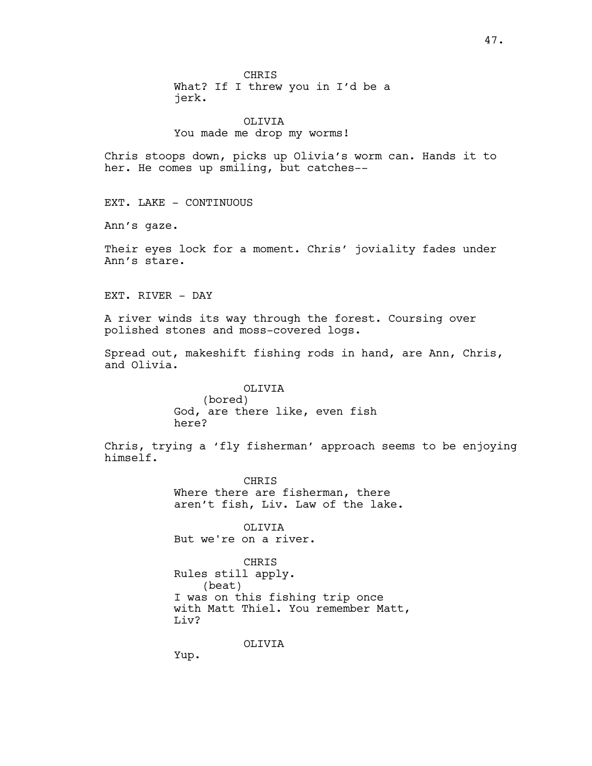CHRIS
What? If I threw you in I'd be a jerk.

OLIVIA
You made me drop my worms!

Chris stoops down, picks up Olivia's worm can. Hands it to her. He comes up smiling, but catches--

EXT. LAKE - CONTINUOUS

Ann's gaze.

Their eyes lock for a moment. Chris' joviality fades under Ann's stare.

EXT. RIVER - DAY

A river winds its way through the forest. Coursing over polished stones and moss-covered logs.

Spread out, makeshift fishing rods in hand, are Ann, Chris, and Olivia.

OLIVIA
(bored)
God, are there like, even fish here?

Chris, trying a 'fly fisherman' approach seems to be enjoying himself.

CHRIS
Where there are fisherman, there aren't fish, Liv. Law of the lake.

OLIVIA
But we're on a river.

CHRIS
Rules still apply.
(beat)
I was on this fishing trip once with Matt Thiel. You remember Matt, Liv?

OLIVIA
Yup.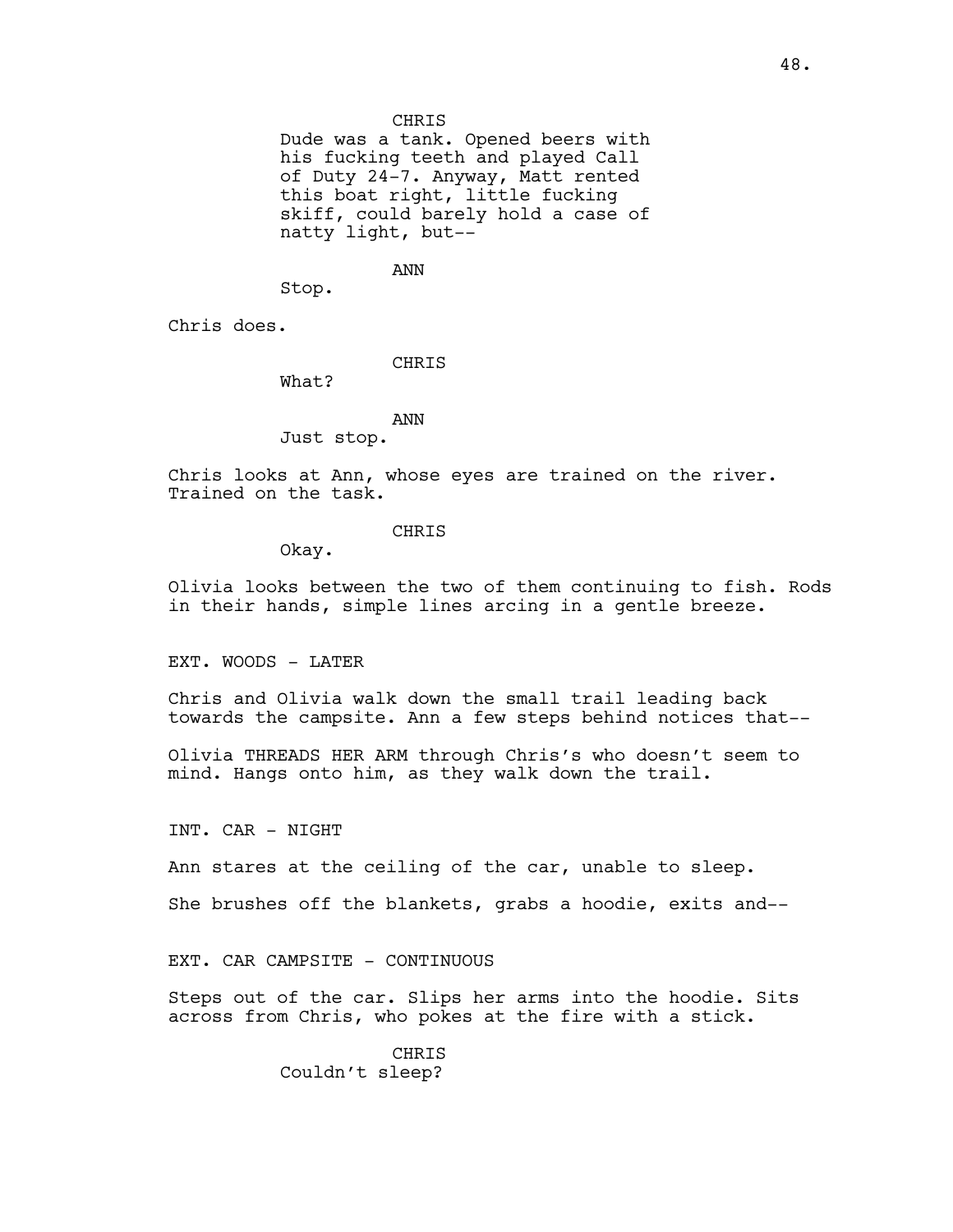CHRIS
Dude was a tank. Opened beers with his fucking teeth and played Call of Duty 24-7. Anyway, Matt rented this boat right, little fucking skiff, could barely hold a case of natty light, but--

ANN
Stop.

Chris does.

CHRIS
What?

ANN
Just stop.

Chris looks at Ann, whose eyes are trained on the river. Trained on the task.

CHRIS
Okay.

Olivia looks between the two of them continuing to fish. Rods in their hands, simple lines arcing in a gentle breeze.

EXT. WOODS - LATER

Chris and Olivia walk down the small trail leading back towards the campsite. Ann a few steps behind notices that--

Olivia THREADS HER ARM through Chris's who doesn't seem to mind. Hangs onto him, as they walk down the trail.

INT. CAR - NIGHT

Ann stares at the ceiling of the car, unable to sleep.

She brushes off the blankets, grabs a hoodie, exits and--

EXT. CAR CAMPSITE - CONTINUOUS

Steps out of the car. Slips her arms into the hoodie. Sits across from Chris, who pokes at the fire with a stick.

CHRIS
Couldn't sleep?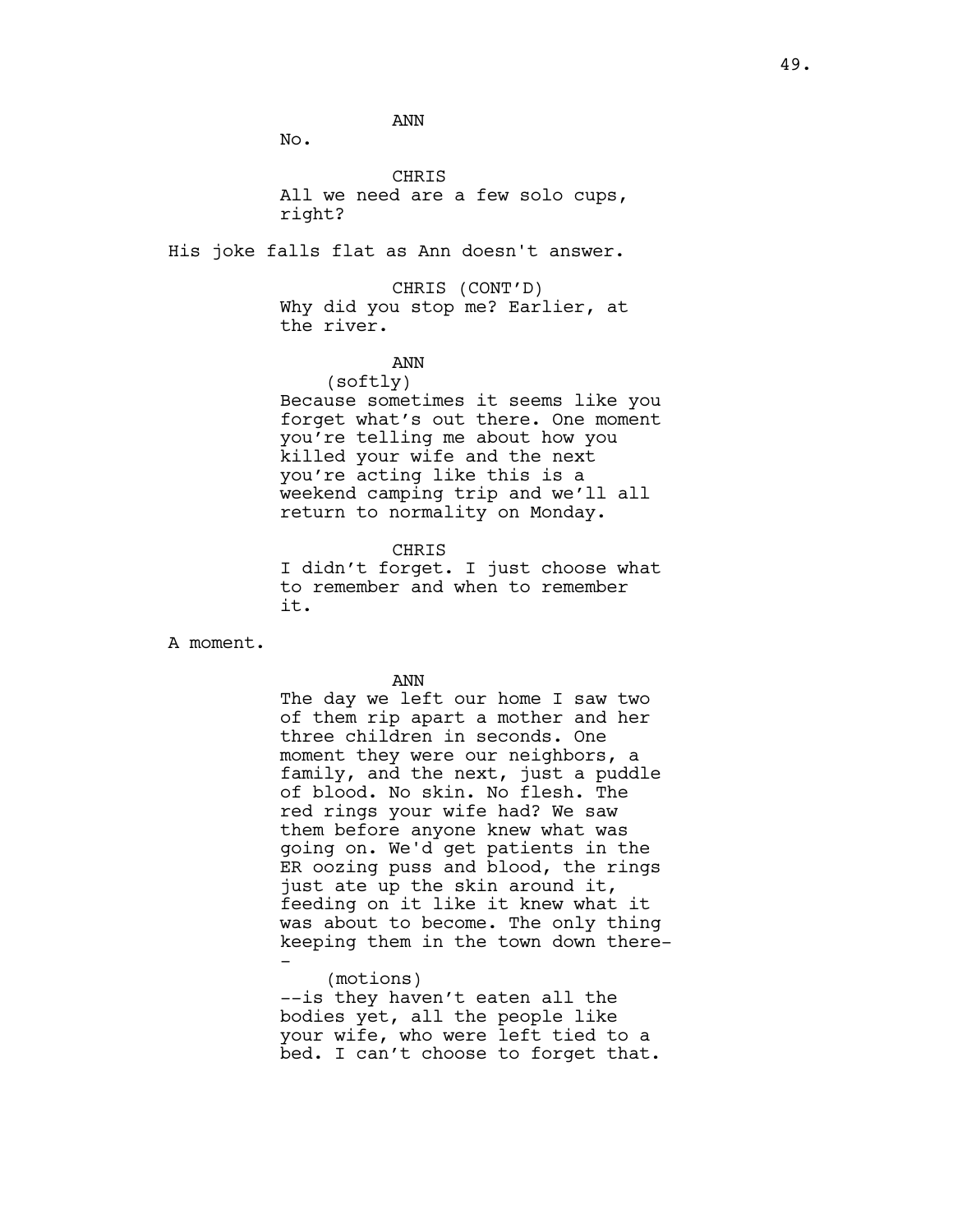ANN

No.

CHRIS

All we need are a few solo cups, right?

His joke falls flat as Ann doesn't answer.

CHRIS (CONT'D)

Why did you stop me? Earlier, at the river.

ANN

(softly)

Because sometimes it seems like you forget what's out there. One moment you're telling me about how you killed your wife and the next you're acting like this is a weekend camping trip and we'll all return to normality on Monday.

CHRIS

I didn't forget. I just choose what to remember and when to remember it.

A moment.

ANN

The day we left our home I saw two of them rip apart a mother and her three children in seconds. One moment they were our neighbors, a family, and the next, just a puddle of blood. No skin. No flesh. The red rings your wife had? We saw them before anyone knew what was going on. We'd get patients in the ER oozing puss and blood, the rings just ate up the skin around it, feeding on it like it knew what it was about to become. The only thing keeping them in the town down there--

(motions)

--is they haven't eaten all the bodies yet, all the people like your wife, who were left tied to a bed. I can't choose to forget that.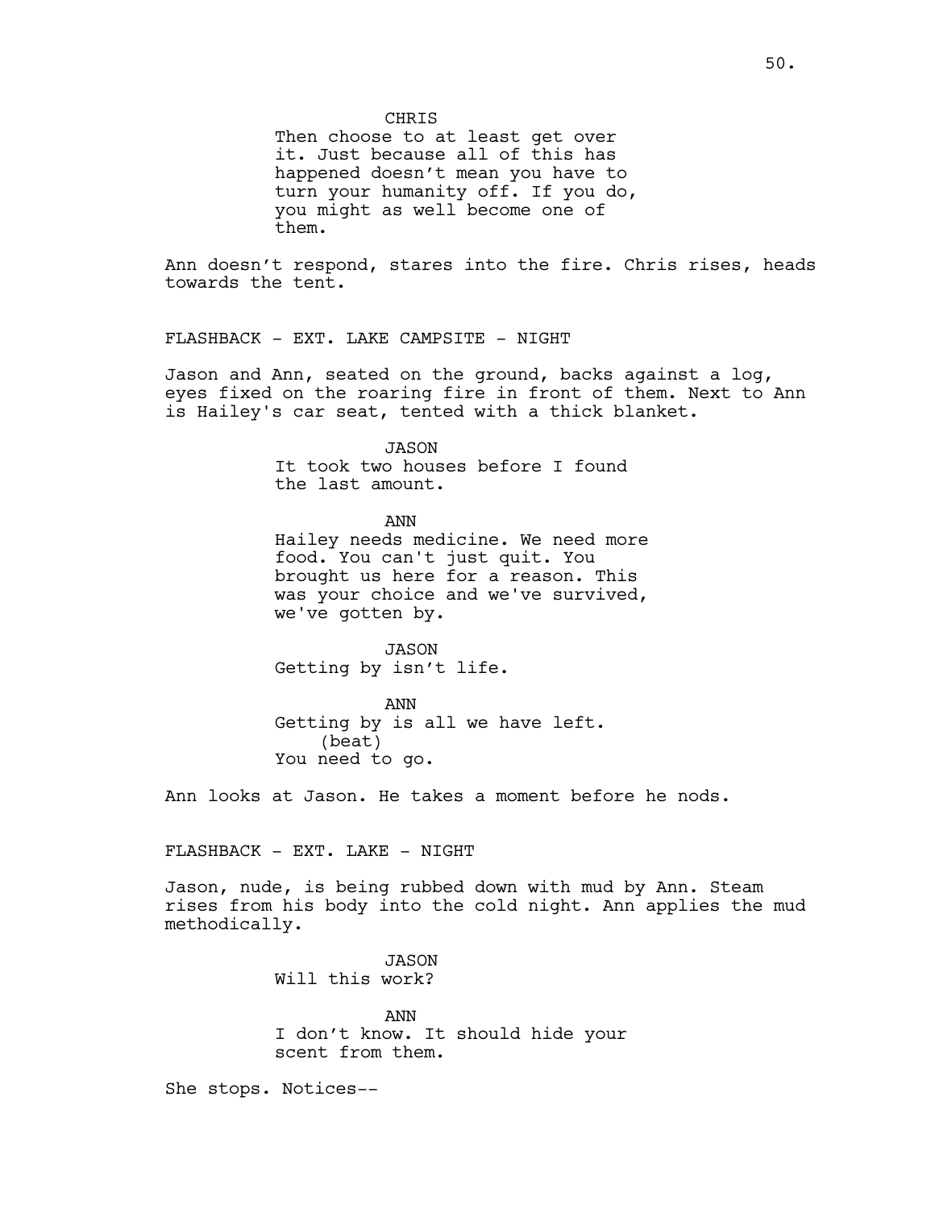CHRIS

Then choose to at least get over it. Just because all of this has happened doesn't mean you have to turn your humanity off. If you do, you might as well become one of them.

Ann doesn't respond, stares into the fire. Chris rises, heads towards the tent.

FLASHBACK - EXT. LAKE CAMPSITE - NIGHT

Jason and Ann, seated on the ground, backs against a log, eyes fixed on the roaring fire in front of them. Next to Ann is Hailey's car seat, tented with a thick blanket.

JASON

It took two houses before I found the last amount.

ANN

Hailey needs medicine. We need more food. You can't just quit. You brought us here for a reason. This was your choice and we've survived, we've gotten by.

JASON

Getting by isn't life.

ANN

Getting by is all we have left.
(beat)
You need to go.

Ann looks at Jason. He takes a moment before he nods.

FLASHBACK - EXT. LAKE - NIGHT

Jason, nude, is being rubbed down with mud by Ann. Steam rises from his body into the cold night. Ann applies the mud methodically.

JASON

Will this work?

ANN

I don't know. It should hide your scent from them.

She stops. Notices--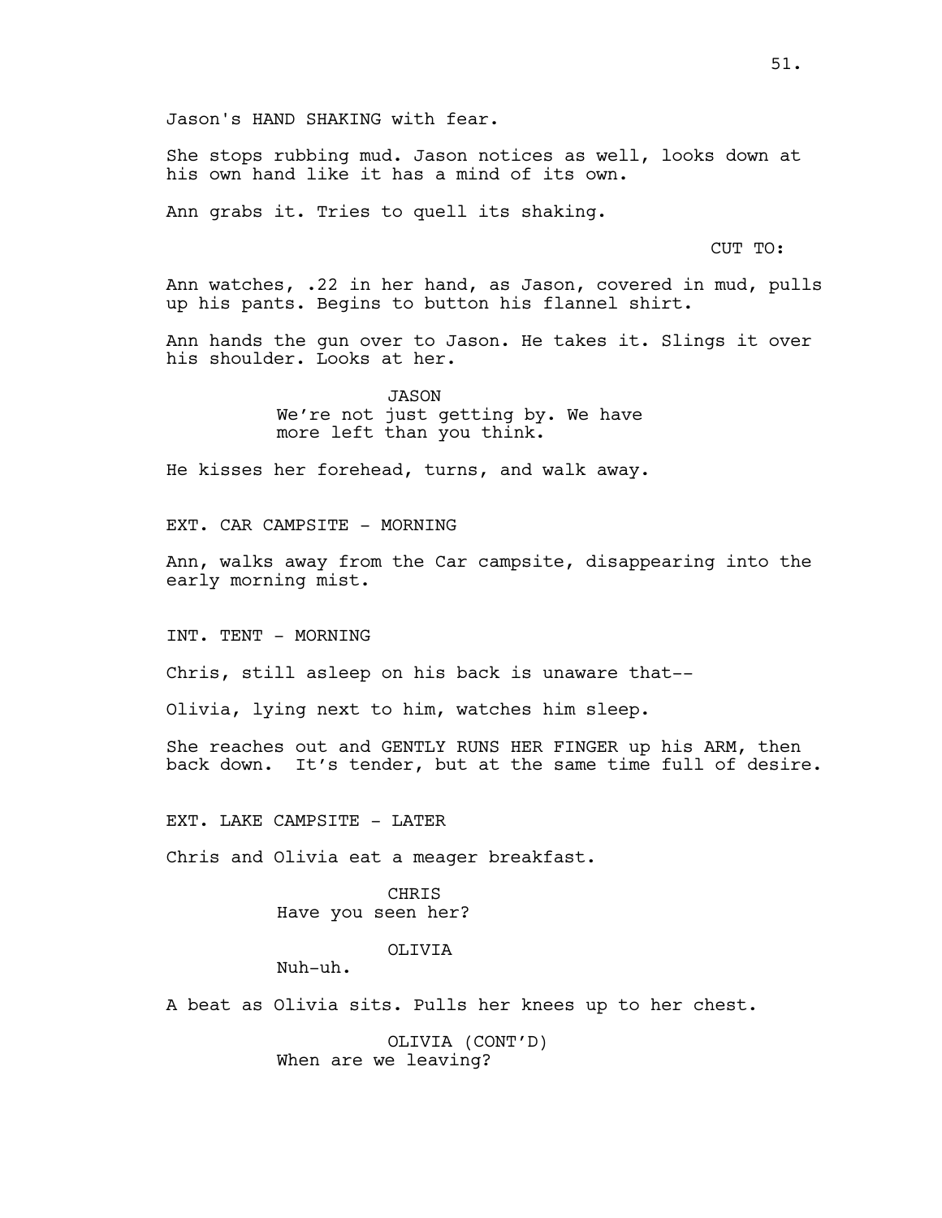Jason's HAND SHAKING with fear.

She stops rubbing mud. Jason notices as well, looks down at his own hand like it has a mind of its own.

Ann grabs it. Tries to quell its shaking.

CUT TO:

Ann watches, .22 in her hand, as Jason, covered in mud, pulls up his pants. Begins to button his flannel shirt.

Ann hands the gun over to Jason. He takes it. Slings it over his shoulder. Looks at her.

JASON
We're not just getting by. We have more left than you think.

He kisses her forehead, turns, and walk away.

EXT. CAR CAMPSITE - MORNING

Ann, walks away from the Car campsite, disappearing into the early morning mist.

INT. TENT - MORNING

Chris, still asleep on his back is unaware that--

Olivia, lying next to him, watches him sleep.

She reaches out and GENTLY RUNS HER FINGER up his ARM, then back down. It's tender, but at the same time full of desire.

EXT. LAKE CAMPSITE - LATER

Chris and Olivia eat a meager breakfast.

CHRIS
Have you seen her?

OLIVIA
Nuh-uh.

A beat as Olivia sits. Pulls her knees up to her chest.

OLIVIA (CONT'D)
When are we leaving?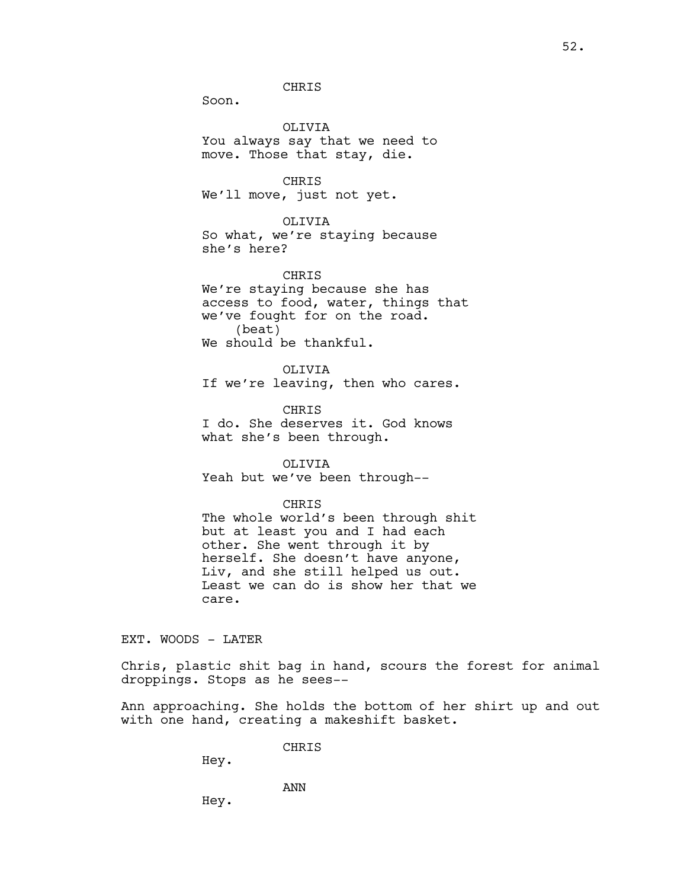CHRIS
Soon.

OLIVIA
You always say that we need to move. Those that stay, die.

CHRIS
We'll move, just not yet.

OLIVIA
So what, we're staying because she's here?

CHRIS
We're staying because she has access to food, water, things that we've fought for on the road.
(beat)
We should be thankful.

OLIVIA
If we're leaving, then who cares.

CHRIS
I do. She deserves it. God knows what she's been through.

OLIVIA
Yeah but we've been through--

CHRIS
The whole world's been through shit but at least you and I had each other. She went through it by herself. She doesn't have anyone, Liv, and she still helped us out. Least we can do is show her that we care.

EXT. WOODS - LATER

Chris, plastic shit bag in hand, scours the forest for animal droppings. Stops as he sees--

Ann approaching. She holds the bottom of her shirt up and out with one hand, creating a makeshift basket.

CHRIS
Hey.

ANN
Hey.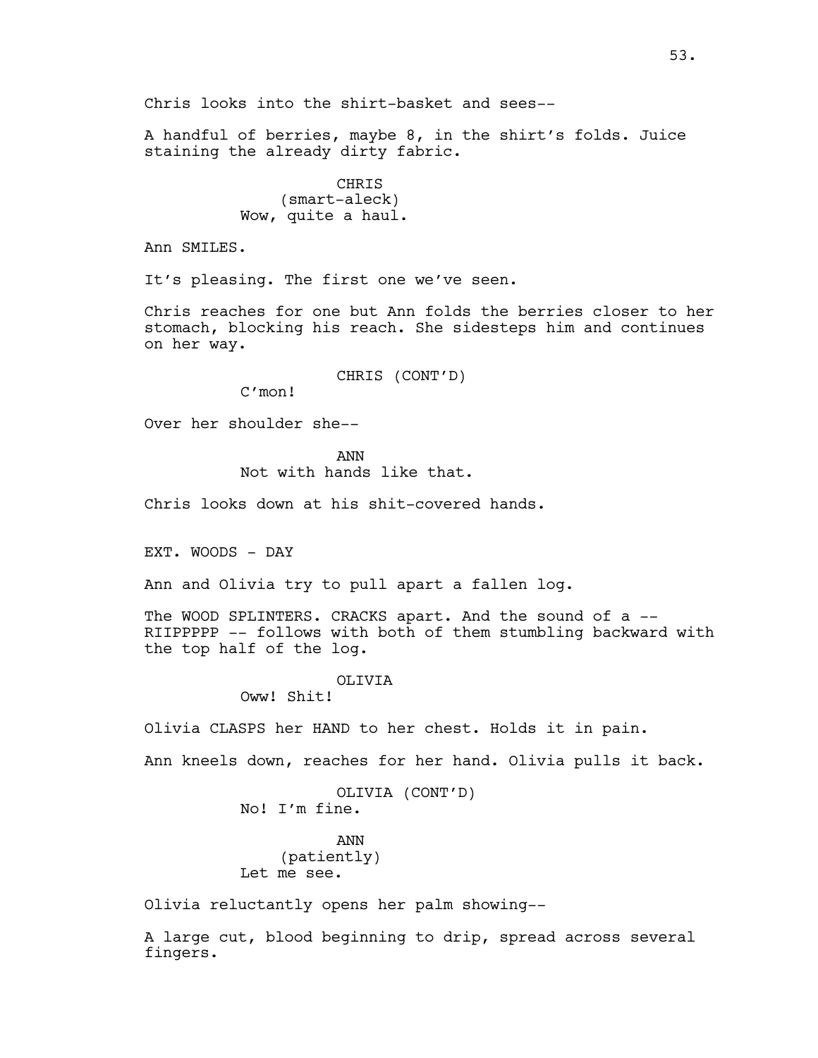Chris looks into the shirt-basket and sees--

A handful of berries, maybe 8, in the shirt's folds. Juice staining the already dirty fabric.

CHRIS
(smart-aleck)
Wow, quite a haul.

Ann SMILES.

It's pleasing. The first one we've seen.

Chris reaches for one but Ann folds the berries closer to her stomach, blocking his reach. She sidesteps him and continues on her way.

CHRIS (CONT'D)
C'mon!

Over her shoulder she--

ANN
Not with hands like that.

Chris looks down at his shit-covered hands.

EXT. WOODS - DAY

Ann and Olivia try to pull apart a fallen log.

The WOOD SPLINTERS. CRACKS apart. And the sound of a -- RIIPPPPP -- follows with both of them stumbling backward with the top half of the log.

OLIVIA
Oww! Shit!

Olivia CLASPS her HAND to her chest. Holds it in pain.

Ann kneels down, reaches for her hand. Olivia pulls it back.

OLIVIA (CONT'D)
No! I'm fine.

ANN
(patiently)
Let me see.

Olivia reluctantly opens her palm showing--

A large cut, blood beginning to drip, spread across several fingers.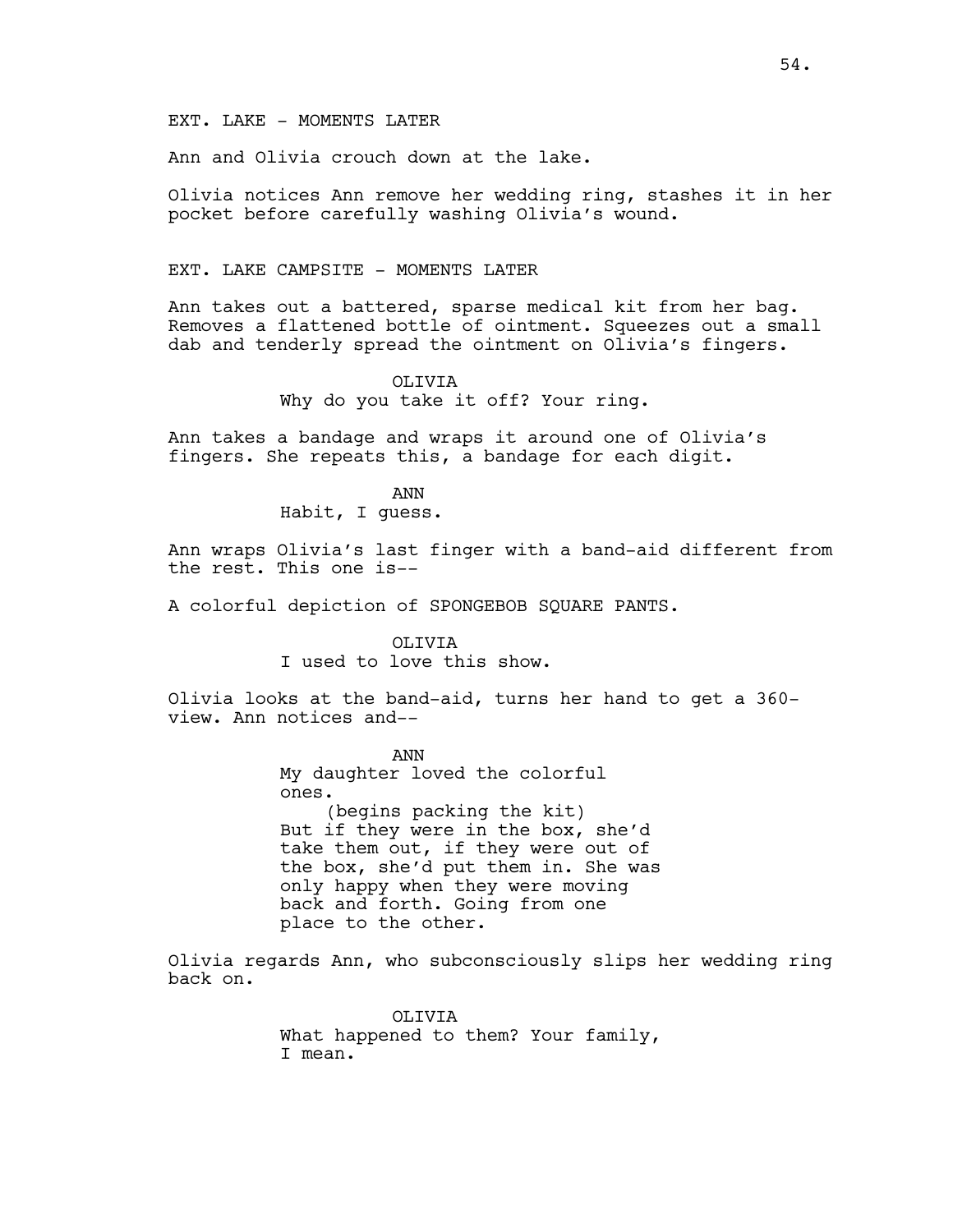EXT. LAKE - MOMENTS LATER

Ann and Olivia crouch down at the lake.

Olivia notices Ann remove her wedding ring, stashes it in her pocket before carefully washing Olivia's wound.

EXT. LAKE CAMPSITE - MOMENTS LATER

Ann takes out a battered, sparse medical kit from her bag. Removes a flattened bottle of ointment. Squeezes out a small dab and tenderly spread the ointment on Olivia's fingers.

OLIVIA
Why do you take it off? Your ring.

Ann takes a bandage and wraps it around one of Olivia's fingers. She repeats this, a bandage for each digit.

ANN
Habit, I guess.

Ann wraps Olivia's last finger with a band-aid different from the rest. This one is--

A colorful depiction of SPONGEBOB SQUARE PANTS.

OLIVIA
I used to love this show.

Olivia looks at the band-aid, turns her hand to get a 360-view. Ann notices and--

ANN
My daughter loved the colorful ones.
(begins packing the kit)
But if they were in the box, she'd take them out, if they were out of the box, she'd put them in. She was only happy when they were moving back and forth. Going from one place to the other.

Olivia regards Ann, who subconsciously slips her wedding ring back on.

OLIVIA
What happened to them? Your family, I mean.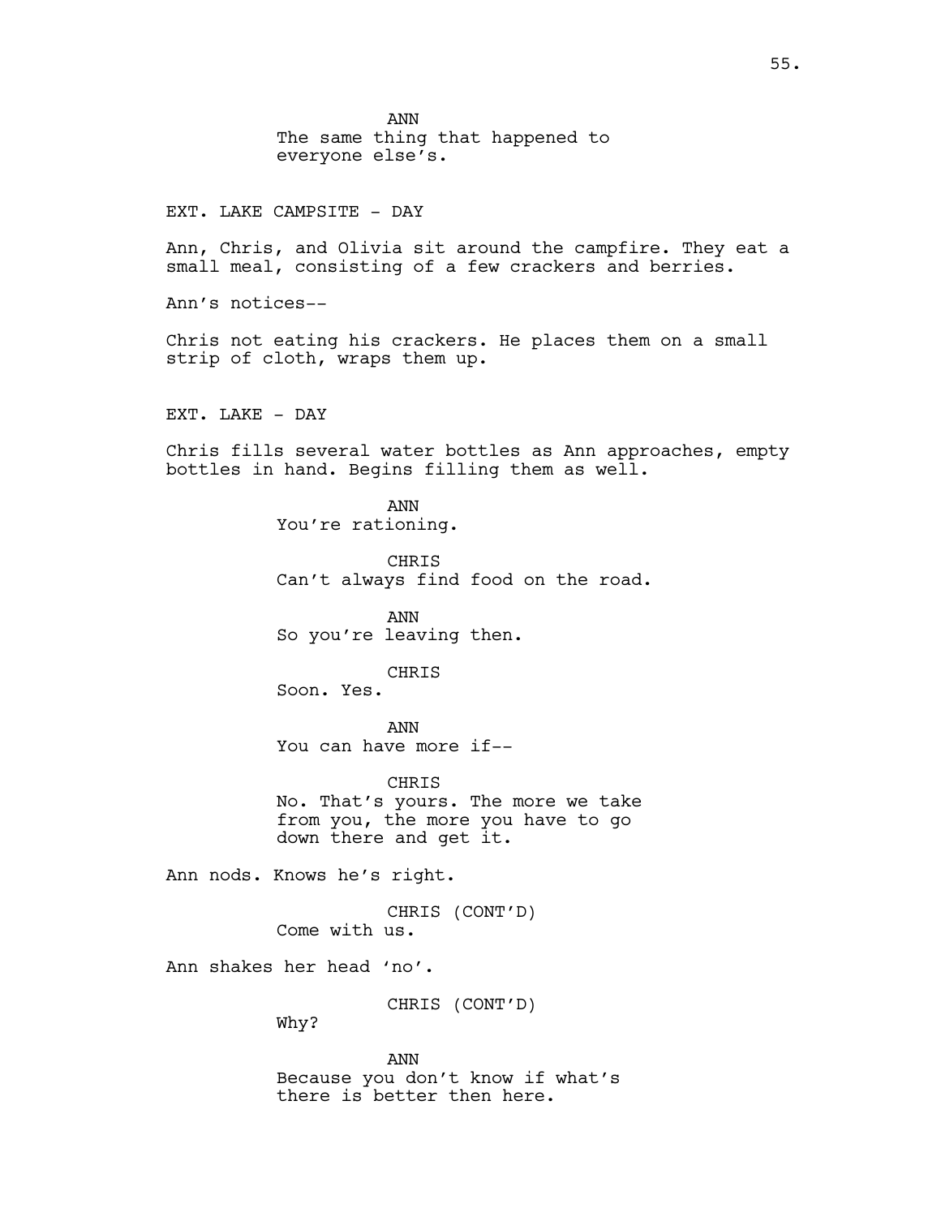ANN
The same thing that happened to everyone else's.

EXT. LAKE CAMPSITE - DAY

Ann, Chris, and Olivia sit around the campfire. They eat a small meal, consisting of a few crackers and berries.

Ann's notices--

Chris not eating his crackers. He places them on a small strip of cloth, wraps them up.

EXT. LAKE - DAY

Chris fills several water bottles as Ann approaches, empty bottles in hand. Begins filling them as well.

ANN
You're rationing.

CHRIS
Can't always find food on the road.

ANN
So you're leaving then.

CHRIS
Soon. Yes.

ANN
You can have more if--

CHRIS
No. That's yours. The more we take from you, the more you have to go down there and get it.

Ann nods. Knows he's right.

CHRIS (CONT'D)
Come with us.

Ann shakes her head 'no'.

CHRIS (CONT'D)
Why?

ANN
Because you don't know if what's there is better then here.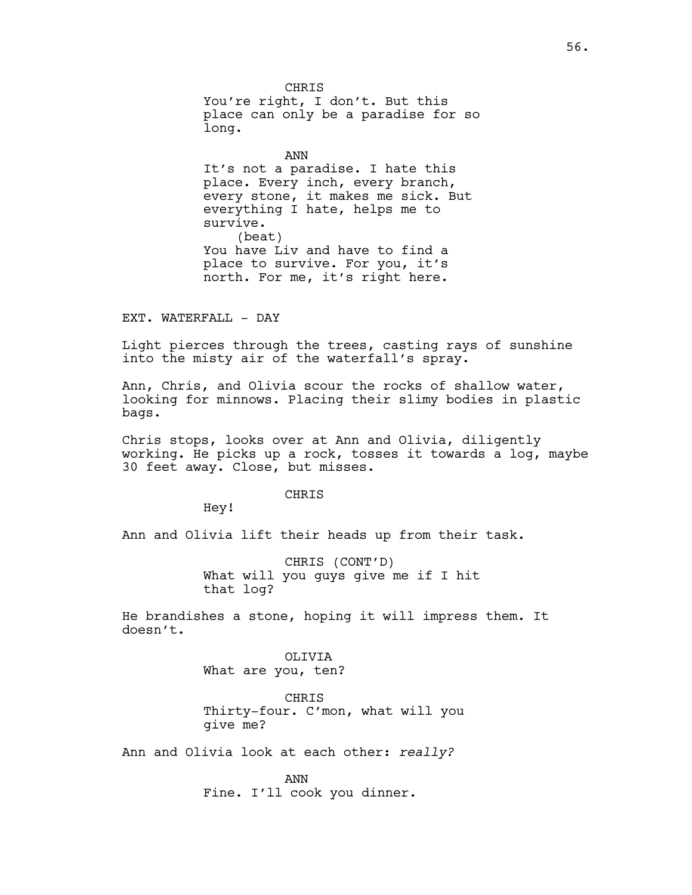CHRIS
You're right, I don't. But this place can only be a paradise for so long.

ANN
It's not a paradise. I hate this place. Every inch, every branch, every stone, it makes me sick. But everything I hate, helps me to survive.
(beat)
You have Liv and have to find a place to survive. For you, it's north. For me, it's right here.

EXT. WATERFALL - DAY

Light pierces through the trees, casting rays of sunshine into the misty air of the waterfall's spray.

Ann, Chris, and Olivia scour the rocks of shallow water, looking for minnows. Placing their slimy bodies in plastic bags.

Chris stops, looks over at Ann and Olivia, diligently working. He picks up a rock, tosses it towards a log, maybe 30 feet away. Close, but misses.

CHRIS
Hey!

Ann and Olivia lift their heads up from their task.

CHRIS (CONT'D)
What will you guys give me if I hit that log?

He brandishes a stone, hoping it will impress them. It doesn't.

OLIVIA
What are you, ten?

CHRIS
Thirty-four. C'mon, what will you give me?

Ann and Olivia look at each other: *really?*

ANN
Fine. I'll cook you dinner.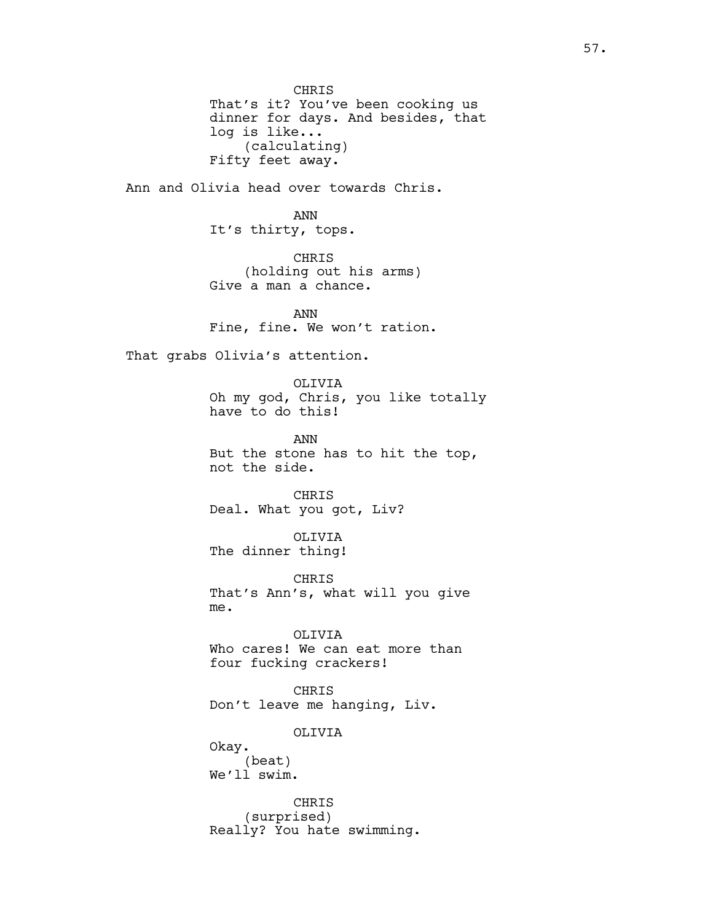CHRIS
That's it? You've been cooking us dinner for days. And besides, that log is like...
(calculating)
Fifty feet away.

Ann and Olivia head over towards Chris.

ANN
It's thirty, tops.

CHRIS
(holding out his arms)
Give a man a chance.

ANN
Fine, fine. We won't ration.

That grabs Olivia's attention.

OLIVIA
Oh my god, Chris, you like totally have to do this!

ANN
But the stone has to hit the top, not the side.

CHRIS
Deal. What you got, Liv?

OLIVIA
The dinner thing!

CHRIS
That's Ann's, what will you give me.

OLIVIA
Who cares! We can eat more than four fucking crackers!

CHRIS
Don't leave me hanging, Liv.

OLIVIA
Okay.
(beat)
We'll swim.

CHRIS
(surprised)
Really? You hate swimming.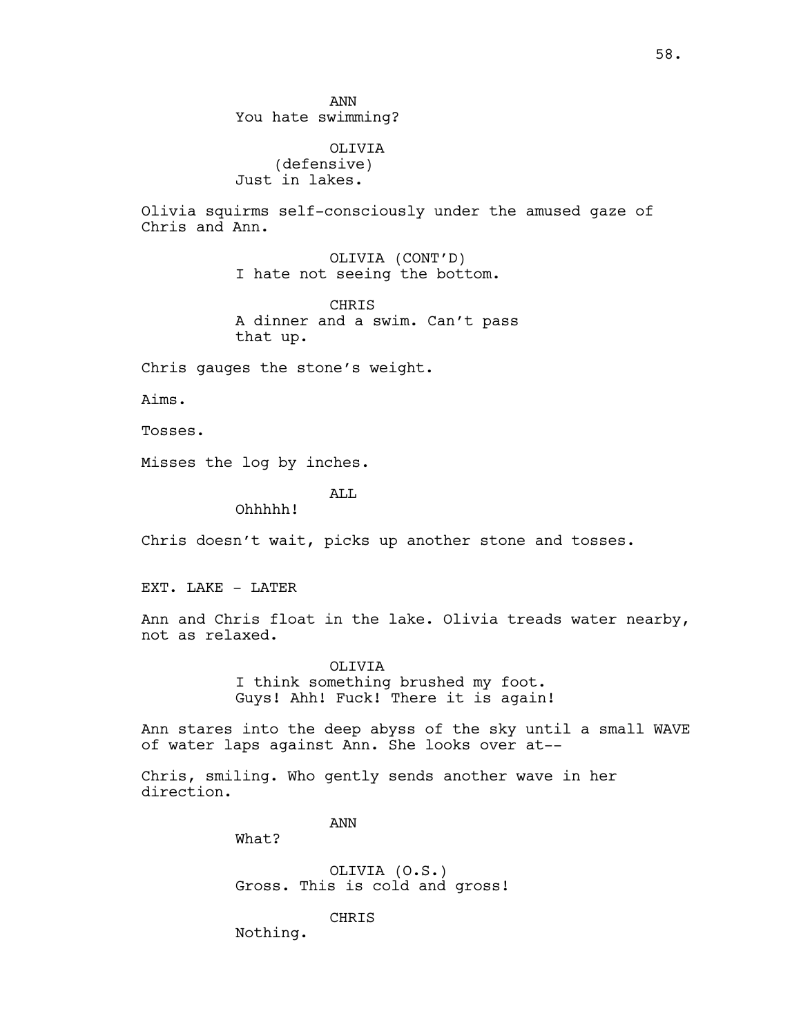ANN
You hate swimming?

OLIVIA
(defensive)
Just in lakes.

Olivia squirms self-consciously under the amused gaze of Chris and Ann.

OLIVIA (CONT'D)
I hate not seeing the bottom.

CHRIS
A dinner and a swim. Can't pass that up.

Chris gauges the stone's weight.

Aims.

Tosses.

Misses the log by inches.

ALL
Ohhhhh!

Chris doesn't wait, picks up another stone and tosses.

EXT. LAKE - LATER

Ann and Chris float in the lake. Olivia treads water nearby, not as relaxed.

OLIVIA
I think something brushed my foot. Guys! Ahh! Fuck! There it is again!

Ann stares into the deep abyss of the sky until a small WAVE of water laps against Ann. She looks over at--

Chris, smiling. Who gently sends another wave in her direction.

ANN
What?

OLIVIA (O.S.)
Gross. This is cold and gross!

CHRIS
Nothing.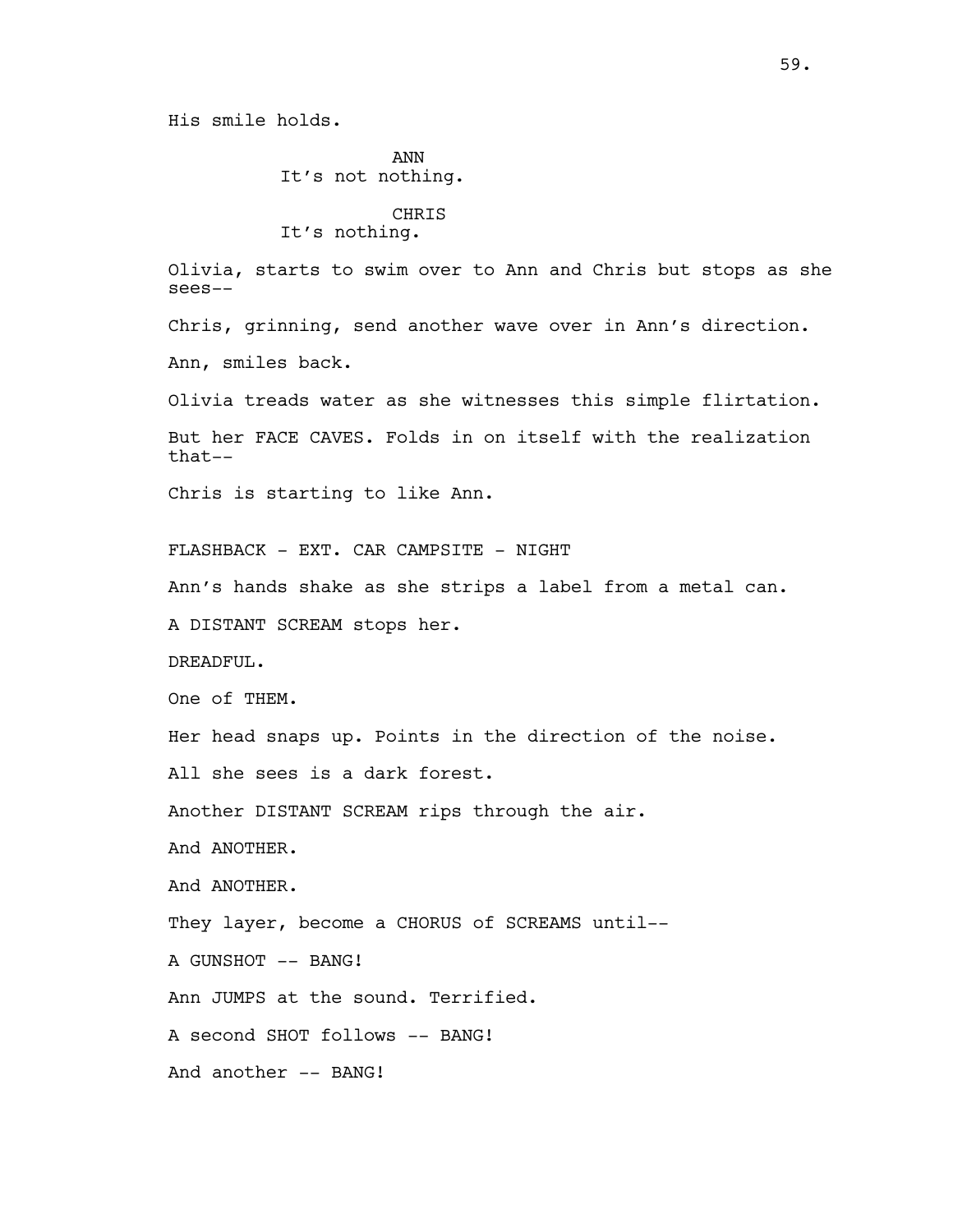His smile holds.

ANN
It’s not nothing.

CHRIS
It’s nothing.

Olivia, starts to swim over to Ann and Chris but stops as she sees--

Chris, grinning, send another wave over in Ann’s direction.

Ann, smiles back.

Olivia treads water as she witnesses this simple flirtation.

But her FACE CAVES. Folds in on itself with the realization that--

Chris is starting to like Ann.

FLASHBACK - EXT. CAR CAMPSITE - NIGHT

Ann’s hands shake as she strips a label from a metal can.

A DISTANT SCREAM stops her.

DREADFUL.

One of THEM.

Her head snaps up. Points in the direction of the noise.

All she sees is a dark forest.

Another DISTANT SCREAM rips through the air.

And ANOTHER.

And ANOTHER.

They layer, become a CHORUS of SCREAMS until--

A GUNSHOT -- BANG!

Ann JUMPS at the sound. Terrified.

A second SHOT follows -- BANG!

And another -- BANG!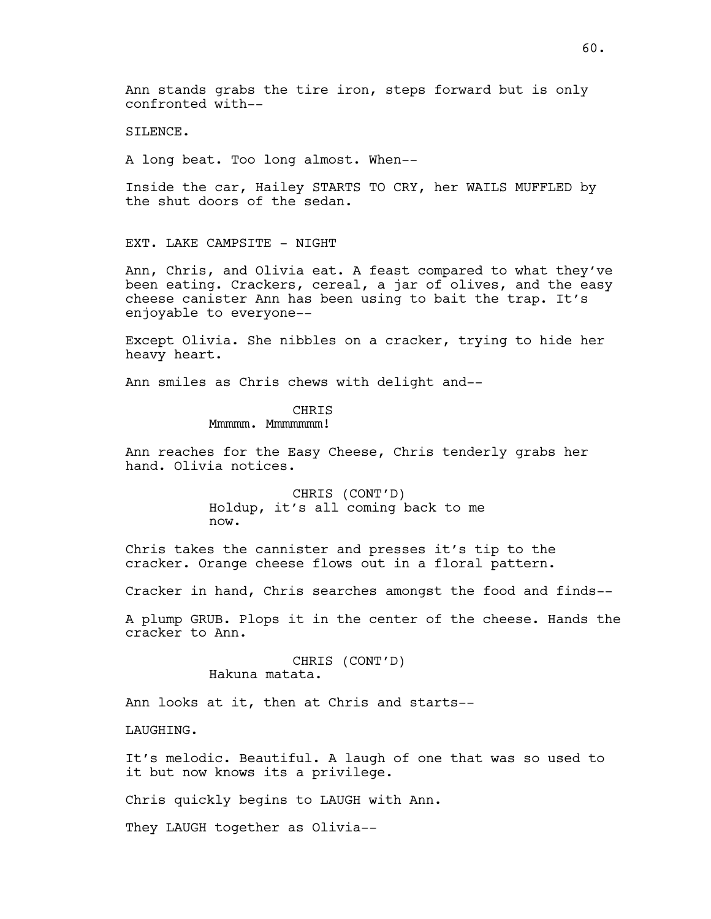Ann stands grabs the tire iron, steps forward but is only confronted with--

SILENCE.

A long beat. Too long almost. When--

Inside the car, Hailey STARTS TO CRY, her WAILS MUFFLED by the shut doors of the sedan.

EXT. LAKE CAMPSITE - NIGHT

Ann, Chris, and Olivia eat. A feast compared to what they've been eating. Crackers, cereal, a jar of olives, and the easy cheese canister Ann has been using to bait the trap. It's enjoyable to everyone--

Except Olivia. She nibbles on a cracker, trying to hide her heavy heart.

Ann smiles as Chris chews with delight and--

CHRIS
Mmmmm. Mmmmmmm!

Ann reaches for the Easy Cheese, Chris tenderly grabs her hand. Olivia notices.

CHRIS (CONT'D)
Holdup, it's all coming back to me now.

Chris takes the cannister and presses it's tip to the cracker. Orange cheese flows out in a floral pattern.

Cracker in hand, Chris searches amongst the food and finds--

A plump GRUB. Plops it in the center of the cheese. Hands the cracker to Ann.

CHRIS (CONT'D)
Hakuna matata.

Ann looks at it, then at Chris and starts--

LAUGHING.

It's melodic. Beautiful. A laugh of one that was so used to it but now knows its a privilege.

Chris quickly begins to LAUGH with Ann.

They LAUGH together as Olivia--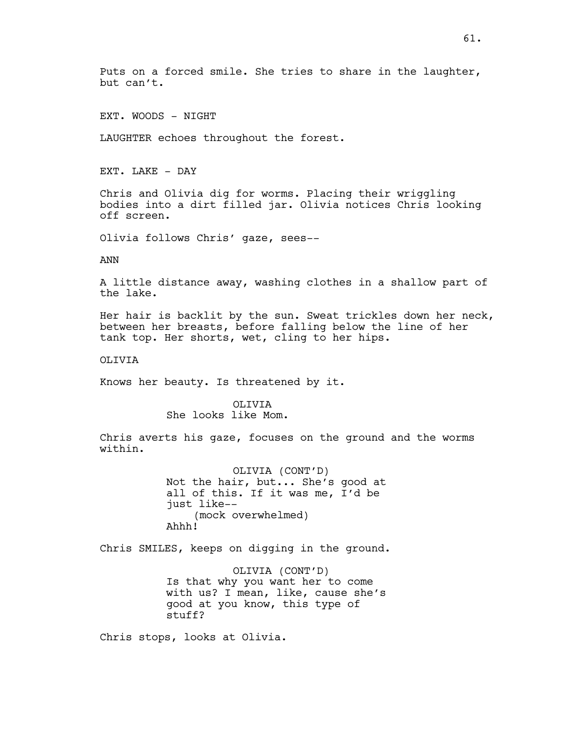Puts on a forced smile. She tries to share in the laughter, but can't.

EXT. WOODS - NIGHT

LAUGHTER echoes throughout the forest.

EXT. LAKE - DAY

Chris and Olivia dig for worms. Placing their wriggling bodies into a dirt filled jar. Olivia notices Chris looking off screen.

Olivia follows Chris' gaze, sees--

ANN

A little distance away, washing clothes in a shallow part of the lake.

Her hair is backlit by the sun. Sweat trickles down her neck, between her breasts, before falling below the line of her tank top. Her shorts, wet, cling to her hips.

OLIVIA

Knows her beauty. Is threatened by it.

OLIVIA
She looks like Mom.

Chris averts his gaze, focuses on the ground and the worms within.

OLIVIA (CONT'D)
Not the hair, but... She's good at all of this. If it was me, I'd be just like--
(mock overwhelmed)
Ahhh!

Chris SMILES, keeps on digging in the ground.

OLIVIA (CONT'D)
Is that why you want her to come with us? I mean, like, cause she's good at you know, this type of stuff?

Chris stops, looks at Olivia.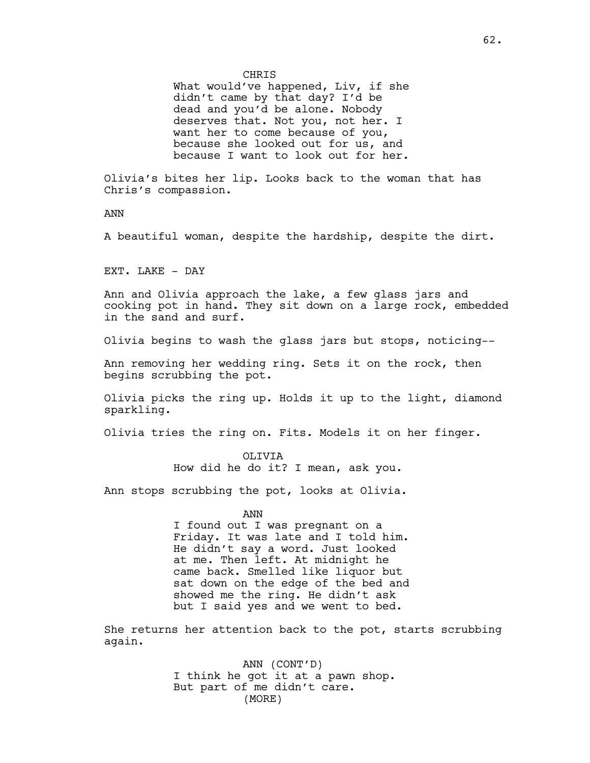CHRIS
What would've happened, Liv, if she didn't came by that day? I'd be dead and you'd be alone. Nobody deserves that. Not you, not her. I want her to come because of you, because she looked out for us, and because I want to look out for her.

Olivia's bites her lip. Looks back to the woman that has Chris's compassion.

ANN

A beautiful woman, despite the hardship, despite the dirt.

EXT. LAKE - DAY

Ann and Olivia approach the lake, a few glass jars and cooking pot in hand. They sit down on a large rock, embedded in the sand and surf.

Olivia begins to wash the glass jars but stops, noticing--

Ann removing her wedding ring. Sets it on the rock, then begins scrubbing the pot.

Olivia picks the ring up. Holds it up to the light, diamond sparkling.

Olivia tries the ring on. Fits. Models it on her finger.

OLIVIA
How did he do it? I mean, ask you.

Ann stops scrubbing the pot, looks at Olivia.

ANN
I found out I was pregnant on a Friday. It was late and I told him. He didn't say a word. Just looked at me. Then left. At midnight he came back. Smelled like liquor but sat down on the edge of the bed and showed me the ring. He didn't ask but I said yes and we went to bed.

She returns her attention back to the pot, starts scrubbing again.

ANN (CONT'D)
I think he got it at a pawn shop. But part of me didn't care.
(MORE)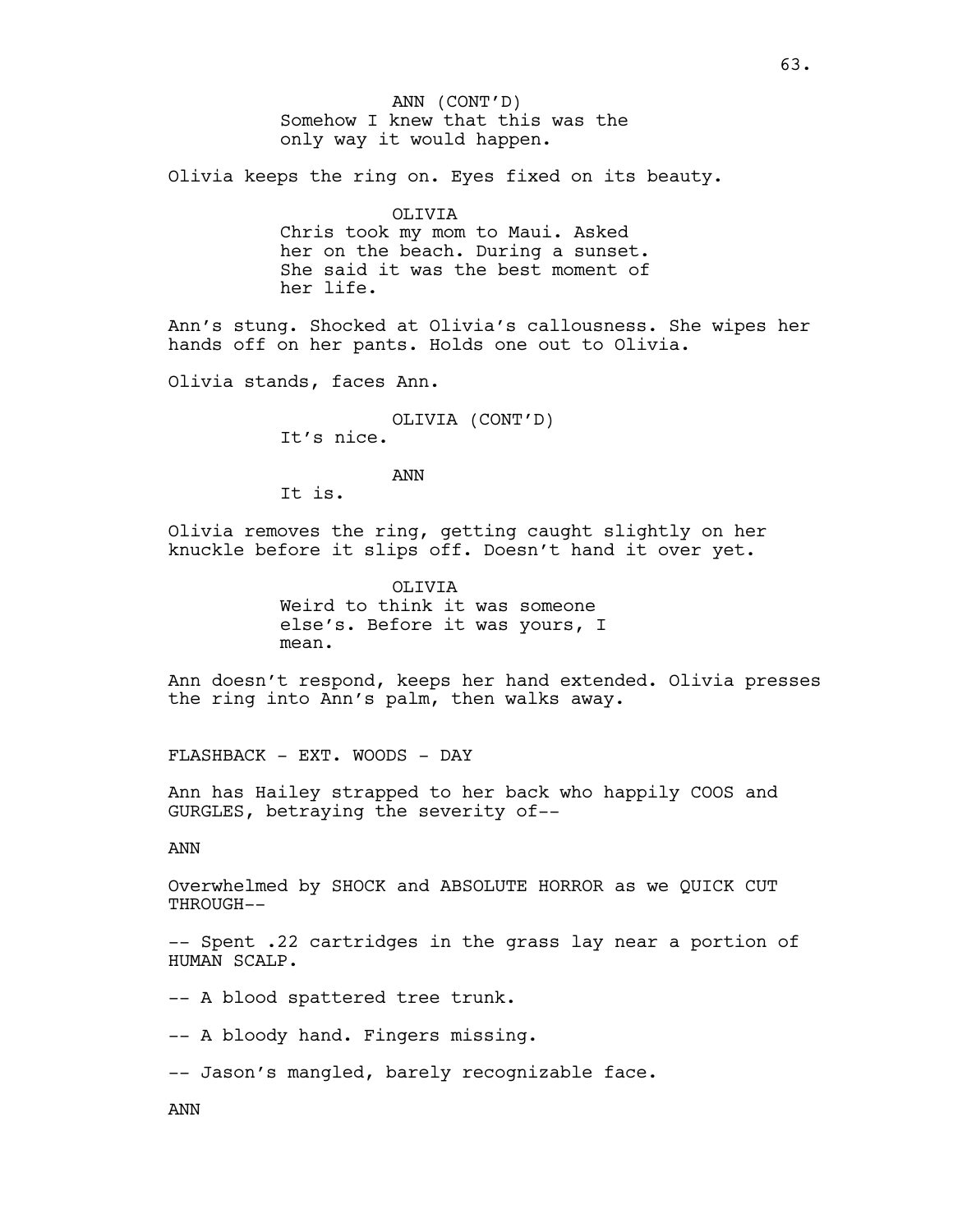ANN (CONT'D)
Somehow I knew that this was the only way it would happen.

Olivia keeps the ring on. Eyes fixed on its beauty.

OLIVIA
Chris took my mom to Maui. Asked her on the beach. During a sunset. She said it was the best moment of her life.

Ann's stung. Shocked at Olivia's callousness. She wipes her hands off on her pants. Holds one out to Olivia.

Olivia stands, faces Ann.

OLIVIA (CONT'D)
It's nice.

ANN
It is.

Olivia removes the ring, getting caught slightly on her knuckle before it slips off. Doesn't hand it over yet.

OLIVIA
Weird to think it was someone else's. Before it was yours, I mean.

Ann doesn't respond, keeps her hand extended. Olivia presses the ring into Ann's palm, then walks away.

FLASHBACK - EXT. WOODS - DAY

Ann has Hailey strapped to her back who happily COOS and GURGLES, betraying the severity of--

ANN

Overwhelmed by SHOCK and ABSOLUTE HORROR as we QUICK CUT THROUGH--

-- Spent .22 cartridges in the grass lay near a portion of HUMAN SCALP.

-- A blood spattered tree trunk.

-- A bloody hand. Fingers missing.

-- Jason's mangled, barely recognizable face.

ANN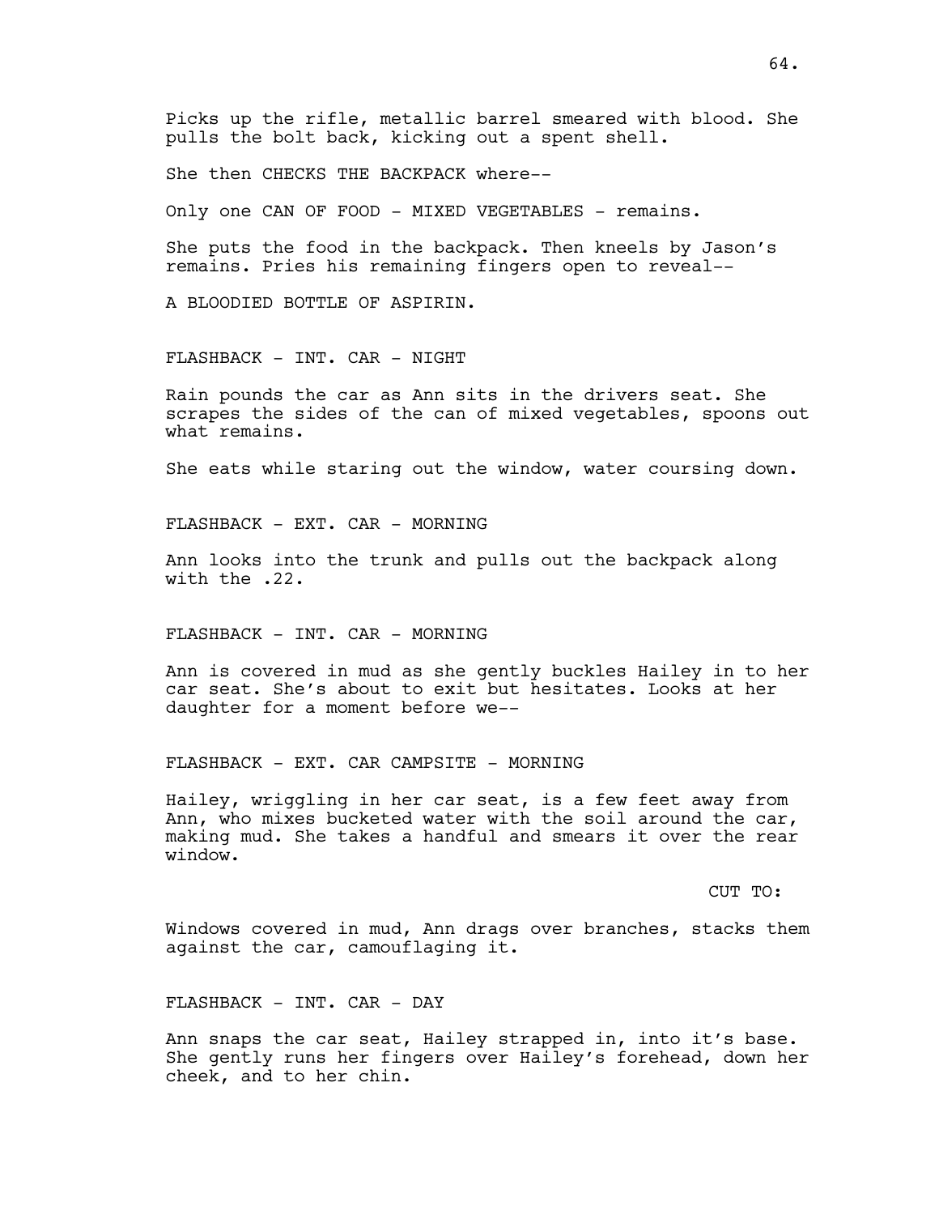Picks up the rifle, metallic barrel smeared with blood. She pulls the bolt back, kicking out a spent shell.

She then CHECKS THE BACKPACK where--

Only one CAN OF FOOD - MIXED VEGETABLES - remains.

She puts the food in the backpack. Then kneels by Jason's remains. Pries his remaining fingers open to reveal--

A BLOODIED BOTTLE OF ASPIRIN.

FLASHBACK - INT. CAR - NIGHT

Rain pounds the car as Ann sits in the drivers seat. She scrapes the sides of the can of mixed vegetables, spoons out what remains.

She eats while staring out the window, water coursing down.

FLASHBACK - EXT. CAR - MORNING

Ann looks into the trunk and pulls out the backpack along with the .22.

FLASHBACK - INT. CAR - MORNING

Ann is covered in mud as she gently buckles Hailey in to her car seat. She's about to exit but hesitates. Looks at her daughter for a moment before we--

FLASHBACK - EXT. CAR CAMPSITE - MORNING

Hailey, wriggling in her car seat, is a few feet away from Ann, who mixes bucketed water with the soil around the car, making mud. She takes a handful and smears it over the rear window.

CUT TO:

Windows covered in mud, Ann drags over branches, stacks them against the car, camouflaging it.

FLASHBACK - INT. CAR - DAY

Ann snaps the car seat, Hailey strapped in, into it's base. She gently runs her fingers over Hailey's forehead, down her cheek, and to her chin.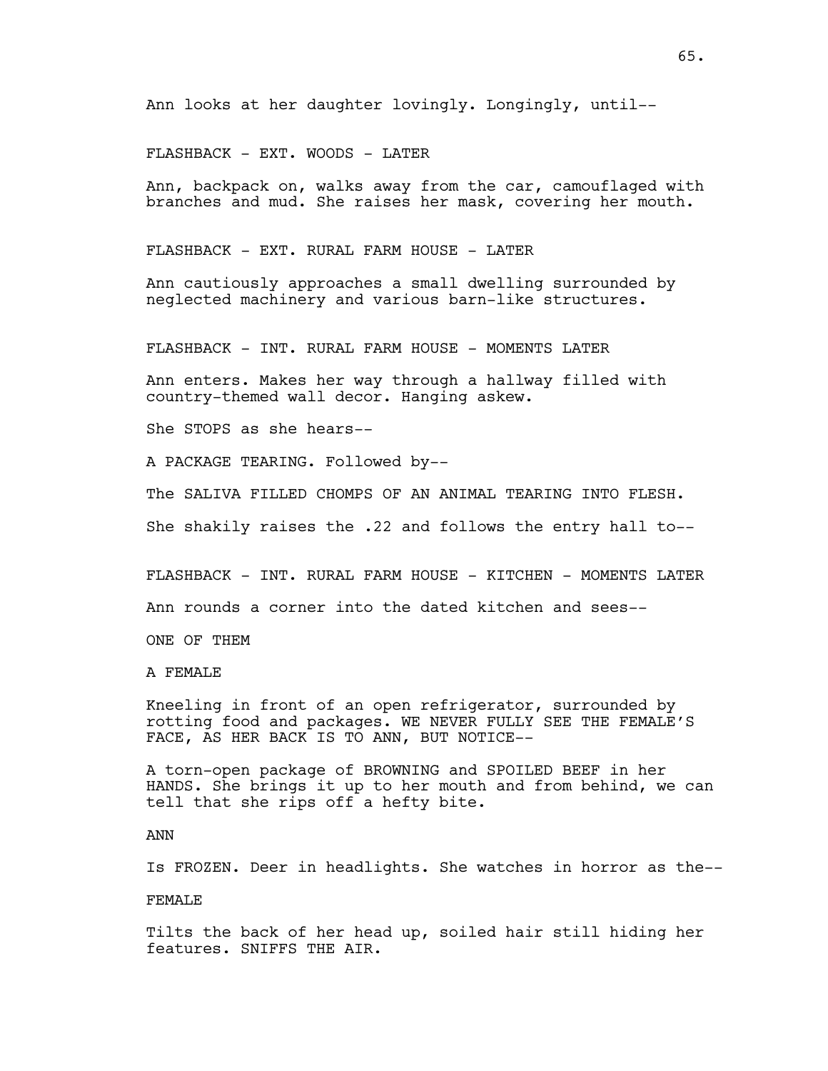Ann looks at her daughter lovingly. Longingly, until--

FLASHBACK - EXT. WOODS - LATER

Ann, backpack on, walks away from the car, camouflaged with branches and mud. She raises her mask, covering her mouth.

FLASHBACK - EXT. RURAL FARM HOUSE - LATER

Ann cautiously approaches a small dwelling surrounded by neglected machinery and various barn-like structures.

FLASHBACK - INT. RURAL FARM HOUSE - MOMENTS LATER

Ann enters. Makes her way through a hallway filled with country-themed wall decor. Hanging askew.

She STOPS as she hears--

A PACKAGE TEARING. Followed by--

The SALIVA FILLED CHOMPS OF AN ANIMAL TEARING INTO FLESH.

She shakily raises the .22 and follows the entry hall to--

FLASHBACK - INT. RURAL FARM HOUSE - KITCHEN - MOMENTS LATER

Ann rounds a corner into the dated kitchen and sees--

ONE OF THEM

A FEMALE

Kneeling in front of an open refrigerator, surrounded by rotting food and packages. WE NEVER FULLY SEE THE FEMALE'S FACE, AS HER BACK IS TO ANN, BUT NOTICE--

A torn-open package of BROWNING and SPOILED BEEF in her HANDS. She brings it up to her mouth and from behind, we can tell that she rips off a hefty bite.

ANN

Is FROZEN. Deer in headlights. She watches in horror as the--

FEMALE

Tilts the back of her head up, soiled hair still hiding her features. SNIFFS THE AIR.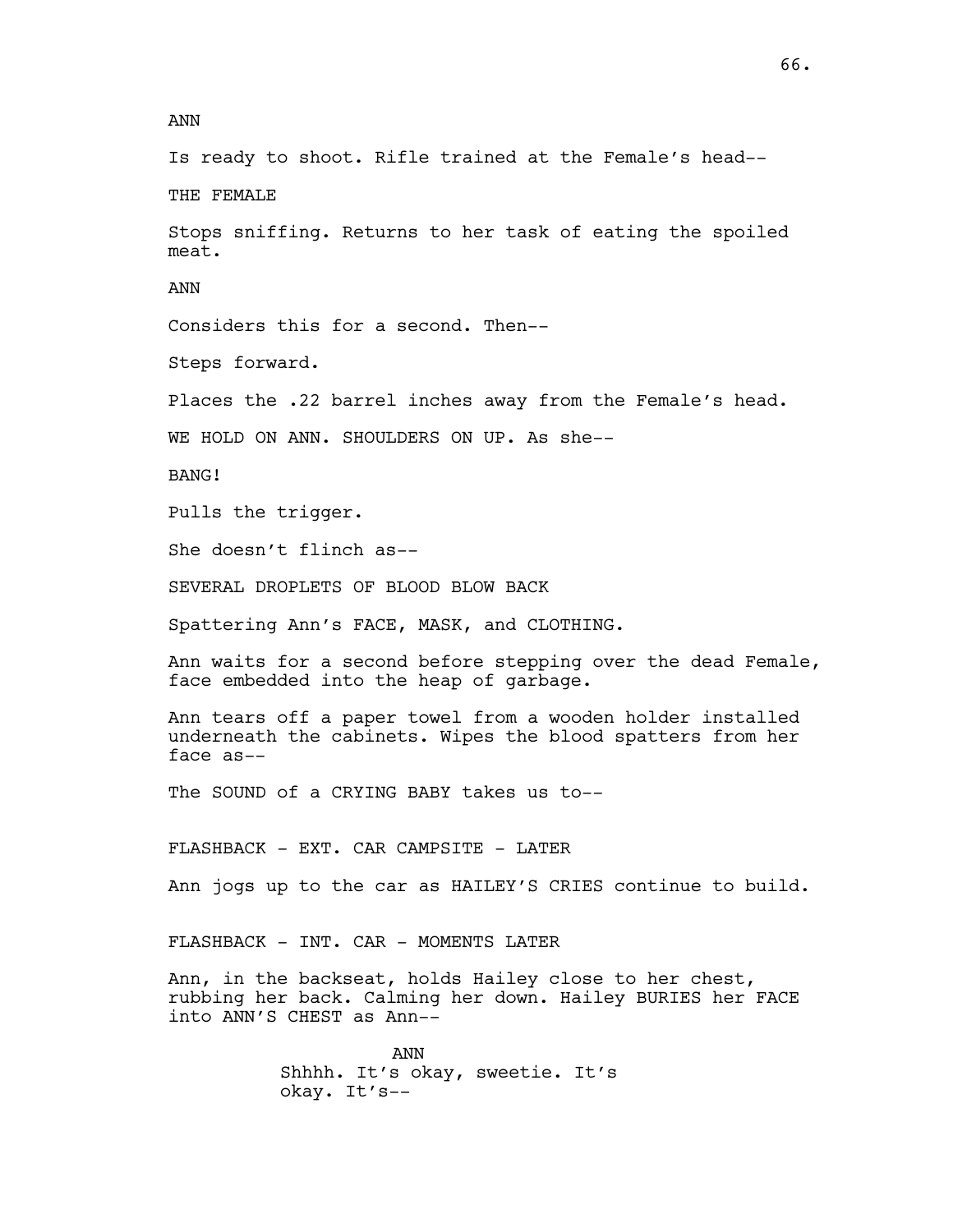ANN

Is ready to shoot. Rifle trained at the Female's head--

THE FEMALE

Stops sniffing. Returns to her task of eating the spoiled meat.

ANN

Considers this for a second. Then--

Steps forward.

Places the .22 barrel inches away from the Female's head.

WE HOLD ON ANN. SHOULDERS ON UP. As she--

BANG!

Pulls the trigger.

She doesn't flinch as--

SEVERAL DROPLETS OF BLOOD BLOW BACK

Spattering Ann's FACE, MASK, and CLOTHING.

Ann waits for a second before stepping over the dead Female, face embedded into the heap of garbage.

Ann tears off a paper towel from a wooden holder installed underneath the cabinets. Wipes the blood spatters from her face as--

The SOUND of a CRYING BABY takes us to--

FLASHBACK - EXT. CAR CAMPSITE - LATER

Ann jogs up to the car as HAILEY'S CRIES continue to build.

FLASHBACK - INT. CAR - MOMENTS LATER

Ann, in the backseat, holds Hailey close to her chest, rubbing her back. Calming her down. Hailey BURIES her FACE into ANN'S CHEST as Ann--

ANN
Shhhh. It's okay, sweetie. It's okay. It's--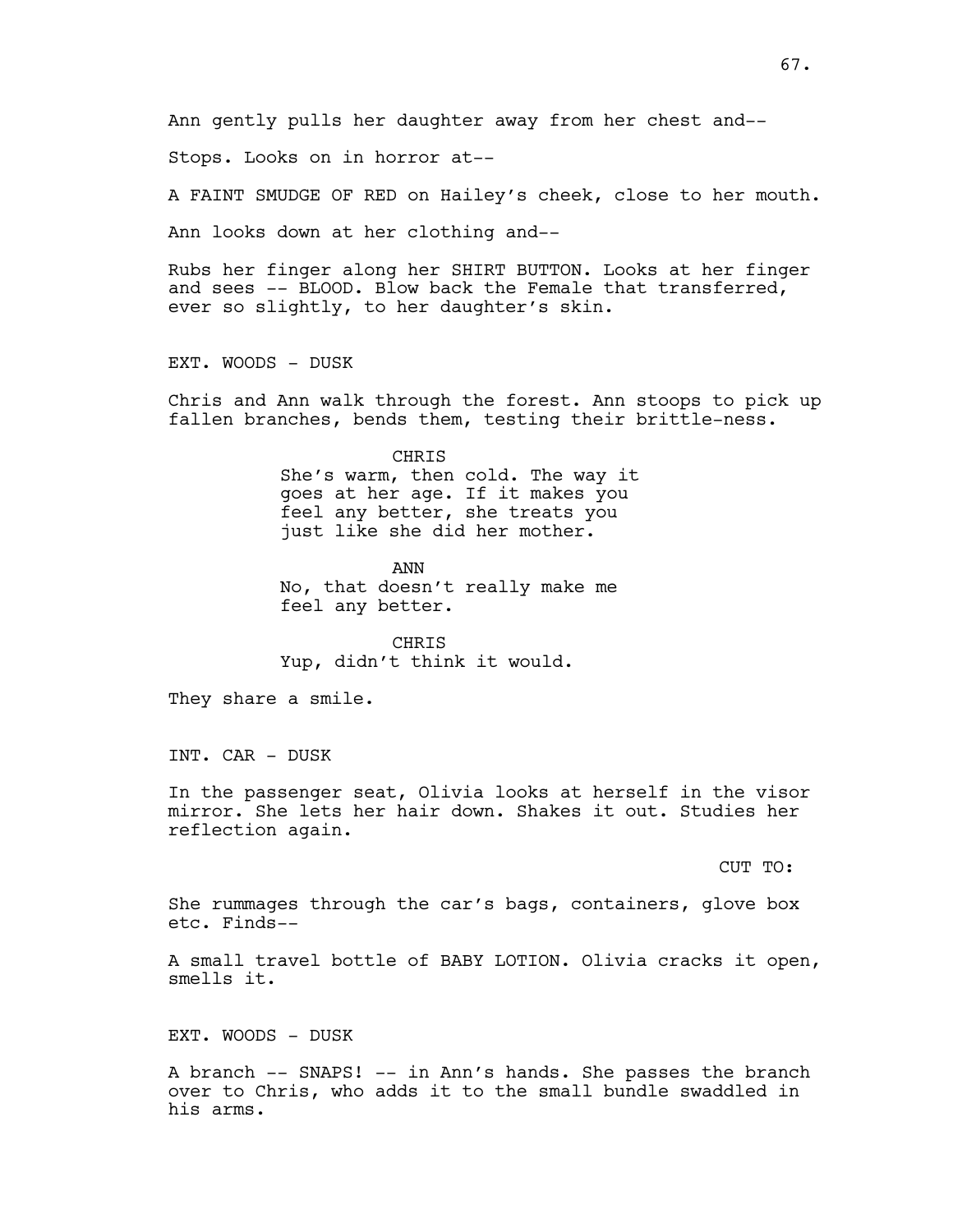Ann gently pulls her daughter away from her chest and--

Stops. Looks on in horror at--

A FAINT SMUDGE OF RED on Hailey's cheek, close to her mouth.

Ann looks down at her clothing and--

Rubs her finger along her SHIRT BUTTON. Looks at her finger and sees -- BLOOD. Blow back the Female that transferred, ever so slightly, to her daughter's skin.

EXT. WOODS - DUSK

Chris and Ann walk through the forest. Ann stoops to pick up fallen branches, bends them, testing their brittle-ness.

CHRIS
She's warm, then cold. The way it goes at her age. If it makes you feel any better, she treats you just like she did her mother.

ANN
No, that doesn't really make me feel any better.

CHRIS
Yup, didn't think it would.

They share a smile.

INT. CAR - DUSK

In the passenger seat, Olivia looks at herself in the visor mirror. She lets her hair down. Shakes it out. Studies her reflection again.

CUT TO:

She rummages through the car's bags, containers, glove box etc. Finds--

A small travel bottle of BABY LOTION. Olivia cracks it open, smells it.

EXT. WOODS - DUSK

A branch -- SNAPS! -- in Ann's hands. She passes the branch over to Chris, who adds it to the small bundle swaddled in his arms.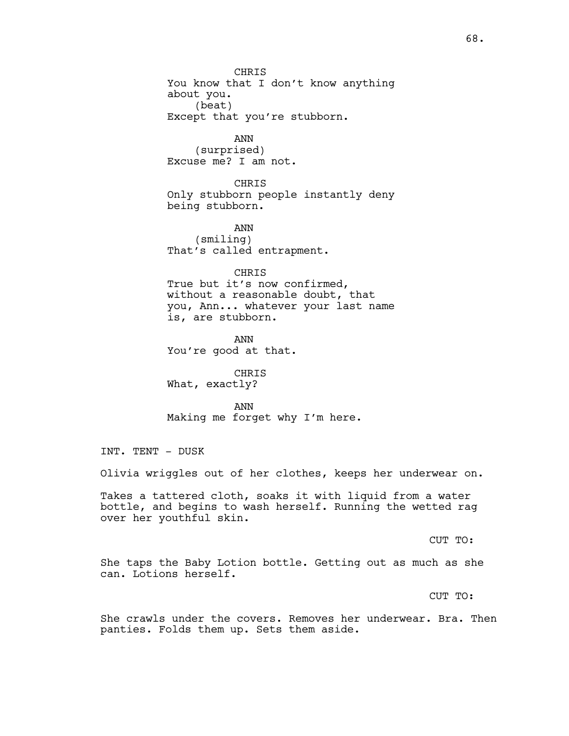CHRIS
You know that I don't know anything about you.
(beat)
Except that you're stubborn.

ANN
(surprised)
Excuse me? I am not.

CHRIS
Only stubborn people instantly deny being stubborn.

ANN
(smiling)
That's called entrapment.

CHRIS
True but it's now confirmed, without a reasonable doubt, that you, Ann... whatever your last name is, are stubborn.

ANN
You're good at that.

CHRIS
What, exactly?

ANN
Making me forget why I'm here.

INT. TENT - DUSK

Olivia wriggles out of her clothes, keeps her underwear on.

Takes a tattered cloth, soaks it with liquid from a water bottle, and begins to wash herself. Running the wetted rag over her youthful skin.

CUT TO:

She taps the Baby Lotion bottle. Getting out as much as she can. Lotions herself.

CUT TO:

She crawls under the covers. Removes her underwear. Bra. Then panties. Folds them up. Sets them aside.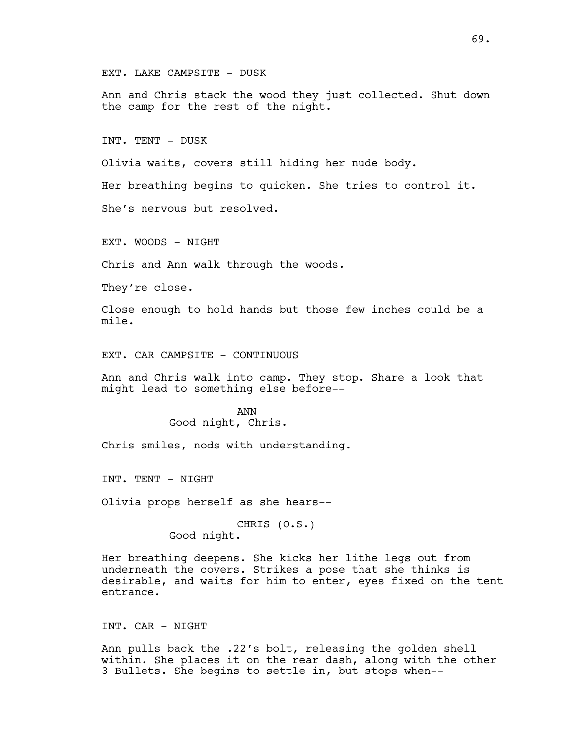EXT. LAKE CAMPSITE - DUSK

Ann and Chris stack the wood they just collected. Shut down the camp for the rest of the night.

INT. TENT - DUSK

Olivia waits, covers still hiding her nude body.

Her breathing begins to quicken. She tries to control it.

She's nervous but resolved.

EXT. WOODS - NIGHT

Chris and Ann walk through the woods.

They're close.

Close enough to hold hands but those few inches could be a mile.

EXT. CAR CAMPSITE - CONTINUOUS

Ann and Chris walk into camp. They stop. Share a look that might lead to something else before--

ANN
Good night, Chris.

Chris smiles, nods with understanding.

INT. TENT - NIGHT

Olivia props herself as she hears--

CHRIS (O.S.)
Good night.

Her breathing deepens. She kicks her lithe legs out from underneath the covers. Strikes a pose that she thinks is desirable, and waits for him to enter, eyes fixed on the tent entrance.

INT. CAR - NIGHT

Ann pulls back the .22's bolt, releasing the golden shell within. She places it on the rear dash, along with the other 3 Bullets. She begins to settle in, but stops when--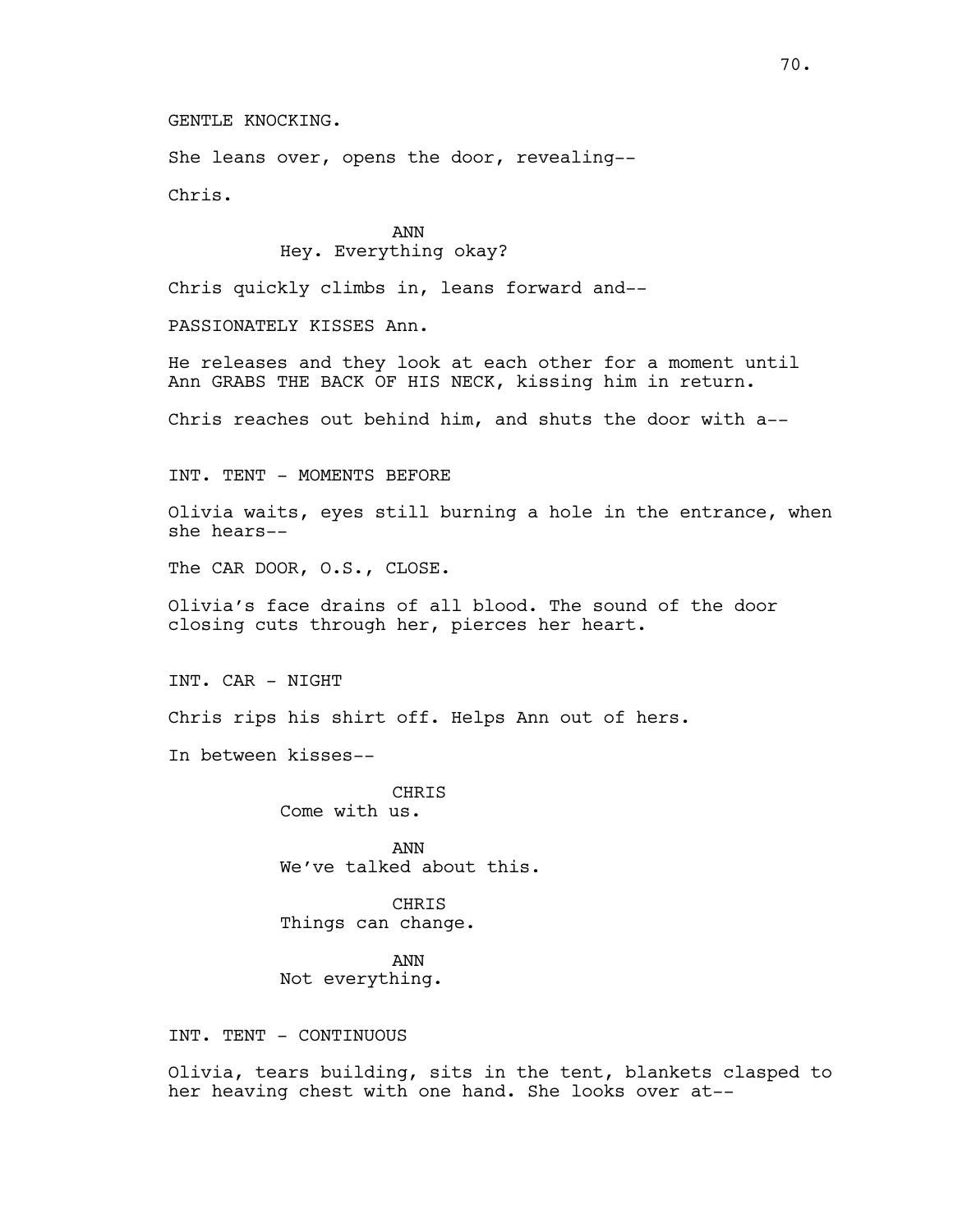GENTLE KNOCKING.

She leans over, opens the door, revealing--

Chris.

ANN
Hey. Everything okay?

Chris quickly climbs in, leans forward and--

PASSIONATELY KISSES Ann.

He releases and they look at each other for a moment until Ann GRABS THE BACK OF HIS NECK, kissing him in return.

Chris reaches out behind him, and shuts the door with a--

INT. TENT - MOMENTS BEFORE

Olivia waits, eyes still burning a hole in the entrance, when she hears--

The CAR DOOR, O.S., CLOSE.

Olivia's face drains of all blood. The sound of the door closing cuts through her, pierces her heart.

INT. CAR - NIGHT

Chris rips his shirt off. Helps Ann out of hers.

In between kisses--

CHRIS
Come with us.

ANN
We've talked about this.

CHRIS
Things can change.

ANN
Not everything.

INT. TENT - CONTINUOUS

Olivia, tears building, sits in the tent, blankets clasped to her heaving chest with one hand. She looks over at--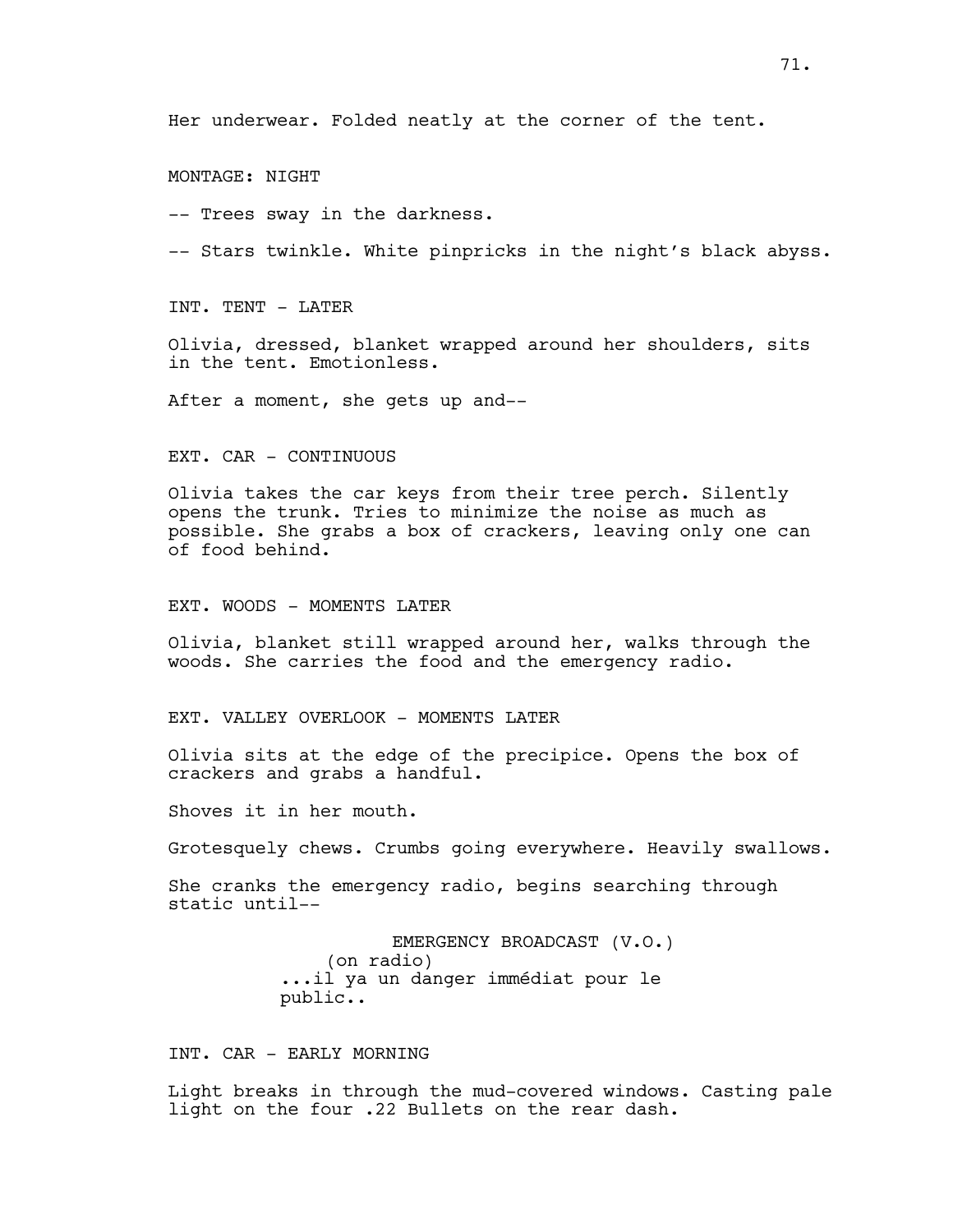Her underwear. Folded neatly at the corner of the tent.

MONTAGE: NIGHT

-- Trees sway in the darkness.

-- Stars twinkle. White pinpricks in the night's black abyss.

INT. TENT - LATER

Olivia, dressed, blanket wrapped around her shoulders, sits in the tent. Emotionless.

After a moment, she gets up and--

EXT. CAR - CONTINUOUS

Olivia takes the car keys from their tree perch. Silently opens the trunk. Tries to minimize the noise as much as possible. She grabs a box of crackers, leaving only one can of food behind.

EXT. WOODS - MOMENTS LATER

Olivia, blanket still wrapped around her, walks through the woods. She carries the food and the emergency radio.

EXT. VALLEY OVERLOOK - MOMENTS LATER

Olivia sits at the edge of the precipice. Opens the box of crackers and grabs a handful.

Shoves it in her mouth.

Grotesquely chews. Crumbs going everywhere. Heavily swallows.

She cranks the emergency radio, begins searching through static until--

EMERGENCY BROADCAST (V.O.)
(on radio)
...il ya un danger immédiat pour le public..

INT. CAR - EARLY MORNING

Light breaks in through the mud-covered windows. Casting pale light on the four .22 Bullets on the rear dash.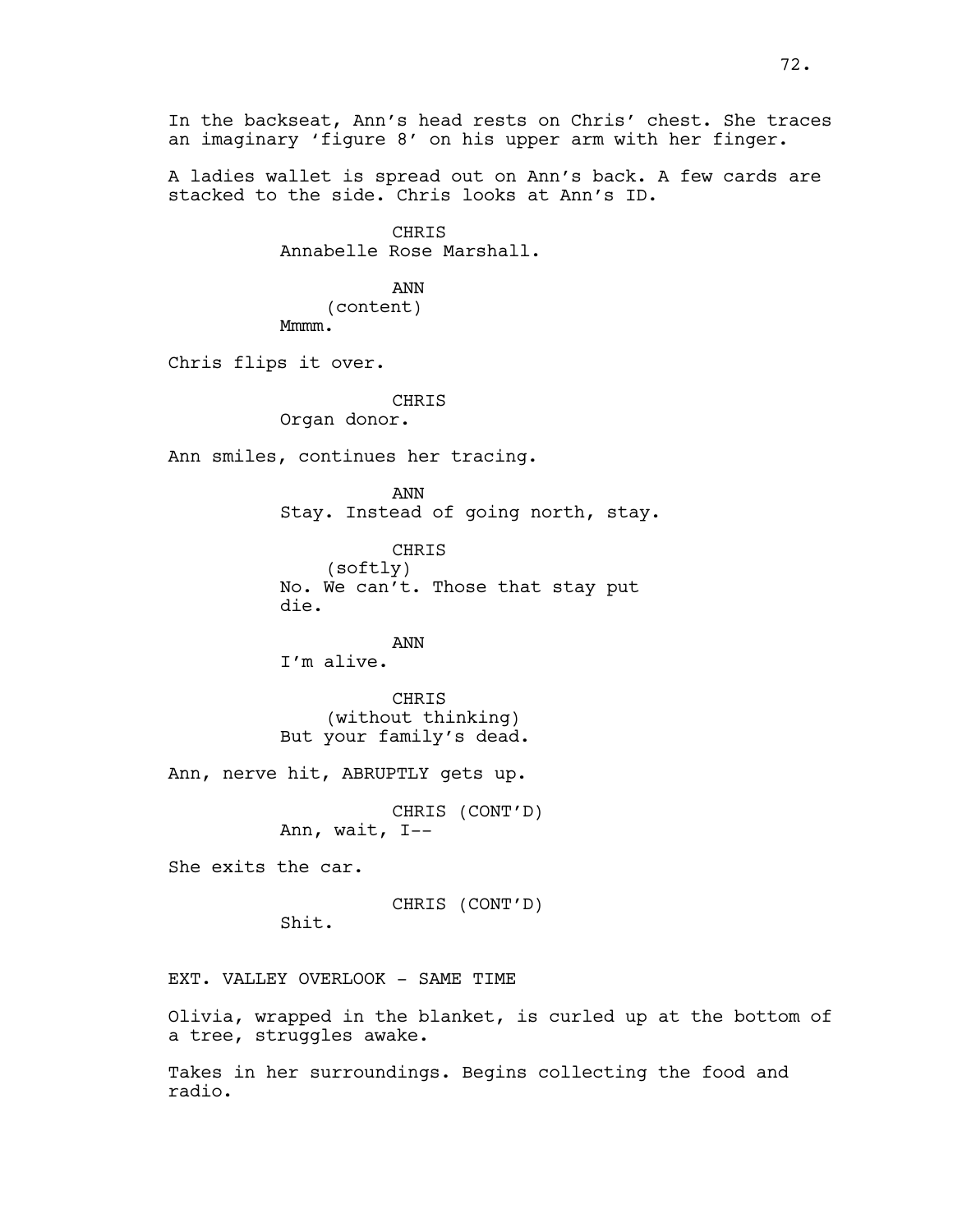In the backseat, Ann's head rests on Chris' chest. She traces an imaginary 'figure 8' on his upper arm with her finger.

A ladies wallet is spread out on Ann's back. A few cards are stacked to the side. Chris looks at Ann's ID.

CHRIS
Annabelle Rose Marshall.

ANN
(content)
Mmmm.

Chris flips it over.

CHRIS
Organ donor.

Ann smiles, continues her tracing.

ANN
Stay. Instead of going north, stay.

CHRIS
(softly)
No. We can't. Those that stay put die.

ANN
I'm alive.

CHRIS
(without thinking)
But your family's dead.

Ann, nerve hit, ABRUPTLY gets up.

CHRIS (CONT'D)
Ann, wait, I--

She exits the car.

CHRIS (CONT'D)
Shit.

EXT. VALLEY OVERLOOK - SAME TIME

Olivia, wrapped in the blanket, is curled up at the bottom of a tree, struggles awake.

Takes in her surroundings. Begins collecting the food and radio.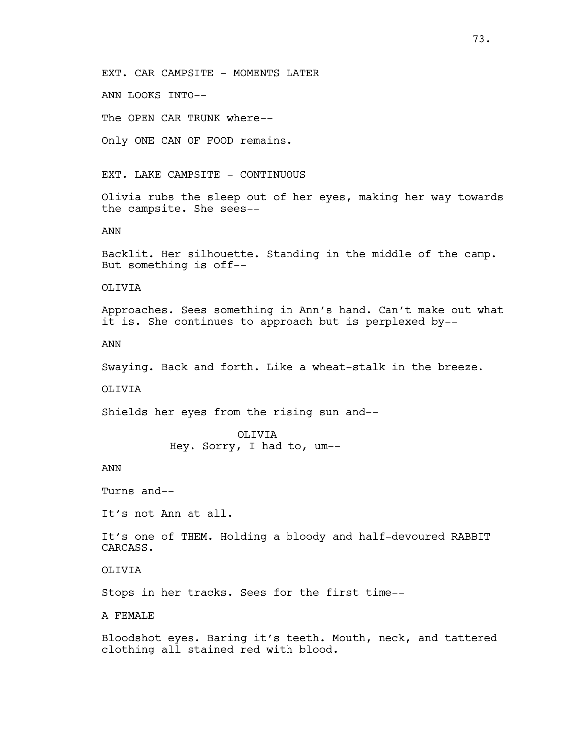EXT. CAR CAMPSITE - MOMENTS LATER

ANN LOOKS INTO--

The OPEN CAR TRUNK where--

Only ONE CAN OF FOOD remains.

EXT. LAKE CAMPSITE - CONTINUOUS

Olivia rubs the sleep out of her eyes, making her way towards the campsite. She sees--

ANN

Backlit. Her silhouette. Standing in the middle of the camp. But something is off--

OLIVIA

Approaches. Sees something in Ann's hand. Can't make out what it is. She continues to approach but is perplexed by--

ANN

Swaying. Back and forth. Like a wheat-stalk in the breeze.

OLIVIA

Shields her eyes from the rising sun and--

OLIVIA
Hey. Sorry, I had to, um--

ANN

Turns and--

It's not Ann at all.

It's one of THEM. Holding a bloody and half-devoured RABBIT CARCASS.

OLIVIA

Stops in her tracks. Sees for the first time--

A FEMALE

Bloodshot eyes. Baring it's teeth. Mouth, neck, and tattered clothing all stained red with blood.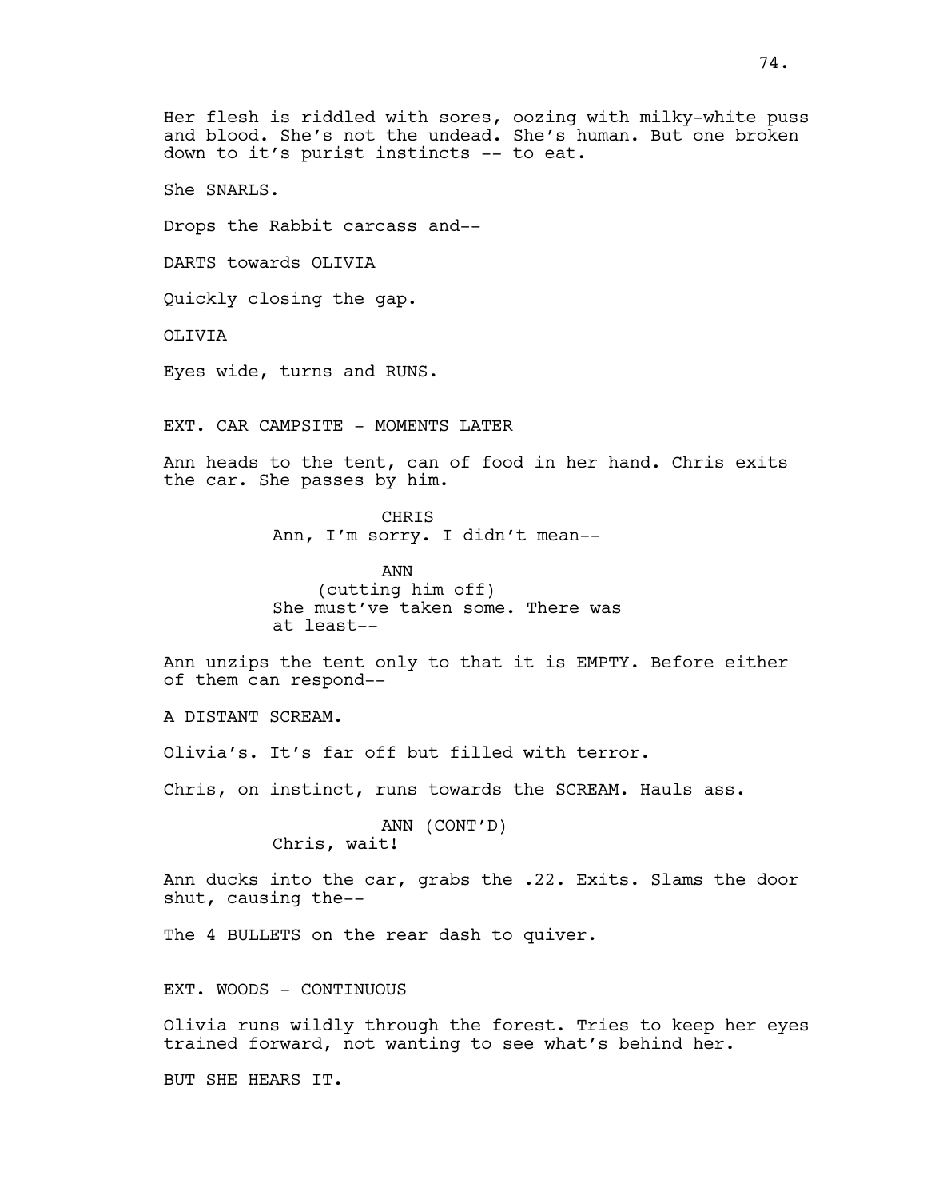Her flesh is riddled with sores, oozing with milky-white puss and blood. She's not the undead. She's human. But one broken down to it's purist instincts -- to eat.

She SNARLS.

Drops the Rabbit carcass and--

DARTS towards OLIVIA

Quickly closing the gap.

OLIVIA

Eyes wide, turns and RUNS.

EXT. CAR CAMPSITE - MOMENTS LATER

Ann heads to the tent, can of food in her hand. Chris exits the car. She passes by him.

CHRIS
Ann, I'm sorry. I didn't mean--

ANN
(cutting him off)
She must've taken some. There was at least--

Ann unzips the tent only to that it is EMPTY. Before either of them can respond--

A DISTANT SCREAM.

Olivia's. It's far off but filled with terror.

Chris, on instinct, runs towards the SCREAM. Hauls ass.

ANN (CONT'D)
Chris, wait!

Ann ducks into the car, grabs the .22. Exits. Slams the door shut, causing the--

The 4 BULLETS on the rear dash to quiver.

EXT. WOODS - CONTINUOUS

Olivia runs wildly through the forest. Tries to keep her eyes trained forward, not wanting to see what's behind her.

BUT SHE HEARS IT.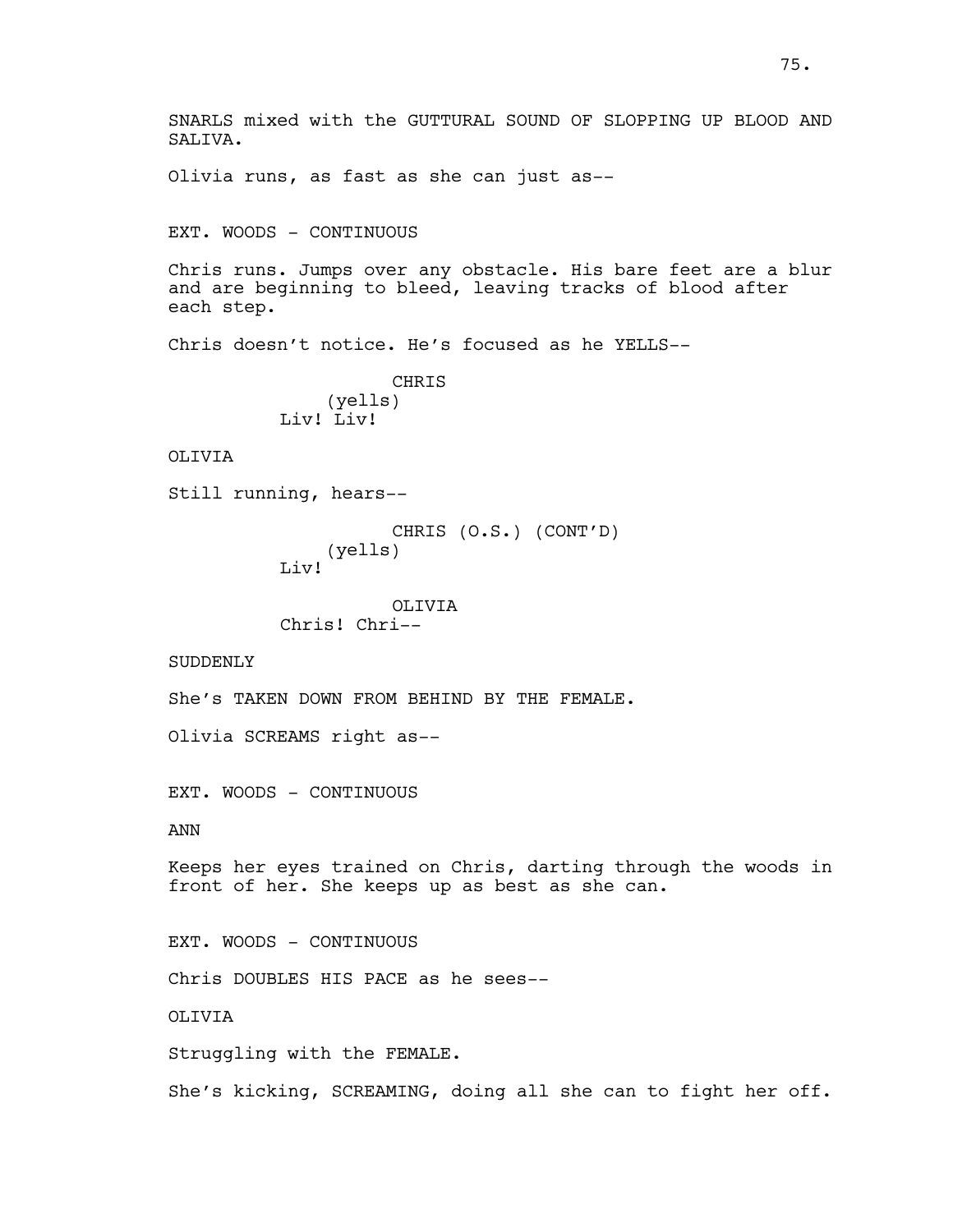SNARLS mixed with the GUTTURAL SOUND OF SLOPPING UP BLOOD AND SALIVA.

Olivia runs, as fast as she can just as--

EXT. WOODS - CONTINUOUS

Chris runs. Jumps over any obstacle. His bare feet are a blur and are beginning to bleed, leaving tracks of blood after each step.

Chris doesn't notice. He's focused as he YELLS--

CHRIS
(yells)
Liv! Liv!

OLIVIA

Still running, hears--

CHRIS (O.S.) (CONT'D)
(yells)
Liv!

OLIVIA
Chris! Chri--

SUDDENLY

She's TAKEN DOWN FROM BEHIND BY THE FEMALE.

Olivia SCREAMS right as--

EXT. WOODS - CONTINUOUS

ANN

Keeps her eyes trained on Chris, darting through the woods in front of her. She keeps up as best as she can.

EXT. WOODS - CONTINUOUS

Chris DOUBLES HIS PACE as he sees--

OLIVIA

Struggling with the FEMALE.

She's kicking, SCREAMING, doing all she can to fight her off.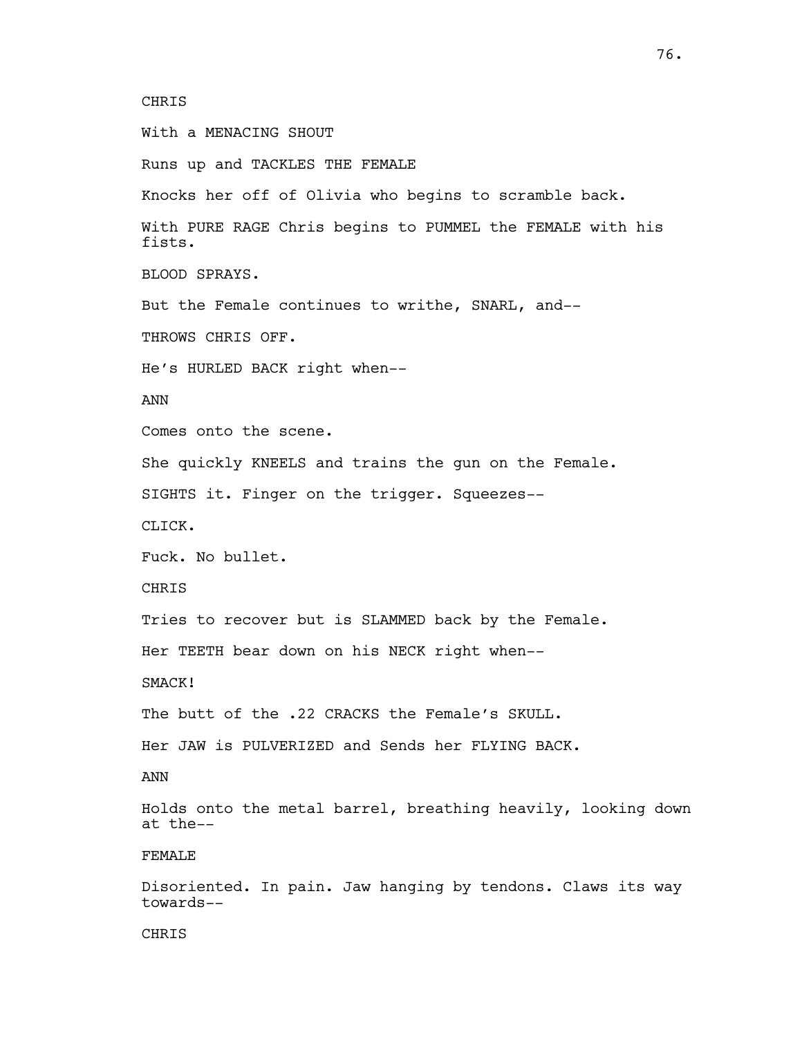CHRIS

With a MENACING SHOUT

Runs up and TACKLES THE FEMALE

Knocks her off of Olivia who begins to scramble back.

With PURE RAGE Chris begins to PUMMEL the FEMALE with his fists.

BLOOD SPRAYS.

But the Female continues to writhe, SNARL, and--

THROWS CHRIS OFF.

He's HURLED BACK right when--

ANN

Comes onto the scene.

She quickly KNEELS and trains the gun on the Female.

SIGHTS it. Finger on the trigger. Squeezes--

CLICK.

Fuck. No bullet.

CHRIS

Tries to recover but is SLAMMED back by the Female.

Her TEETH bear down on his NECK right when--

SMACK!

The butt of the .22 CRACKS the Female's SKULL.

Her JAW is PULVERIZED and Sends her FLYING BACK.

ANN

Holds onto the metal barrel, breathing heavily, looking down at the--

FEMALE

Disoriented. In pain. Jaw hanging by tendons. Claws its way towards--

CHRIS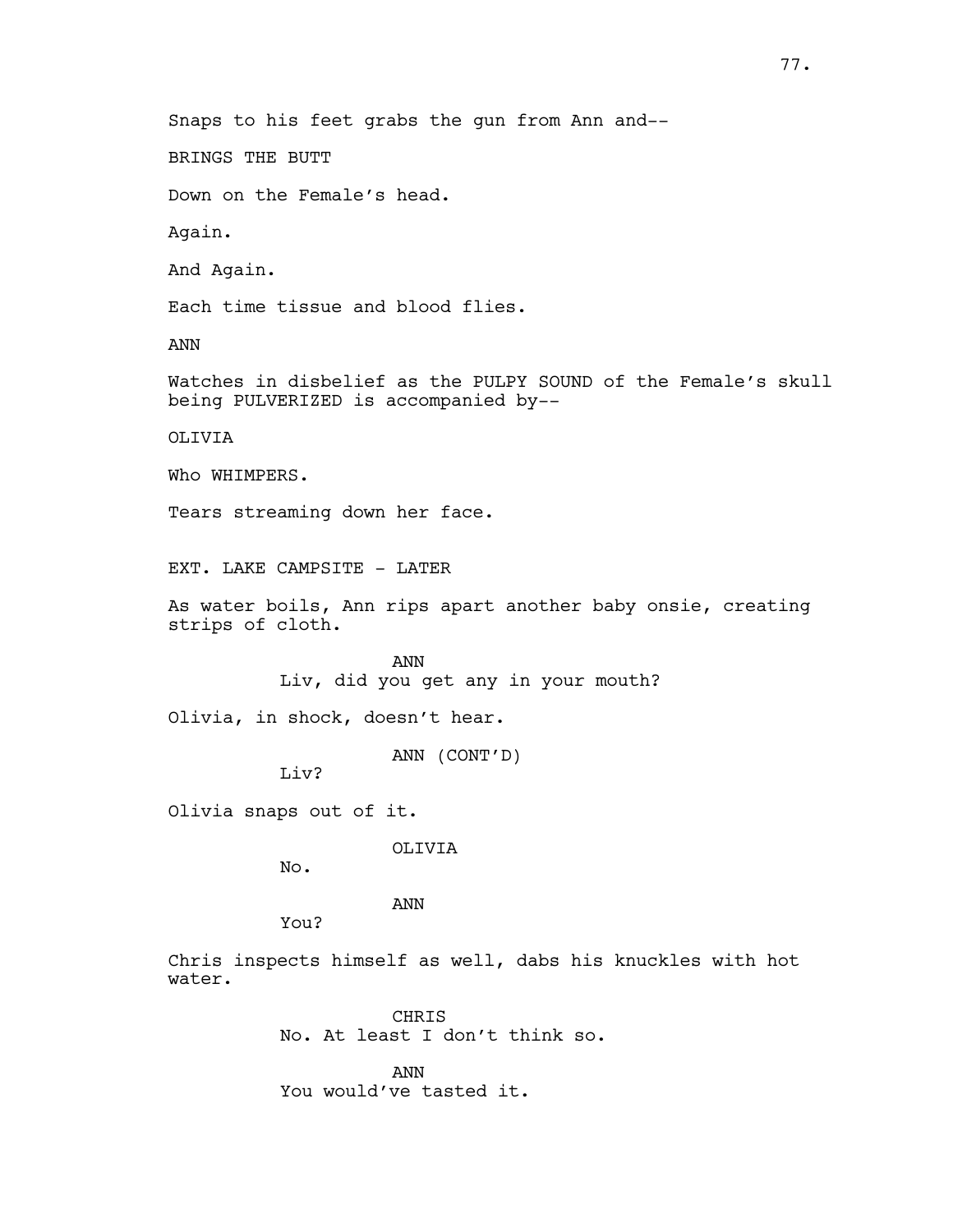Snaps to his feet grabs the gun from Ann and--

BRINGS THE BUTT

Down on the Female's head.

Again.

And Again.

Each time tissue and blood flies.

ANN

Watches in disbelief as the PULPY SOUND of the Female's skull being PULVERIZED is accompanied by--

OLIVIA

Who WHIMPERS.

Tears streaming down her face.

EXT. LAKE CAMPSITE - LATER

As water boils, Ann rips apart another baby onsie, creating strips of cloth.

ANN
Liv, did you get any in your mouth?

Olivia, in shock, doesn't hear.

ANN (CONT'D)
Liv?

Olivia snaps out of it.

OLIVIA
No.

ANN
You?

Chris inspects himself as well, dabs his knuckles with hot water.

CHRIS
No. At least I don't think so.

ANN
You would've tasted it.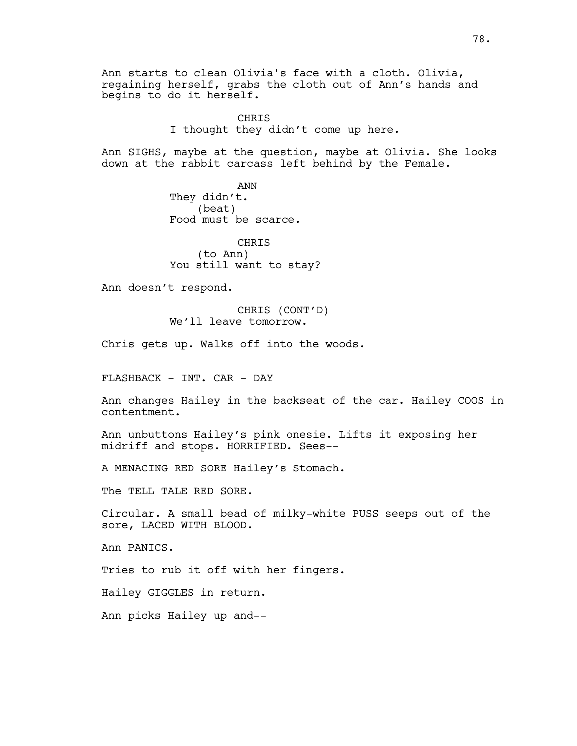Ann starts to clean Olivia's face with a cloth. Olivia, regaining herself, grabs the cloth out of Ann's hands and begins to do it herself.

CHRIS
I thought they didn't come up here.

Ann SIGHS, maybe at the question, maybe at Olivia. She looks down at the rabbit carcass left behind by the Female.

ANN
They didn't.
(beat)
Food must be scarce.

CHRIS
(to Ann)
You still want to stay?

Ann doesn't respond.

CHRIS (CONT'D)
We'll leave tomorrow.

Chris gets up. Walks off into the woods.

FLASHBACK - INT. CAR - DAY

Ann changes Hailey in the backseat of the car. Hailey COOS in contentment.

Ann unbuttons Hailey's pink onesie. Lifts it exposing her midriff and stops. HORRIFIED. Sees--

A MENACING RED SORE Hailey's Stomach.

The TELL TALE RED SORE.

Circular. A small bead of milky-white PUSS seeps out of the sore, LACED WITH BLOOD.

Ann PANICS.

Tries to rub it off with her fingers.

Hailey GIGGLES in return.

Ann picks Hailey up and--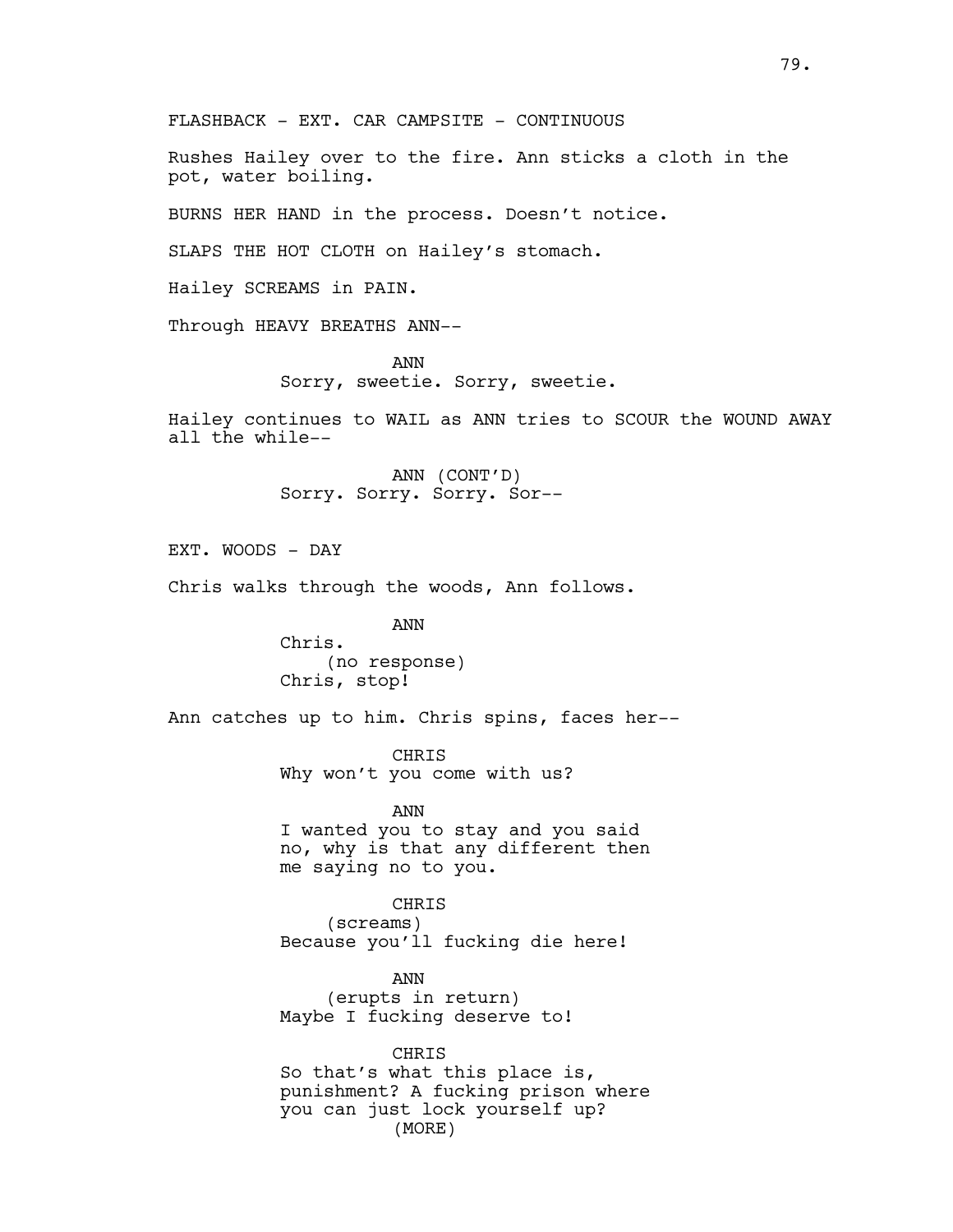FLASHBACK - EXT. CAR CAMPSITE - CONTINUOUS

Rushes Hailey over to the fire. Ann sticks a cloth in the pot, water boiling.

BURNS HER HAND in the process. Doesn't notice.

SLAPS THE HOT CLOTH on Hailey's stomach.

Hailey SCREAMS in PAIN.

Through HEAVY BREATHS ANN--

ANN
Sorry, sweetie. Sorry, sweetie.

Hailey continues to WAIL as ANN tries to SCOUR the WOUND AWAY all the while--

ANN (CONT'D)
Sorry. Sorry. Sorry. Sor--

EXT. WOODS - DAY

Chris walks through the woods, Ann follows.

ANN
Chris.
(no response)
Chris, stop!

Ann catches up to him. Chris spins, faces her--

CHRIS
Why won't you come with us?

ANN
I wanted you to stay and you said no, why is that any different then me saying no to you.

CHRIS
(screams)
Because you'll fucking die here!

ANN
(erupts in return)
Maybe I fucking deserve to!

CHRIS
So that's what this place is, punishment? A fucking prison where you can just lock yourself up?
(MORE)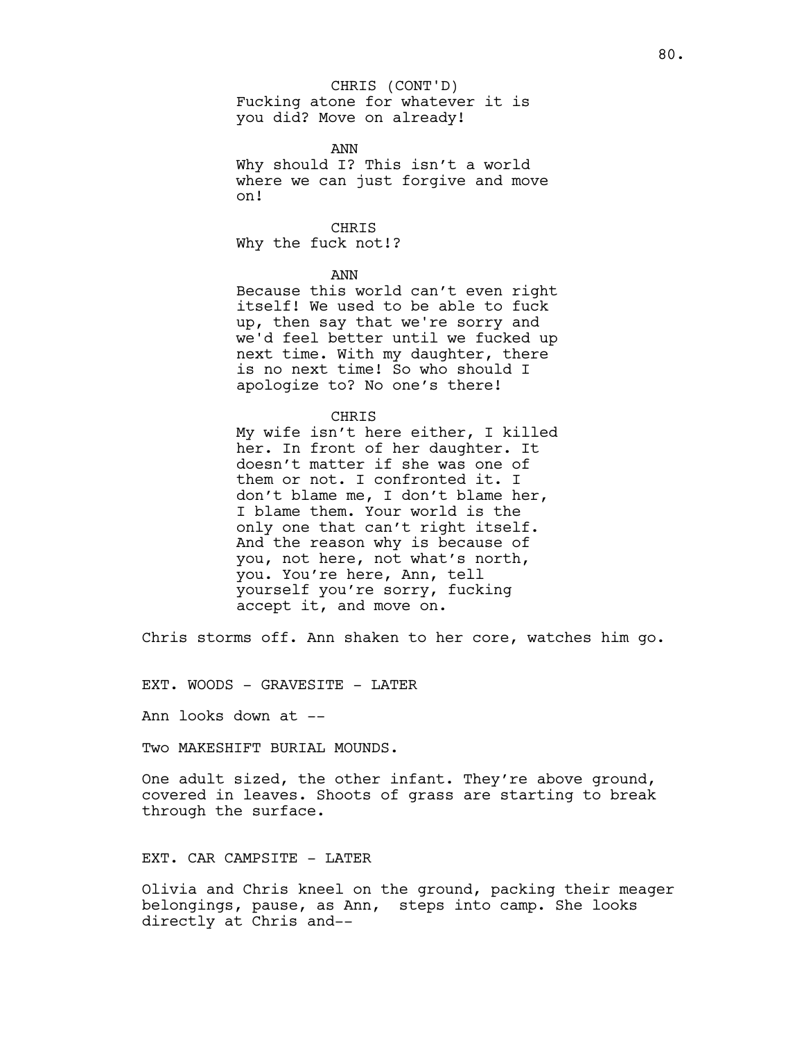CHRIS (CONT'D)
Fucking atone for whatever it is you did? Move on already!

ANN
Why should I? This isn't a world where we can just forgive and move on!

CHRIS
Why the fuck not!?

ANN
Because this world can't even right itself! We used to be able to fuck up, then say that we're sorry and we'd feel better until we fucked up next time. With my daughter, there is no next time! So who should I apologize to? No one's there!

CHRIS
My wife isn't here either, I killed her. In front of her daughter. It doesn't matter if she was one of them or not. I confronted it. I don't blame me, I don't blame her, I blame them. Your world is the only one that can't right itself. And the reason why is because of you, not here, not what's north, you. You're here, Ann, tell yourself you're sorry, fucking accept it, and move on.

Chris storms off. Ann shaken to her core, watches him go.

EXT. WOODS - GRAVESITE - LATER

Ann looks down at --

Two MAKESHIFT BURIAL MOUNDS.

One adult sized, the other infant. They're above ground, covered in leaves. Shoots of grass are starting to break through the surface.

EXT. CAR CAMPSITE - LATER

Olivia and Chris kneel on the ground, packing their meager belongings, pause, as Ann, steps into camp. She looks directly at Chris and--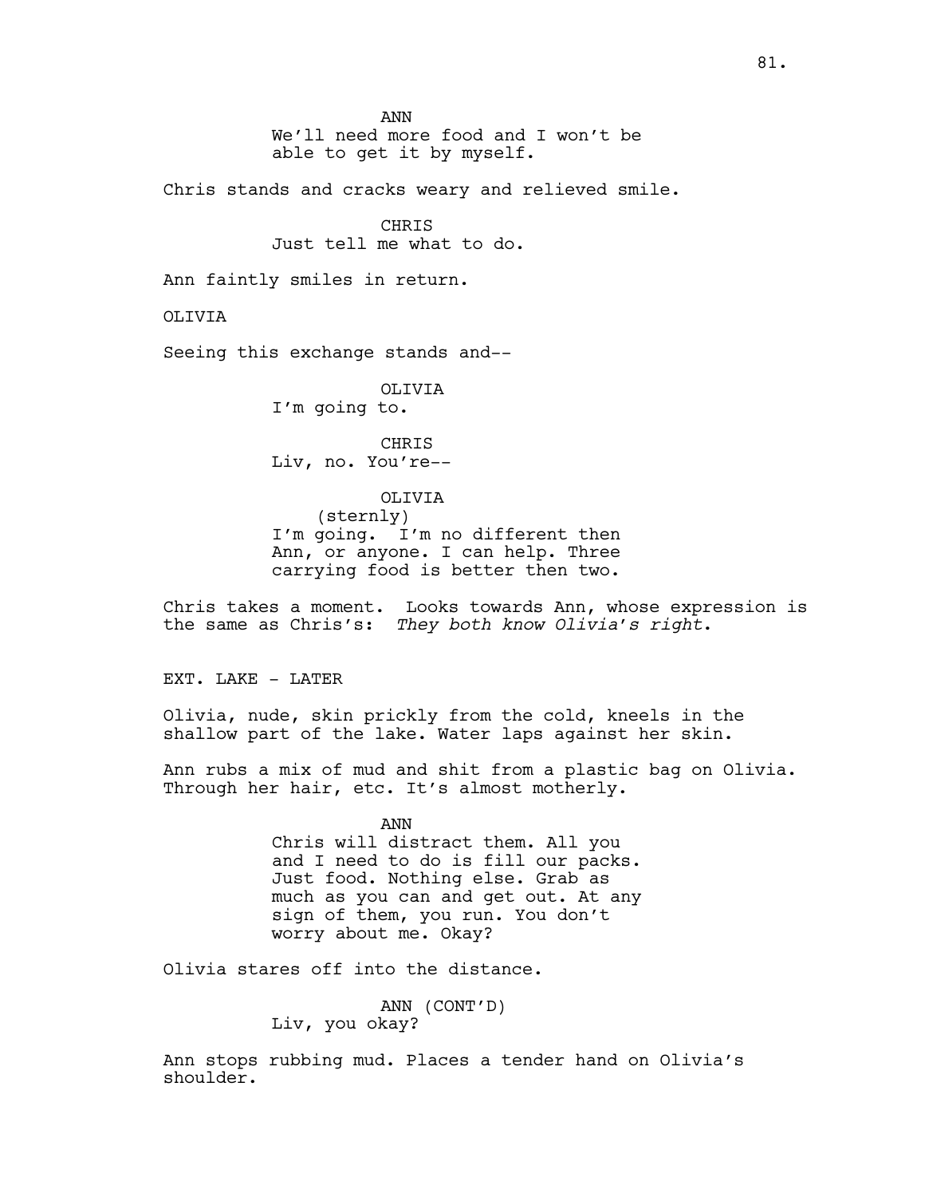ANN
We'll need more food and I won't be able to get it by myself.

Chris stands and cracks weary and relieved smile.

CHRIS
Just tell me what to do.

Ann faintly smiles in return.

OLIVIA

Seeing this exchange stands and--

OLIVIA
I'm going to.

CHRIS
Liv, no. You're--

OLIVIA
(sternly)
I'm going. I'm no different then Ann, or anyone. I can help. Three carrying food is better then two.

Chris takes a moment. Looks towards Ann, whose expression is the same as Chris's: *They both know Olivia's right.*

EXT. LAKE - LATER

Olivia, nude, skin prickly from the cold, kneels in the shallow part of the lake. Water laps against her skin.

Ann rubs a mix of mud and shit from a plastic bag on Olivia. Through her hair, etc. It's almost motherly.

ANN
Chris will distract them. All you and I need to do is fill our packs. Just food. Nothing else. Grab as much as you can and get out. At any sign of them, you run. You don't worry about me. Okay?

Olivia stares off into the distance.

ANN (CONT'D)
Liv, you okay?

Ann stops rubbing mud. Places a tender hand on Olivia's shoulder.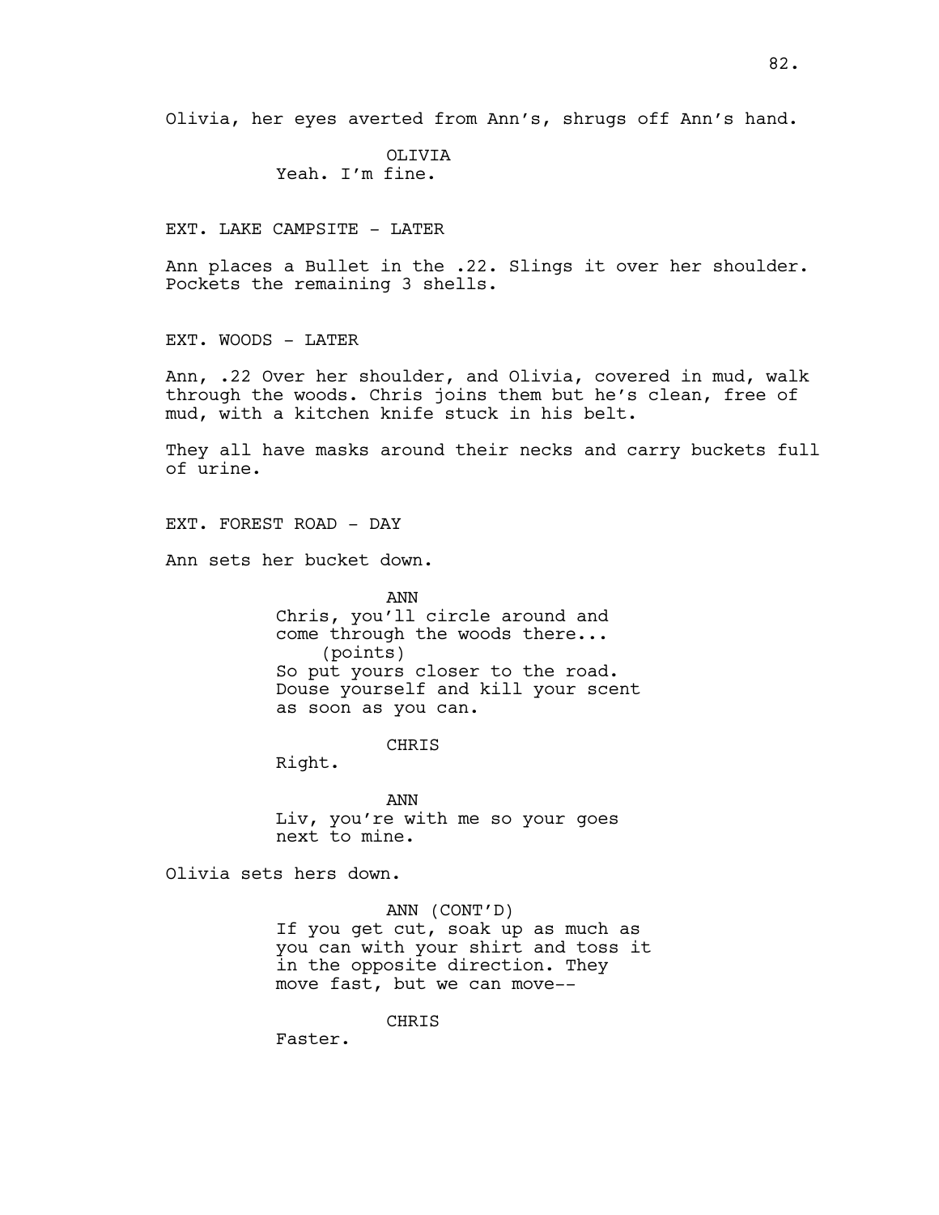Olivia, her eyes averted from Ann's, shrugs off Ann's hand.

OLIVIA
Yeah. I'm fine.

EXT. LAKE CAMPSITE - LATER

Ann places a Bullet in the .22. Slings it over her shoulder. Pockets the remaining 3 shells.

EXT. WOODS - LATER

Ann, .22 Over her shoulder, and Olivia, covered in mud, walk through the woods. Chris joins them but he's clean, free of mud, with a kitchen knife stuck in his belt.

They all have masks around their necks and carry buckets full of urine.

EXT. FOREST ROAD - DAY

Ann sets her bucket down.

ANN
Chris, you'll circle around and come through the woods there...
(points)
So put yours closer to the road. Douse yourself and kill your scent as soon as you can.

CHRIS
Right.

ANN
Liv, you're with me so your goes next to mine.

Olivia sets hers down.

ANN (CONT'D)
If you get cut, soak up as much as you can with your shirt and toss it in the opposite direction. They move fast, but we can move--

CHRIS
Faster.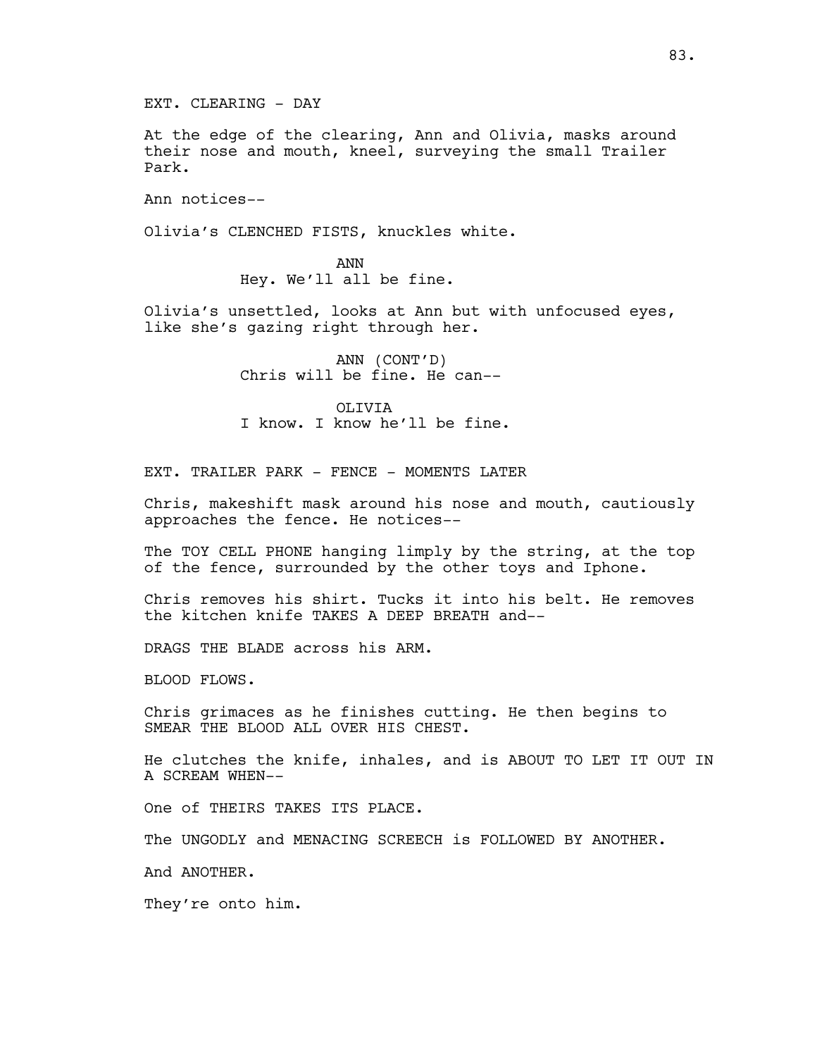EXT. CLEARING - DAY

At the edge of the clearing, Ann and Olivia, masks around their nose and mouth, kneel, surveying the small Trailer Park.

Ann notices--

Olivia's CLENCHED FISTS, knuckles white.

ANN
Hey. We'll all be fine.

Olivia's unsettled, looks at Ann but with unfocused eyes, like she's gazing right through her.

ANN (CONT'D)
Chris will be fine. He can--

OLIVIA
I know. I know he'll be fine.

EXT. TRAILER PARK - FENCE - MOMENTS LATER

Chris, makeshift mask around his nose and mouth, cautiously approaches the fence. He notices--

The TOY CELL PHONE hanging limply by the string, at the top of the fence, surrounded by the other toys and Iphone.

Chris removes his shirt. Tucks it into his belt. He removes the kitchen knife TAKES A DEEP BREATH and--

DRAGS THE BLADE across his ARM.

BLOOD FLOWS.

Chris grimaces as he finishes cutting. He then begins to SMEAR THE BLOOD ALL OVER HIS CHEST.

He clutches the knife, inhales, and is ABOUT TO LET IT OUT IN A SCREAM WHEN--

One of THEIRS TAKES ITS PLACE.

The UNGODLY and MENACING SCREECH is FOLLOWED BY ANOTHER.

And ANOTHER.

They're onto him.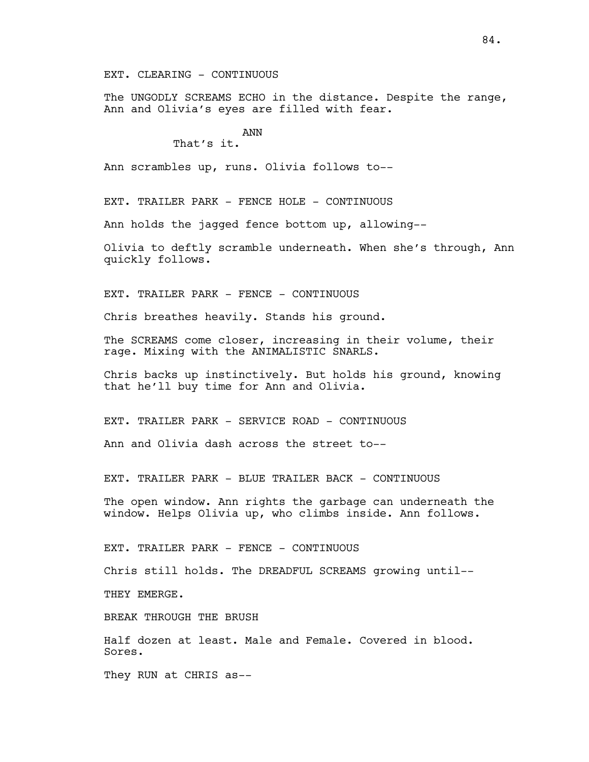EXT. CLEARING - CONTINUOUS

The UNGODLY SCREAMS ECHO in the distance. Despite the range, Ann and Olivia's eyes are filled with fear.

ANN

That's it.

Ann scrambles up, runs. Olivia follows to--

EXT. TRAILER PARK - FENCE HOLE - CONTINUOUS

Ann holds the jagged fence bottom up, allowing--

Olivia to deftly scramble underneath. When she's through, Ann quickly follows.

EXT. TRAILER PARK - FENCE - CONTINUOUS

Chris breathes heavily. Stands his ground.

The SCREAMS come closer, increasing in their volume, their rage. Mixing with the ANIMALISTIC SNARLS.

Chris backs up instinctively. But holds his ground, knowing that he'll buy time for Ann and Olivia.

EXT. TRAILER PARK - SERVICE ROAD - CONTINUOUS

Ann and Olivia dash across the street to--

EXT. TRAILER PARK - BLUE TRAILER BACK - CONTINUOUS

The open window. Ann rights the garbage can underneath the window. Helps Olivia up, who climbs inside. Ann follows.

EXT. TRAILER PARK - FENCE - CONTINUOUS

Chris still holds. The DREADFUL SCREAMS growing until--

THEY EMERGE.

BREAK THROUGH THE BRUSH

Half dozen at least. Male and Female. Covered in blood. Sores.

They RUN at CHRIS as--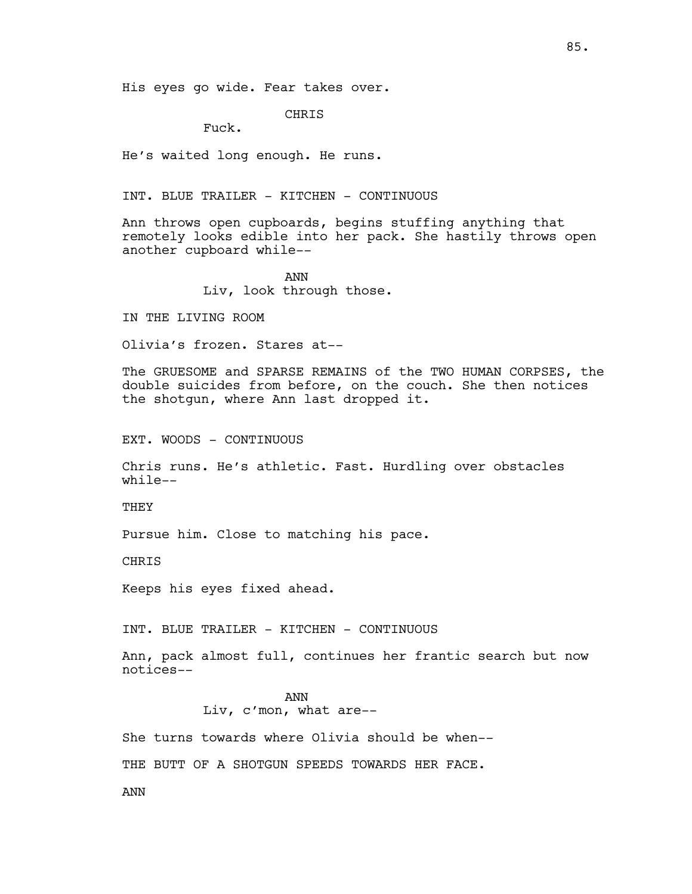His eyes go wide. Fear takes over.

CHRIS
Fuck.

He's waited long enough. He runs.

INT. BLUE TRAILER - KITCHEN - CONTINUOUS

Ann throws open cupboards, begins stuffing anything that remotely looks edible into her pack. She hastily throws open another cupboard while--

ANN
Liv, look through those.

IN THE LIVING ROOM

Olivia's frozen. Stares at--

The GRUESOME and SPARSE REMAINS of the TWO HUMAN CORPSES, the double suicides from before, on the couch. She then notices the shotgun, where Ann last dropped it.

EXT. WOODS - CONTINUOUS

Chris runs. He's athletic. Fast. Hurdling over obstacles while--

THEY

Pursue him. Close to matching his pace.

CHRIS

Keeps his eyes fixed ahead.

INT. BLUE TRAILER - KITCHEN - CONTINUOUS

Ann, pack almost full, continues her frantic search but now notices--

ANN
Liv, c'mon, what are--

She turns towards where Olivia should be when--

THE BUTT OF A SHOTGUN SPEEDS TOWARDS HER FACE.

ANN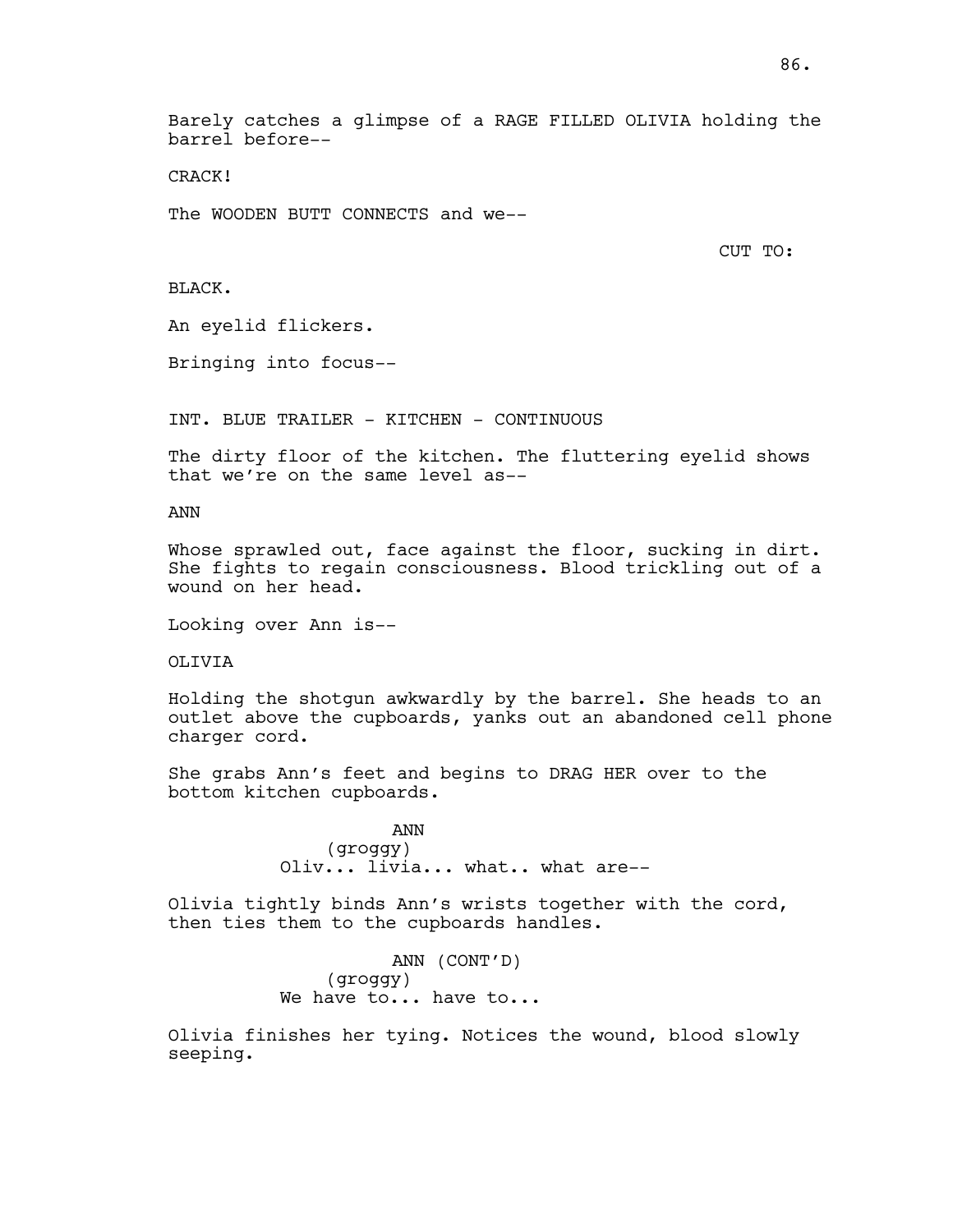Barely catches a glimpse of a RAGE FILLED OLIVIA holding the barrel before--

CRACK!

The WOODEN BUTT CONNECTS and we--

CUT TO:

BLACK.

An eyelid flickers.

Bringing into focus--

INT. BLUE TRAILER - KITCHEN - CONTINUOUS

The dirty floor of the kitchen. The fluttering eyelid shows that we're on the same level as--

ANN

Whose sprawled out, face against the floor, sucking in dirt. She fights to regain consciousness. Blood trickling out of a wound on her head.

Looking over Ann is--

OLIVIA

Holding the shotgun awkwardly by the barrel. She heads to an outlet above the cupboards, yanks out an abandoned cell phone charger cord.

She grabs Ann's feet and begins to DRAG HER over to the bottom kitchen cupboards.

ANN
(groggy)
Oliv... livia... what.. what are--

Olivia tightly binds Ann's wrists together with the cord, then ties them to the cupboards handles.

ANN (CONT'D)
(groggy)
We have to... have to...

Olivia finishes her tying. Notices the wound, blood slowly seeping.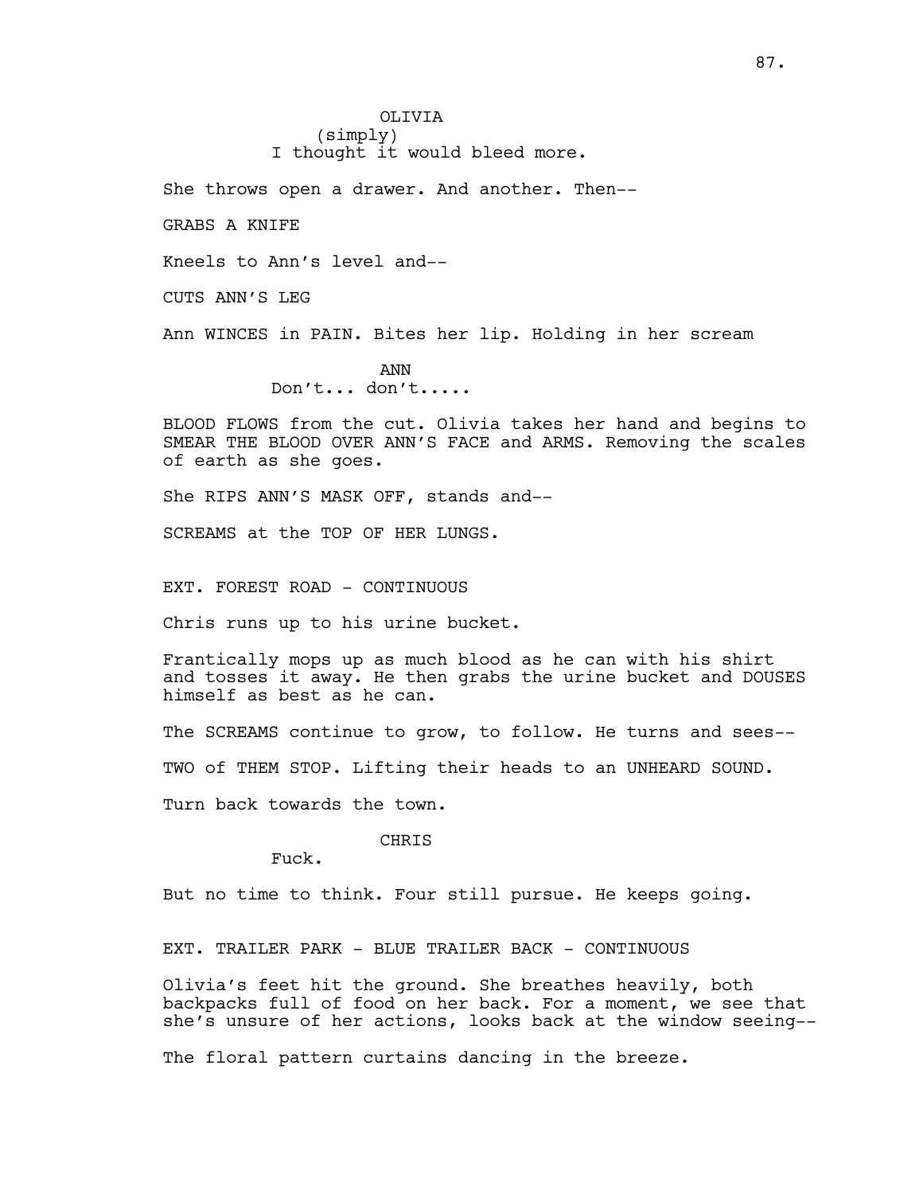OLIVIA
(simply)
I thought it would bleed more.

She throws open a drawer. And another. Then--

GRABS A KNIFE

Kneels to Ann's level and--

CUTS ANN'S LEG

Ann WINCES in PAIN. Bites her lip. Holding in her scream

ANN
Don't... don't.....

BLOOD FLOWS from the cut. Olivia takes her hand and begins to SMEAR THE BLOOD OVER ANN'S FACE and ARMS. Removing the scales of earth as she goes.

She RIPS ANN'S MASK OFF, stands and--

SCREAMS at the TOP OF HER LUNGS.

EXT. FOREST ROAD - CONTINUOUS

Chris runs up to his urine bucket.

Frantically mops up as much blood as he can with his shirt and tosses it away. He then grabs the urine bucket and DOUSES himself as best as he can.

The SCREAMS continue to grow, to follow. He turns and sees--

TWO of THEM STOP. Lifting their heads to an UNHEARD SOUND.

Turn back towards the town.

CHRIS
Fuck.

But no time to think. Four still pursue. He keeps going.

EXT. TRAILER PARK - BLUE TRAILER BACK - CONTINUOUS

Olivia's feet hit the ground. She breathes heavily, both backpacks full of food on her back. For a moment, we see that she's unsure of her actions, looks back at the window seeing--

The floral pattern curtains dancing in the breeze.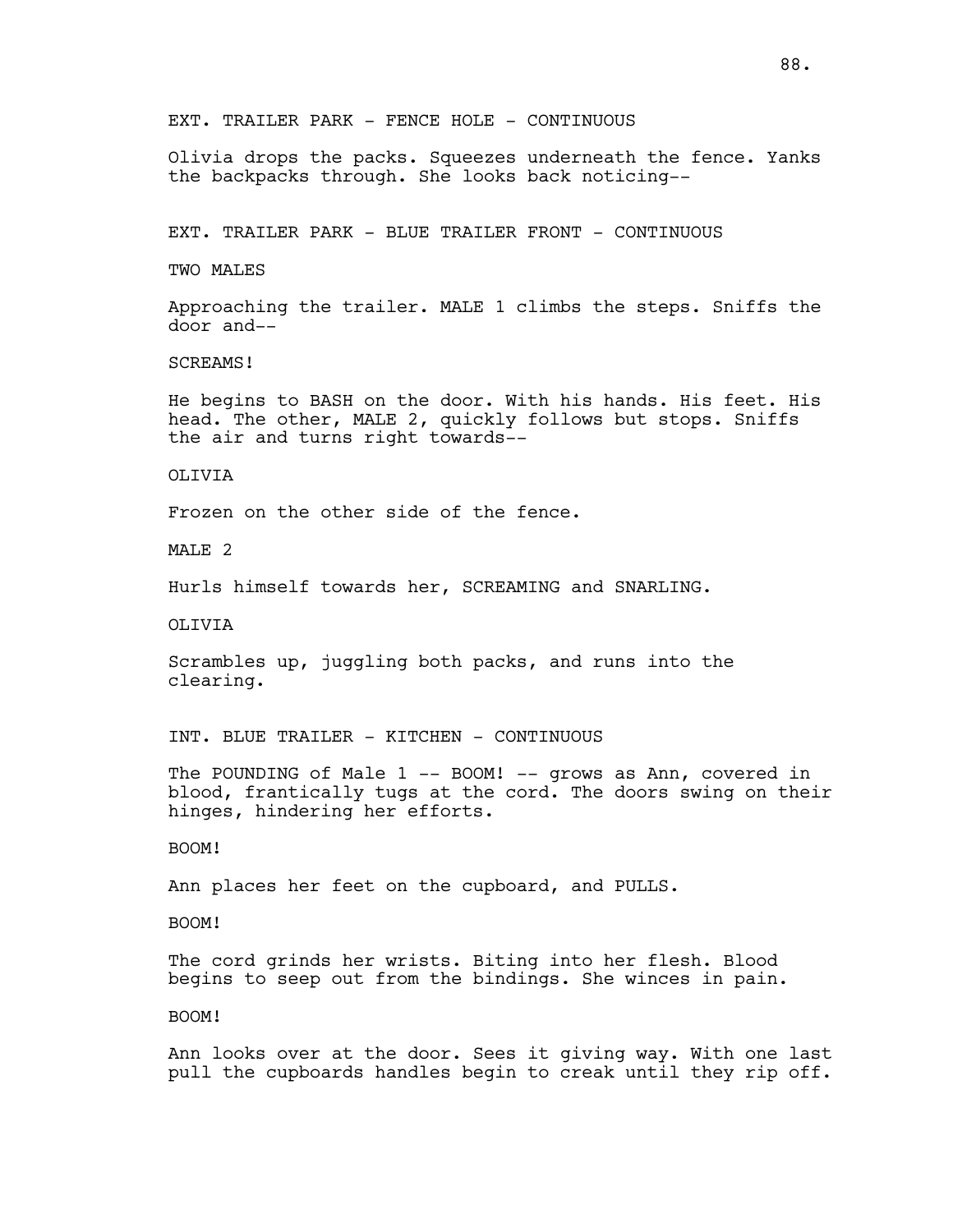EXT. TRAILER PARK - FENCE HOLE - CONTINUOUS

Olivia drops the packs. Squeezes underneath the fence. Yanks the backpacks through. She looks back noticing--

EXT. TRAILER PARK - BLUE TRAILER FRONT - CONTINUOUS

TWO MALES

Approaching the trailer. MALE 1 climbs the steps. Sniffs the door and--

SCREAMS!

He begins to BASH on the door. With his hands. His feet. His head. The other, MALE 2, quickly follows but stops. Sniffs the air and turns right towards--

OLIVIA

Frozen on the other side of the fence.

MALE 2

Hurls himself towards her, SCREAMING and SNARLING.

OLIVIA

Scrambles up, juggling both packs, and runs into the clearing.

INT. BLUE TRAILER - KITCHEN - CONTINUOUS

The POUNDING of Male 1 -- BOOM! -- grows as Ann, covered in blood, frantically tugs at the cord. The doors swing on their hinges, hindering her efforts.

BOOM!

Ann places her feet on the cupboard, and PULLS.

BOOM!

The cord grinds her wrists. Biting into her flesh. Blood begins to seep out from the bindings. She winces in pain.

BOOM!

Ann looks over at the door. Sees it giving way. With one last pull the cupboards handles begin to creak until they rip off.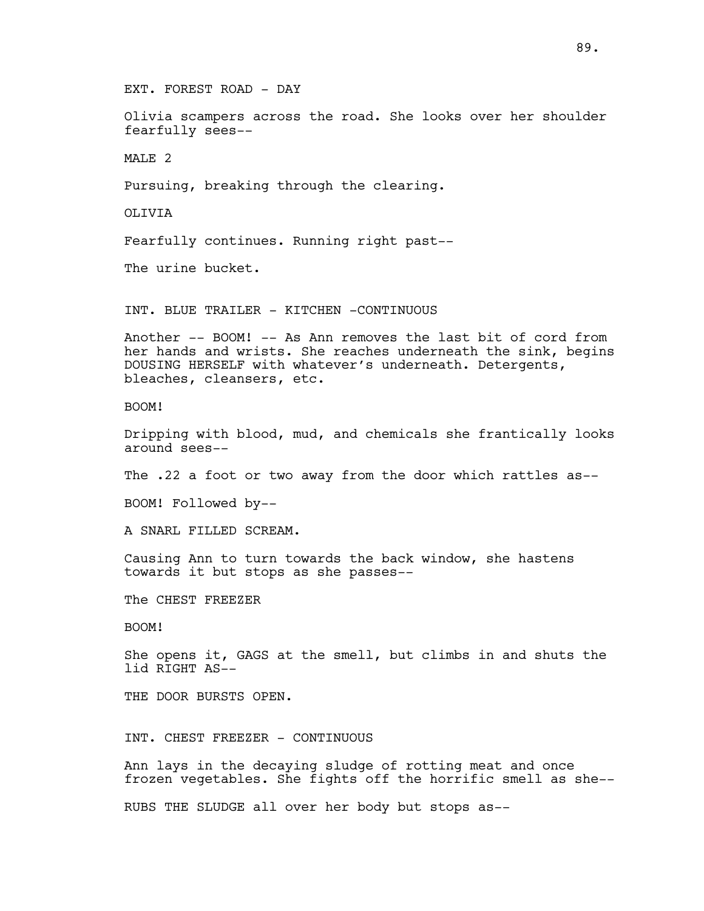EXT. FOREST ROAD - DAY

Olivia scampers across the road. She looks over her shoulder fearfully sees--

MALE 2

Pursuing, breaking through the clearing.

OLIVIA

Fearfully continues. Running right past--

The urine bucket.

INT. BLUE TRAILER - KITCHEN -CONTINUOUS

Another -- BOOM! -- As Ann removes the last bit of cord from her hands and wrists. She reaches underneath the sink, begins DOUSING HERSELF with whatever's underneath. Detergents, bleaches, cleansers, etc.

BOOM!

Dripping with blood, mud, and chemicals she frantically looks around sees--

The .22 a foot or two away from the door which rattles as--

BOOM! Followed by--

A SNARL FILLED SCREAM.

Causing Ann to turn towards the back window, she hastens towards it but stops as she passes--

The CHEST FREEZER

BOOM!

She opens it, GAGS at the smell, but climbs in and shuts the lid RIGHT AS--

THE DOOR BURSTS OPEN.

INT. CHEST FREEZER - CONTINUOUS

Ann lays in the decaying sludge of rotting meat and once frozen vegetables. She fights off the horrific smell as she--

RUBS THE SLUDGE all over her body but stops as--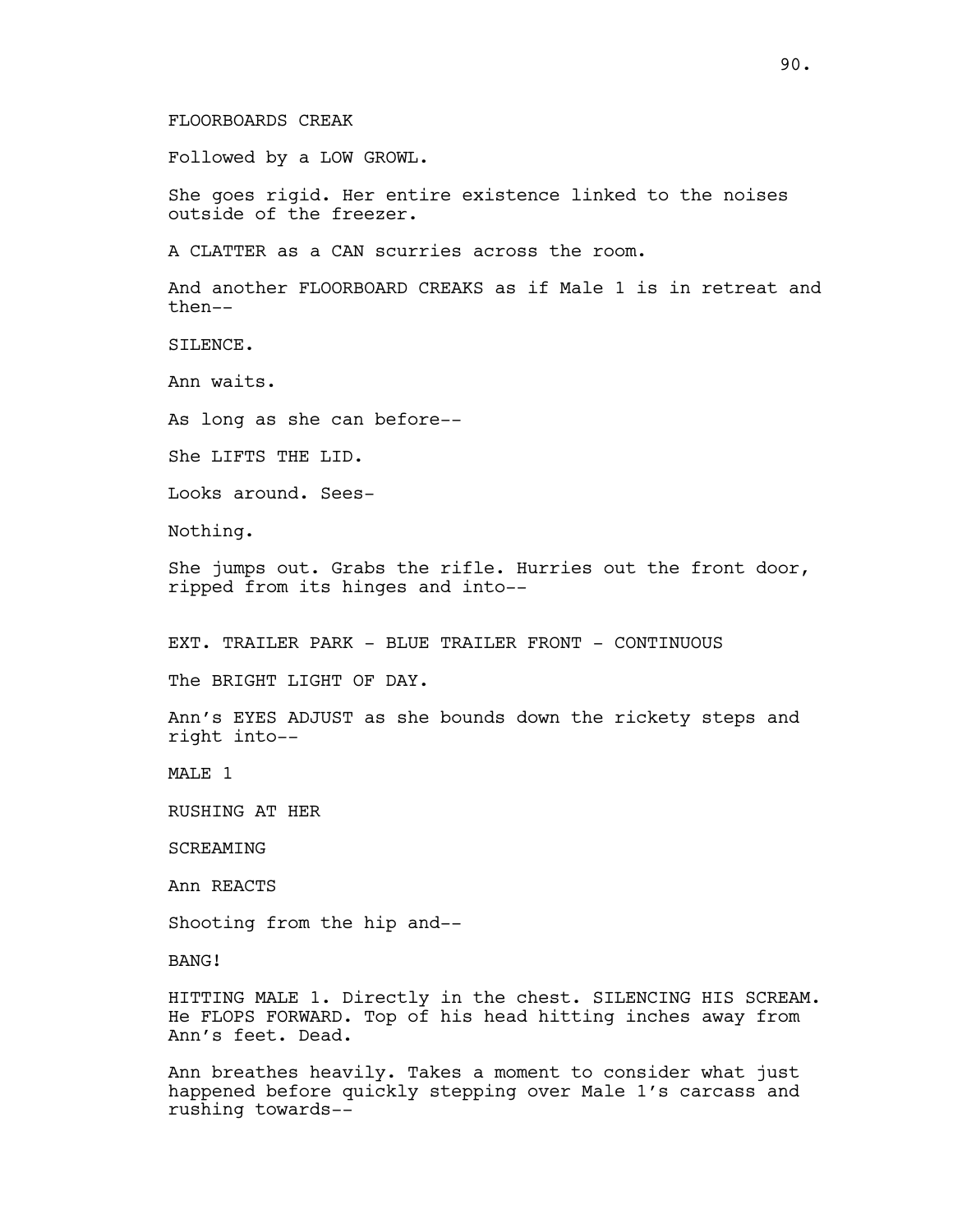FLOORBOARDS CREAK

Followed by a LOW GROWL.

She goes rigid. Her entire existence linked to the noises outside of the freezer.

A CLATTER as a CAN scurries across the room.

And another FLOORBOARD CREAKS as if Male 1 is in retreat and then--

SILENCE.

Ann waits.

As long as she can before--

She LIFTS THE LID.

Looks around. Sees-

Nothing.

She jumps out. Grabs the rifle. Hurries out the front door, ripped from its hinges and into--

EXT. TRAILER PARK - BLUE TRAILER FRONT - CONTINUOUS

The BRIGHT LIGHT OF DAY.

Ann's EYES ADJUST as she bounds down the rickety steps and right into--

MALE 1

RUSHING AT HER

SCREAMING

Ann REACTS

Shooting from the hip and--

BANG!

HITTING MALE 1. Directly in the chest. SILENCING HIS SCREAM. He FLOPS FORWARD. Top of his head hitting inches away from Ann's feet. Dead.

Ann breathes heavily. Takes a moment to consider what just happened before quickly stepping over Male 1's carcass and rushing towards--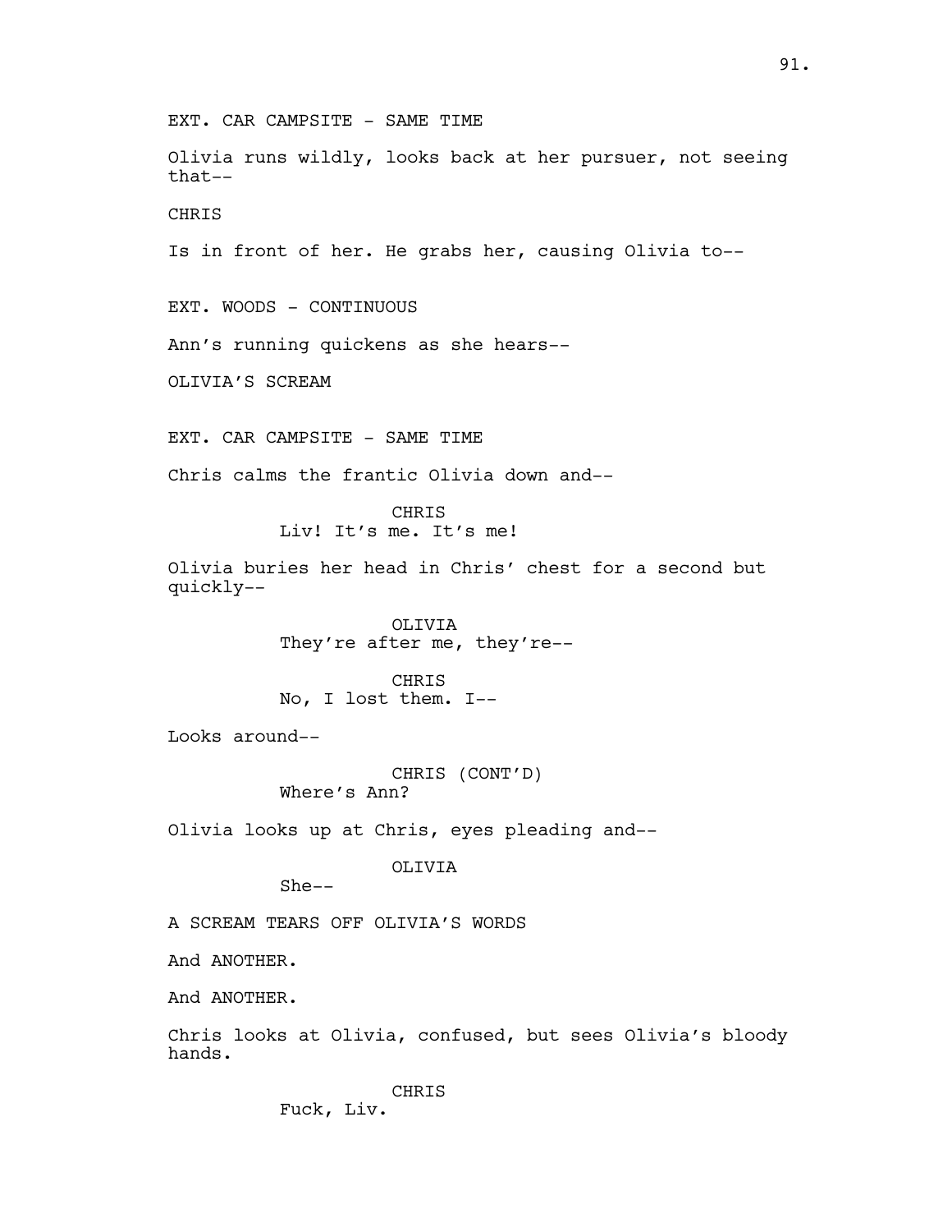EXT. CAR CAMPSITE - SAME TIME

Olivia runs wildly, looks back at her pursuer, not seeing that--

CHRIS

Is in front of her. He grabs her, causing Olivia to--

EXT. WOODS - CONTINUOUS

Ann's running quickens as she hears--

OLIVIA'S SCREAM

EXT. CAR CAMPSITE - SAME TIME

Chris calms the frantic Olivia down and--

CHRIS
Liv! It's me. It's me!

Olivia buries her head in Chris' chest for a second but quickly--

OLIVIA
They're after me, they're--

CHRIS
No, I lost them. I--

Looks around--

CHRIS (CONT'D)
Where's Ann?

Olivia looks up at Chris, eyes pleading and--

OLIVIA
She--

A SCREAM TEARS OFF OLIVIA'S WORDS

And ANOTHER.

And ANOTHER.

Chris looks at Olivia, confused, but sees Olivia's bloody hands.

CHRIS
Fuck, Liv.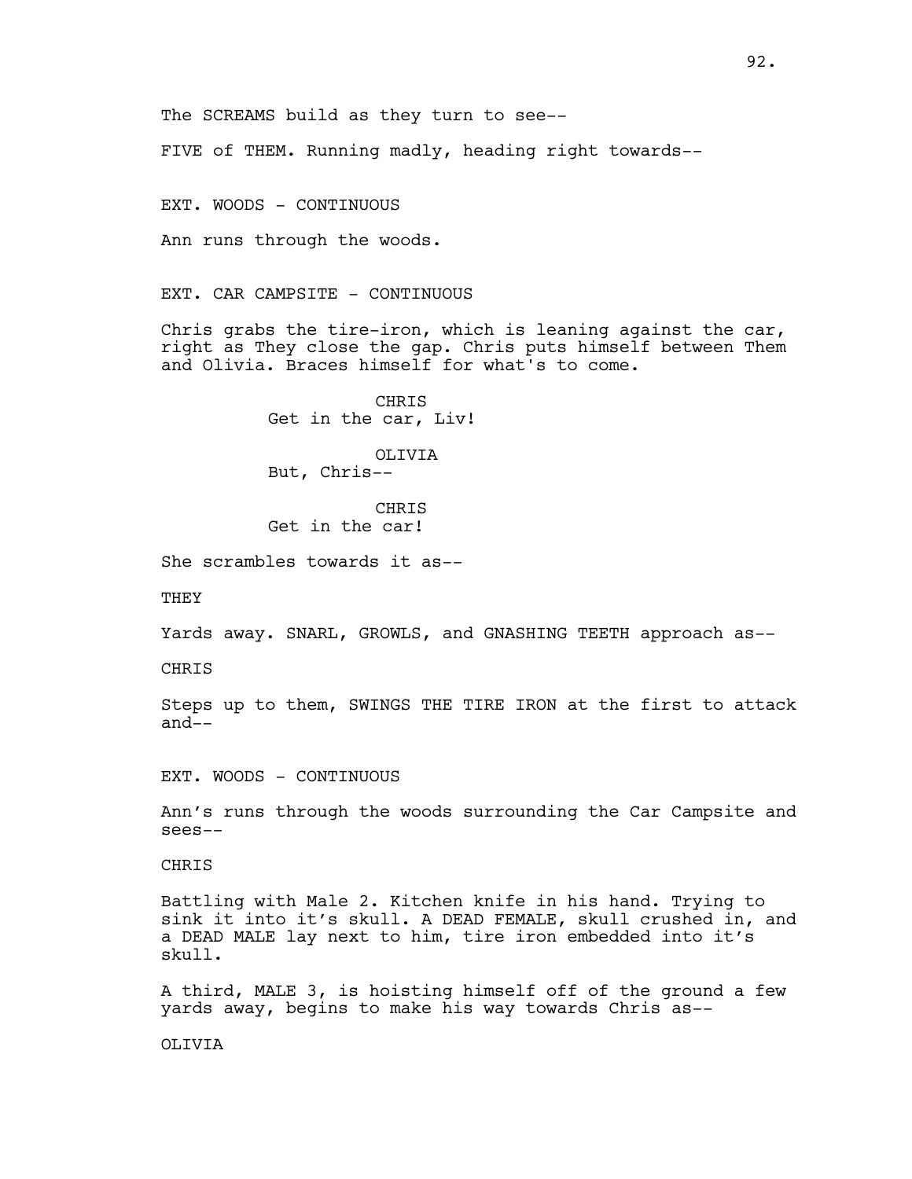The SCREAMS build as they turn to see--

FIVE of THEM. Running madly, heading right towards--

EXT. WOODS - CONTINUOUS

Ann runs through the woods.

EXT. CAR CAMPSITE - CONTINUOUS

Chris grabs the tire-iron, which is leaning against the car, right as They close the gap. Chris puts himself between Them and Olivia. Braces himself for what's to come.

CHRIS
Get in the car, Liv!

OLIVIA
But, Chris--

CHRIS
Get in the car!

She scrambles towards it as--

THEY

Yards away. SNARL, GROWLS, and GNASHING TEETH approach as--

CHRIS

Steps up to them, SWINGS THE TIRE IRON at the first to attack and--

EXT. WOODS - CONTINUOUS

Ann's runs through the woods surrounding the Car Campsite and sees--

CHRIS

Battling with Male 2. Kitchen knife in his hand. Trying to sink it into it's skull. A DEAD FEMALE, skull crushed in, and a DEAD MALE lay next to him, tire iron embedded into it's skull.

A third, MALE 3, is hoisting himself off of the ground a few yards away, begins to make his way towards Chris as--

OLIVIA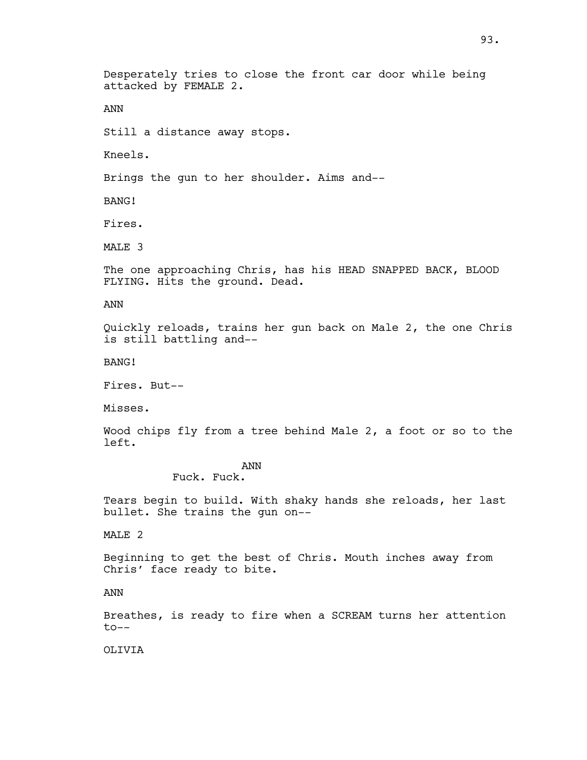Desperately tries to close the front car door while being attacked by FEMALE 2.

ANN

Still a distance away stops.

Kneels.

Brings the gun to her shoulder. Aims and--

BANG!

Fires.

MALE 3

The one approaching Chris, has his HEAD SNAPPED BACK, BLOOD FLYING. Hits the ground. Dead.

ANN

Quickly reloads, trains her gun back on Male 2, the one Chris is still battling and--

BANG!

Fires. But--

Misses.

Wood chips fly from a tree behind Male 2, a foot or so to the left.

ANN
Fuck. Fuck.

Tears begin to build. With shaky hands she reloads, her last bullet. She trains the gun on--

MALE 2

Beginning to get the best of Chris. Mouth inches away from Chris' face ready to bite.

ANN

Breathes, is ready to fire when a SCREAM turns her attention to--

OLIVIA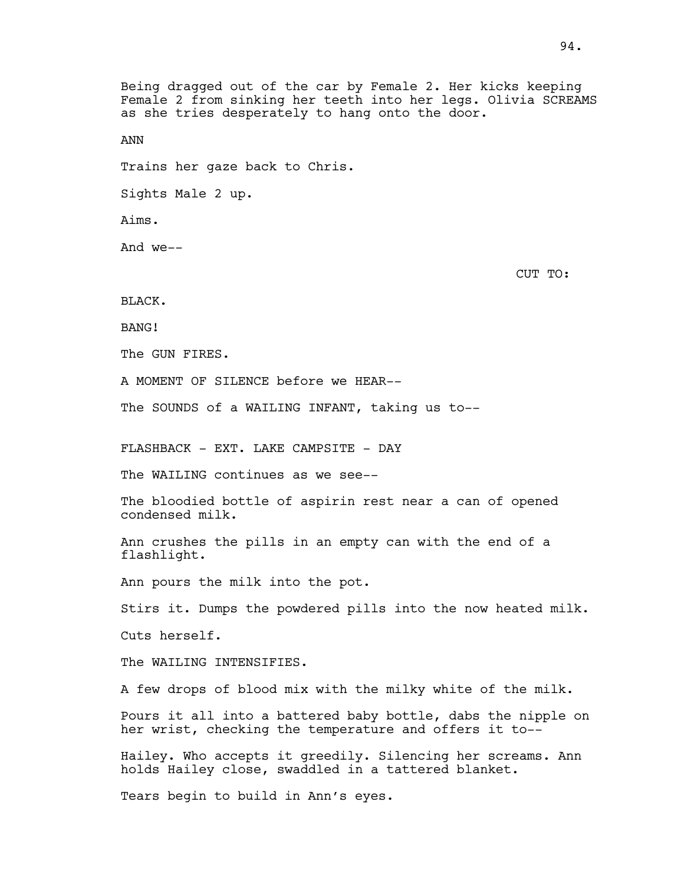Being dragged out of the car by Female 2. Her kicks keeping Female 2 from sinking her teeth into her legs. Olivia SCREAMS as she tries desperately to hang onto the door.

ANN

Trains her gaze back to Chris.

Sights Male 2 up.

Aims.

And we--

CUT TO:

BLACK.

BANG!

The GUN FIRES.

A MOMENT OF SILENCE before we HEAR--

The SOUNDS of a WAILING INFANT, taking us to--

FLASHBACK - EXT. LAKE CAMPSITE - DAY

The WAILING continues as we see--

The bloodied bottle of aspirin rest near a can of opened condensed milk.

Ann crushes the pills in an empty can with the end of a flashlight.

Ann pours the milk into the pot.

Stirs it. Dumps the powdered pills into the now heated milk.

Cuts herself.

The WAILING INTENSIFIES.

A few drops of blood mix with the milky white of the milk.

Pours it all into a battered baby bottle, dabs the nipple on her wrist, checking the temperature and offers it to--

Hailey. Who accepts it greedily. Silencing her screams. Ann holds Hailey close, swaddled in a tattered blanket.

Tears begin to build in Ann's eyes.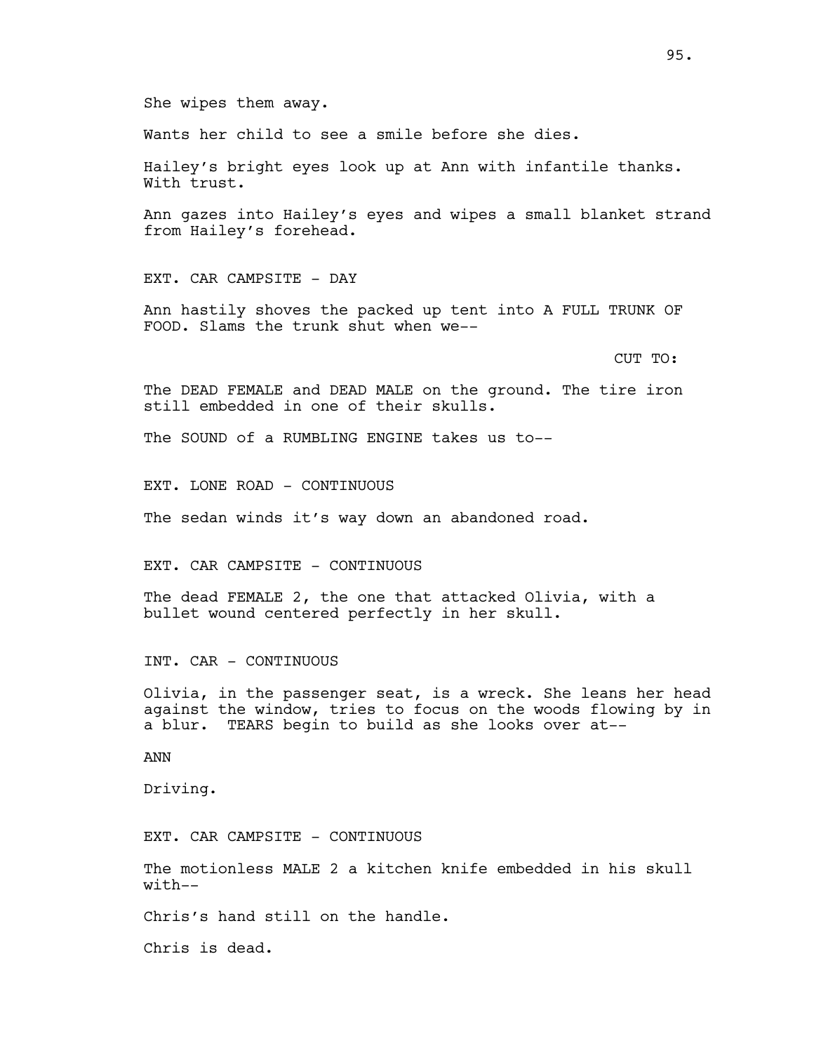She wipes them away.

Wants her child to see a smile before she dies.

Hailey's bright eyes look up at Ann with infantile thanks. With trust.

Ann gazes into Hailey's eyes and wipes a small blanket strand from Hailey's forehead.

EXT. CAR CAMPSITE - DAY

Ann hastily shoves the packed up tent into A FULL TRUNK OF FOOD. Slams the trunk shut when we--

CUT TO:

The DEAD FEMALE and DEAD MALE on the ground. The tire iron still embedded in one of their skulls.

The SOUND of a RUMBLING ENGINE takes us to--

EXT. LONE ROAD - CONTINUOUS

The sedan winds it's way down an abandoned road.

EXT. CAR CAMPSITE - CONTINUOUS

The dead FEMALE 2, the one that attacked Olivia, with a bullet wound centered perfectly in her skull.

INT. CAR - CONTINUOUS

Olivia, in the passenger seat, is a wreck. She leans her head against the window, tries to focus on the woods flowing by in a blur. TEARS begin to build as she looks over at--

ANN

Driving.

EXT. CAR CAMPSITE - CONTINUOUS

The motionless MALE 2 a kitchen knife embedded in his skull with--

Chris's hand still on the handle.

Chris is dead.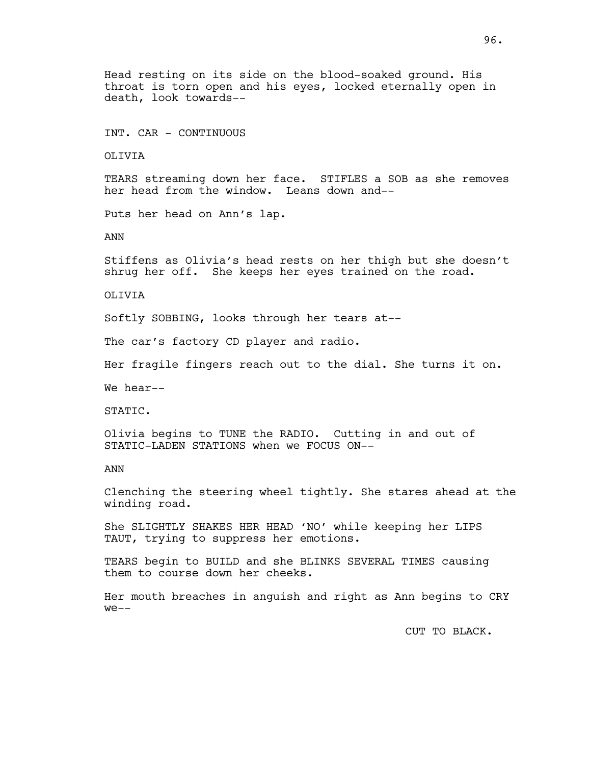Head resting on its side on the blood-soaked ground. His throat is torn open and his eyes, locked eternally open in death, look towards--

INT. CAR - CONTINUOUS

OLIVIA

TEARS streaming down her face. STIFLES a SOB as she removes her head from the window. Leans down and--

Puts her head on Ann's lap.

ANN

Stiffens as Olivia's head rests on her thigh but she doesn't shrug her off. She keeps her eyes trained on the road.

OLIVIA

Softly SOBBING, looks through her tears at--

The car's factory CD player and radio.

Her fragile fingers reach out to the dial. She turns it on.

We hear--

STATIC.

Olivia begins to TUNE the RADIO. Cutting in and out of STATIC-LADEN STATIONS when we FOCUS ON--

ANN

Clenching the steering wheel tightly. She stares ahead at the winding road.

She SLIGHTLY SHAKES HER HEAD 'NO' while keeping her LIPS TAUT, trying to suppress her emotions.

TEARS begin to BUILD and she BLINKS SEVERAL TIMES causing them to course down her cheeks.

Her mouth breaches in anguish and right as Ann begins to CRY we--

CUT TO BLACK.